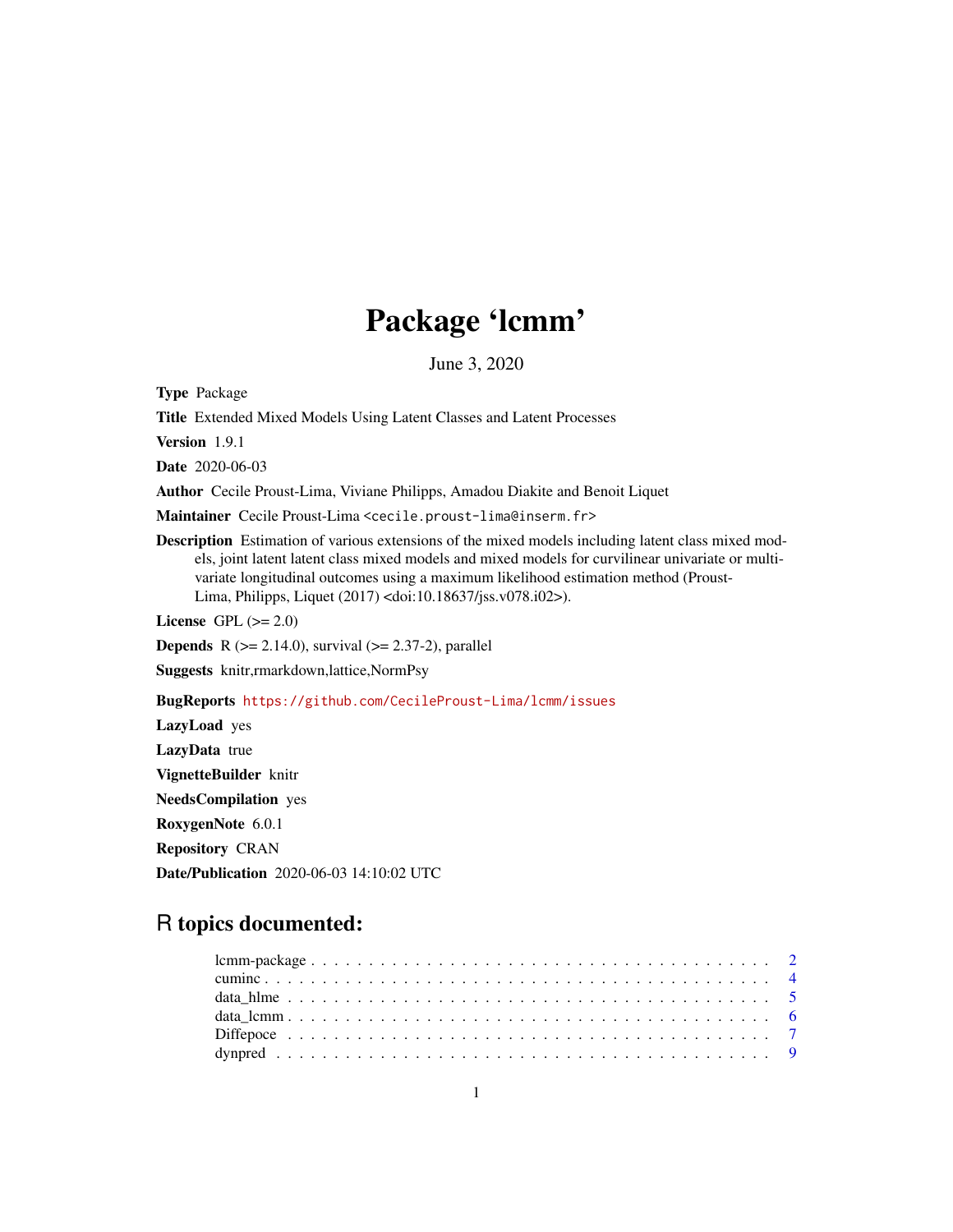# Package 'lcmm'

June 3, 2020

**Type** Package

**Title** Extended Mixed Models Using Latent Classes and Latent Processes

**Version** 1.9.1

**Date** 2020-06-03

**Author** Cecile Proust-Lima, Viviane Philipps, Amadou Diakite and Benoit Liquet

**Maintainer** Cecile Proust-Lima <cecile.proust-lima@inserm.fr>

**Description** Estimation of various extensions of the mixed models including latent class mixed models, joint latent latent class mixed models and mixed models for curvilinear univariate or multivariate longitudinal outcomes using a maximum likelihood estimation method (Proust-Lima, Philipps, Liquet (2017) <doi:10.18637/jss.v078.i02>).

**License** GPL (>= 2.0)

**Depends** R (>= 2.14.0), survival (>= 2.37-2), parallel

**Suggests** knitr,rmarkdown,lattice,NormPsy

**BugReports** https://github.com/CecileProust-Lima/lcmm/issues

**LazyLoad** yes

**LazyData** true

**VignetteBuilder** knitr

**NeedsCompilation** yes

**RoxygenNote** 6.0.1

**Repository** CRAN

**Date/Publication** 2020-06-03 14:10:02 UTC

## R topics documented:

lcmm-package . . . . . . . . . . . . . . . . . . . . . . . . . . . . . . . . . . . . . . . . . 2
cuminc . . . . . . . . . . . . . . . . . . . . . . . . . . . . . . . . . . . . . . . . . . . . 4
data_hlme . . . . . . . . . . . . . . . . . . . . . . . . . . . . . . . . . . . . . . . . . . 5
data_lcmm . . . . . . . . . . . . . . . . . . . . . . . . . . . . . . . . . . . . . . . . . . 6
Diffepoce . . . . . . . . . . . . . . . . . . . . . . . . . . . . . . . . . . . . . . . . . . 7
dynpred . . . . . . . . . . . . . . . . . . . . . . . . . . . . . . . . . . . . . . . . . . . 9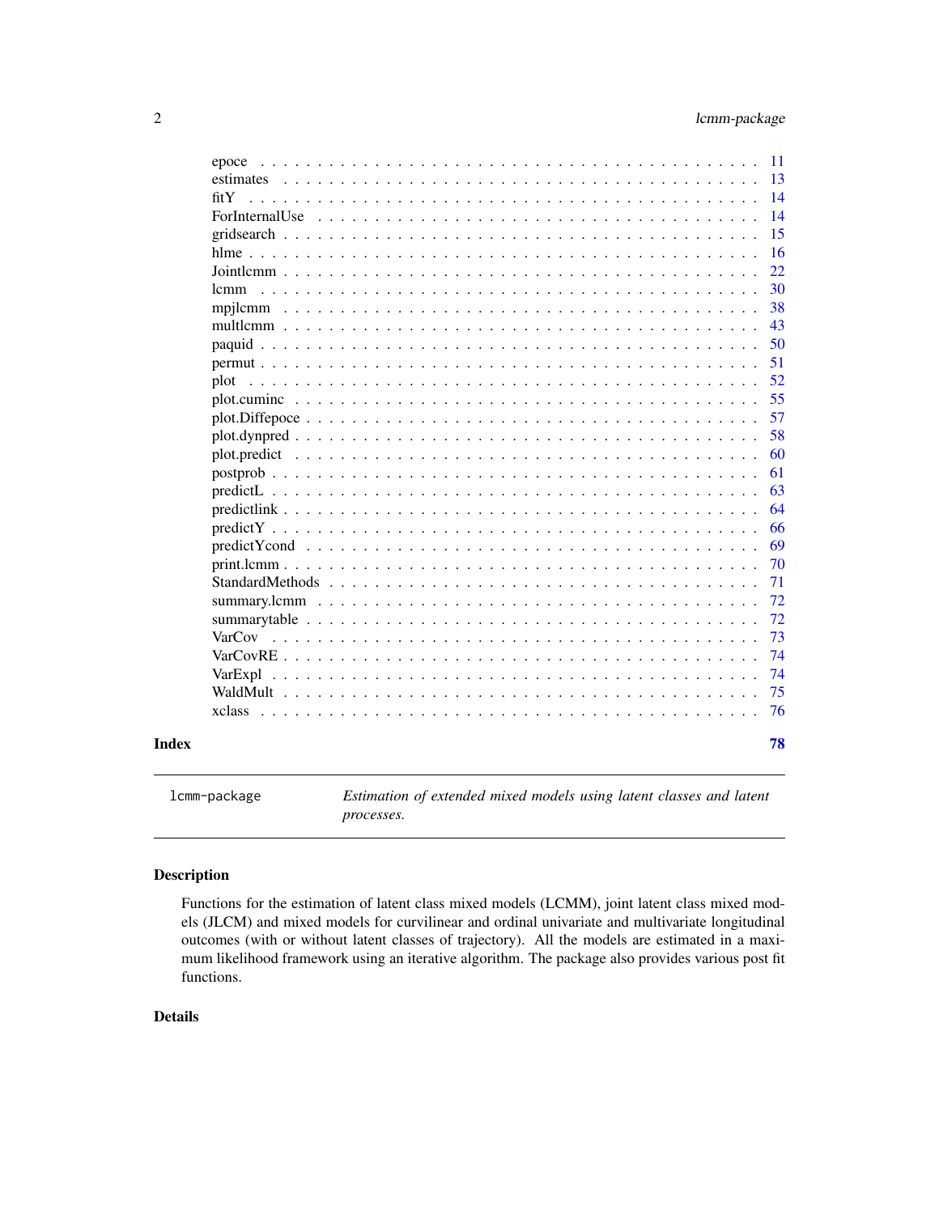| | |
|---|---|
| epoce | 11 |
| estimates | 13 |
| fitY | 14 |
| ForInternalUse | 14 |
| gridsearch | 15 |
| hlme | 16 |
| Jointlcmm | 22 |
| lcmm | 30 |
| mpjlcmm | 38 |
| multlcmm | 43 |
| paquid | 50 |
| permut | 51 |
| plot | 52 |
| plot.cuminc | 55 |
| plot.Diffepoce | 57 |
| plot.dynpred | 58 |
| plot.predict | 60 |
| postprob | 61 |
| predictL | 63 |
| predictlink | 64 |
| predictY | 66 |
| predictYcond | 69 |
| print.lcmm | 70 |
| StandardMethods | 71 |
| summary.lcmm | 72 |
| summarytable | 72 |
| VarCov | 73 |
| VarCovRE | 74 |
| VarExpl | 74 |
| WaldMult | 75 |
| xclass | 76 |

**Index** **78**

---

`lcmm-package` *Estimation of extended mixed models using latent classes and latent processes.*

---

## Description

Functions for the estimation of latent class mixed models (LCMM), joint latent class mixed models (JLCM) and mixed models for curvilinear and ordinal univariate and multivariate longitudinal outcomes (with or without latent classes of trajectory). All the models are estimated in a maximum likelihood framework using an iterative algorithm. The package also provides various post fit functions.

## Details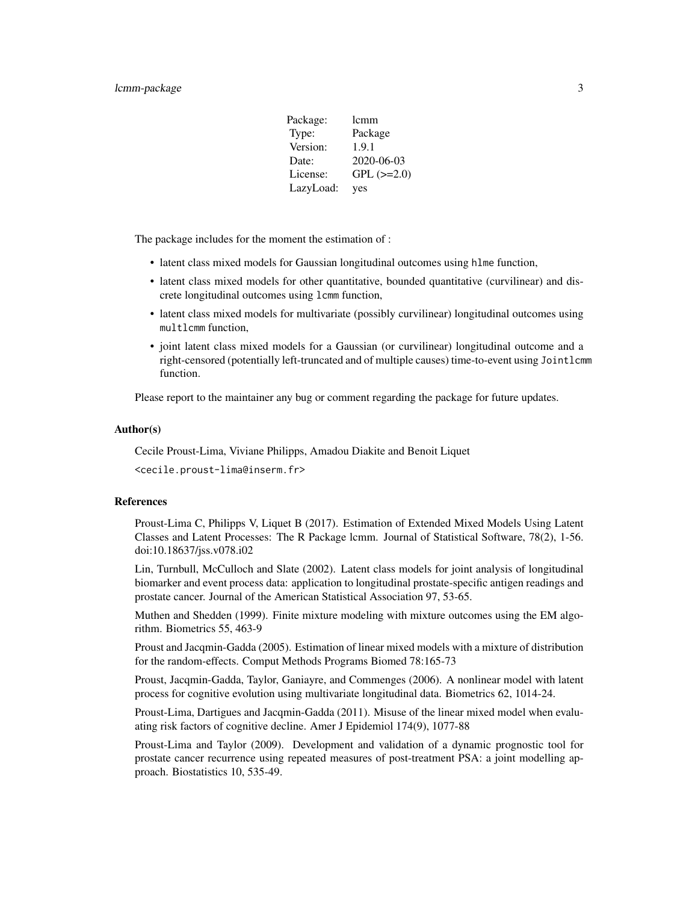| Package: | lcmm |
| --- | --- |
| Type: | Package |
| Version: | 1.9.1 |
| Date: | 2020-06-03 |
| License: | GPL (>=2.0) |
| LazyLoad: | yes |

The package includes for the moment the estimation of :

- latent class mixed models for Gaussian longitudinal outcomes using `hlme` function,
- latent class mixed models for other quantitative, bounded quantitative (curvilinear) and discrete longitudinal outcomes using `lcmm` function,
- latent class mixed models for multivariate (possibly curvilinear) longitudinal outcomes using `multlcmm` function,
- joint latent class mixed models for a Gaussian (or curvilinear) longitudinal outcome and a right-censored (potentially left-truncated and of multiple causes) time-to-event using `Jointlcmm` function.

Please report to the maintainer any bug or comment regarding the package for future updates.

### Author(s)

Cecile Proust-Lima, Viviane Philipps, Amadou Diakite and Benoit Liquet

`<cecile.proust-lima@inserm.fr>`

### References

Proust-Lima C, Philipps V, Liquet B (2017). Estimation of Extended Mixed Models Using Latent Classes and Latent Processes: The R Package lcmm. Journal of Statistical Software, 78(2), 1-56. doi:10.18637/jss.v078.i02

Lin, Turnbull, McCulloch and Slate (2002). Latent class models for joint analysis of longitudinal biomarker and event process data: application to longitudinal prostate-specific antigen readings and prostate cancer. Journal of the American Statistical Association 97, 53-65.

Muthen and Shedden (1999). Finite mixture modeling with mixture outcomes using the EM algorithm. Biometrics 55, 463-9

Proust and Jacqmin-Gadda (2005). Estimation of linear mixed models with a mixture of distribution for the random-effects. Comput Methods Programs Biomed 78:165-73

Proust, Jacqmin-Gadda, Taylor, Ganiayre, and Commenges (2006). A nonlinear model with latent process for cognitive evolution using multivariate longitudinal data. Biometrics 62, 1014-24.

Proust-Lima, Dartigues and Jacqmin-Gadda (2011). Misuse of the linear mixed model when evaluating risk factors of cognitive decline. Amer J Epidemiol 174(9), 1077-88

Proust-Lima and Taylor (2009). Development and validation of a dynamic prognostic tool for prostate cancer recurrence using repeated measures of post-treatment PSA: a joint modelling approach. Biostatistics 10, 535-49.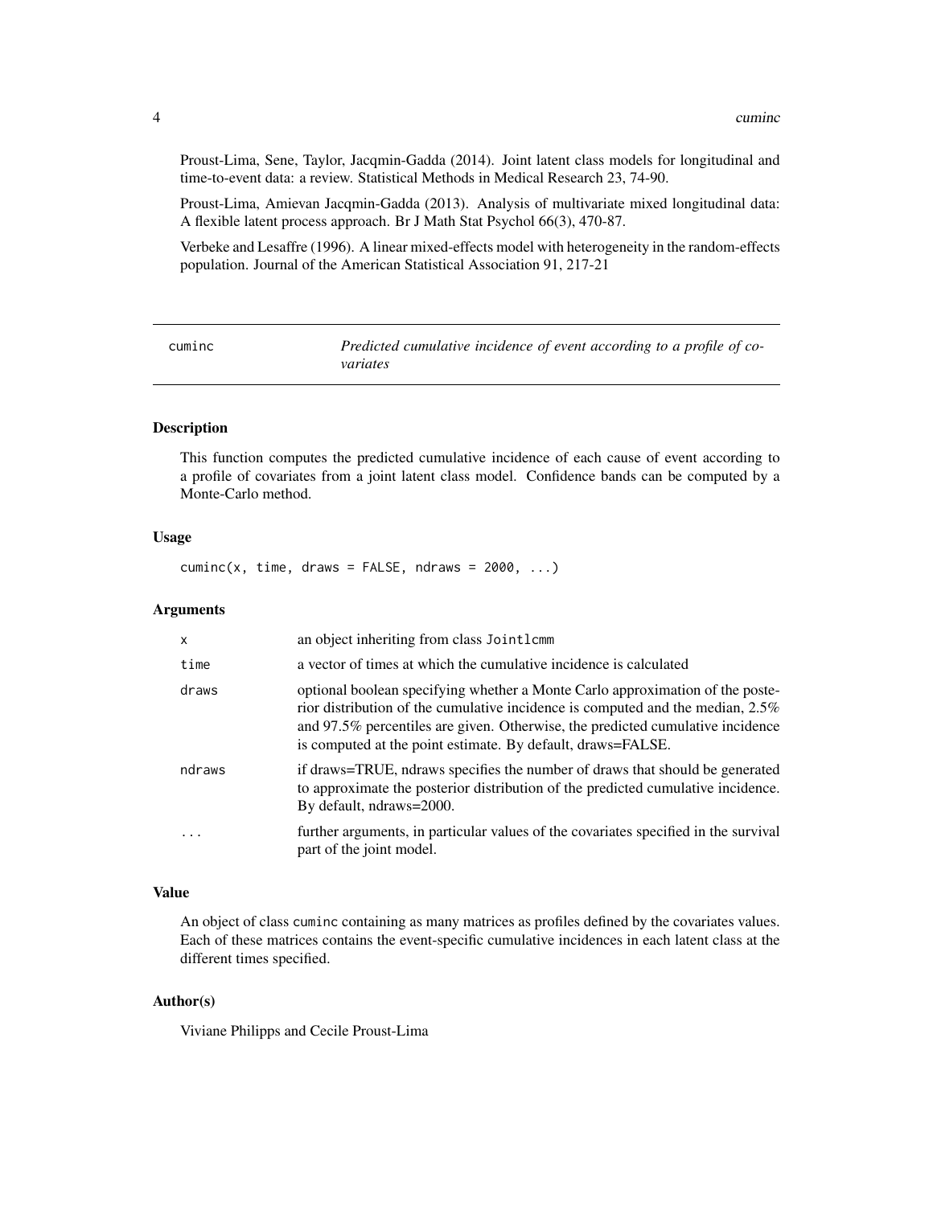Proust-Lima, Sene, Taylor, Jacqmin-Gadda (2014). Joint latent class models for longitudinal and time-to-event data: a review. Statistical Methods in Medical Research 23, 74-90.

Proust-Lima, Amievan Jacqmin-Gadda (2013). Analysis of multivariate mixed longitudinal data: A flexible latent process approach. Br J Math Stat Psychol 66(3), 470-87.

Verbeke and Lesaffre (1996). A linear mixed-effects model with heterogeneity in the random-effects population. Journal of the American Statistical Association 91, 217-21

---

## cuminc — *Predicted cumulative incidence of event according to a profile of covariates*

---

### Description

This function computes the predicted cumulative incidence of each cause of event according to a profile of covariates from a joint latent class model. Confidence bands can be computed by a Monte-Carlo method.

### Usage

```
cuminc(x, time, draws = FALSE, ndraws = 2000, ...)
```

### Arguments

| | |
|---|---|
| x | an object inheriting from class Jointlcmm |
| time | a vector of times at which the cumulative incidence is calculated |
| draws | optional boolean specifying whether a Monte Carlo approximation of the posterior distribution of the cumulative incidence is computed and the median, 2.5% and 97.5% percentiles are given. Otherwise, the predicted cumulative incidence is computed at the point estimate. By default, draws=FALSE. |
| ndraws | if draws=TRUE, ndraws specifies the number of draws that should be generated to approximate the posterior distribution of the predicted cumulative incidence. By default, ndraws=2000. |
| ... | further arguments, in particular values of the covariates specified in the survival part of the joint model. |

### Value

An object of class cuminc containing as many matrices as profiles defined by the covariates values. Each of these matrices contains the event-specific cumulative incidences in each latent class at the different times specified.

### Author(s)

Viviane Philipps and Cecile Proust-Lima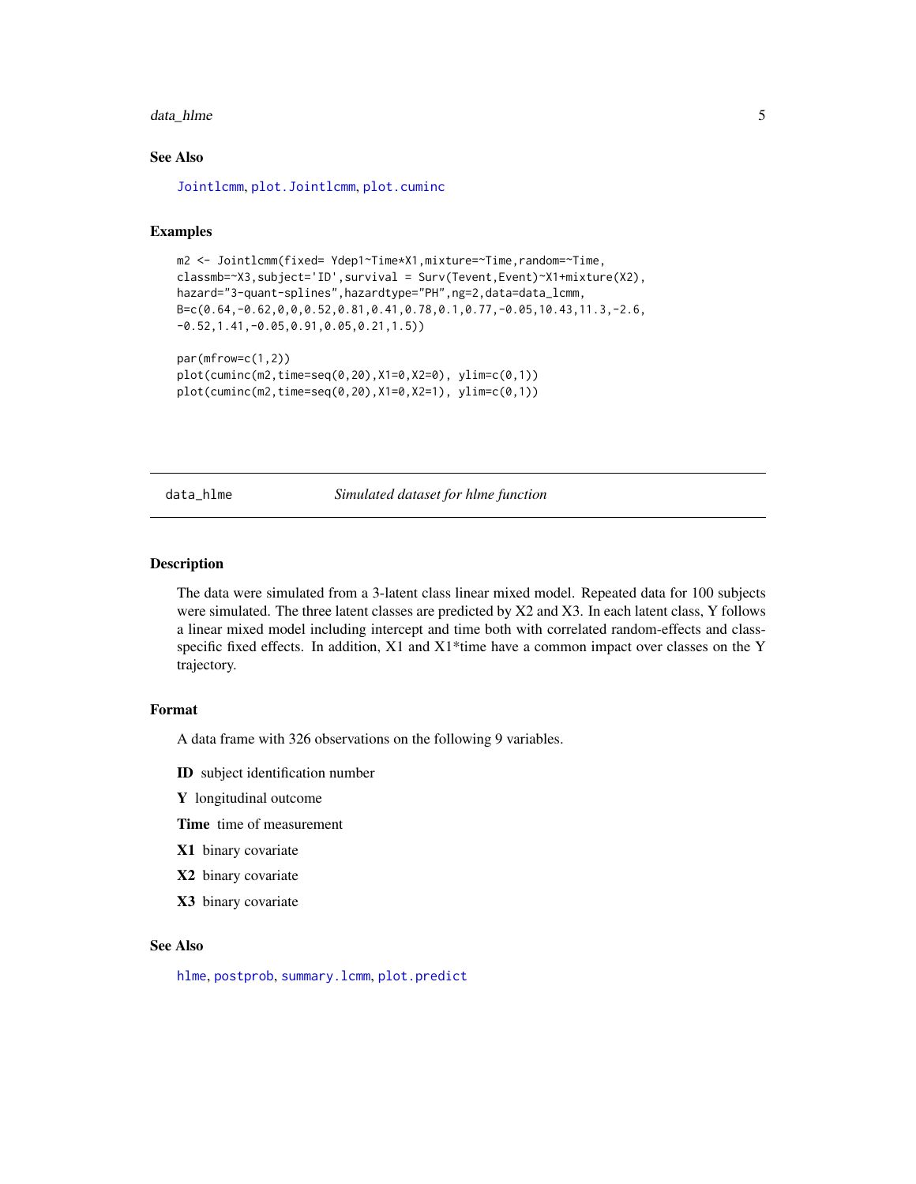### See Also

Jointlcmm, plot.Jointlcmm, plot.cuminc

### Examples

```
m2 <- Jointlcmm(fixed= Ydep1~Time*X1,mixture=~Time,random=~Time,
classmb=~X3,subject='ID',survival = Surv(Tevent,Event)~X1+mixture(X2),
hazard="3-quant-splines",hazardtype="PH",ng=2,data=data_lcmm,
B=c(0.64,-0.62,0,0,0.52,0.81,0.41,0.78,0.1,0.77,-0.05,10.43,11.3,-2.6,
-0.52,1.41,-0.05,0.91,0.05,0.21,1.5))

par(mfrow=c(1,2))
plot(cuminc(m2,time=seq(0,20),X1=0,X2=0), ylim=c(0,1))
plot(cuminc(m2,time=seq(0,20),X1=0,X2=1), ylim=c(0,1))
```

---

## data_hlme *Simulated dataset for hlme function*

### Description

The data were simulated from a 3-latent class linear mixed model. Repeated data for 100 subjects were simulated. The three latent classes are predicted by X2 and X3. In each latent class, Y follows a linear mixed model including intercept and time both with correlated random-effects and class-specific fixed effects. In addition, X1 and X1*time have a common impact over classes on the Y trajectory.

### Format

A data frame with 326 observations on the following 9 variables.

**ID** subject identification number

**Y** longitudinal outcome

**Time** time of measurement

**X1** binary covariate

**X2** binary covariate

**X3** binary covariate

### See Also

hlme, postprob, summary.lcmm, plot.predict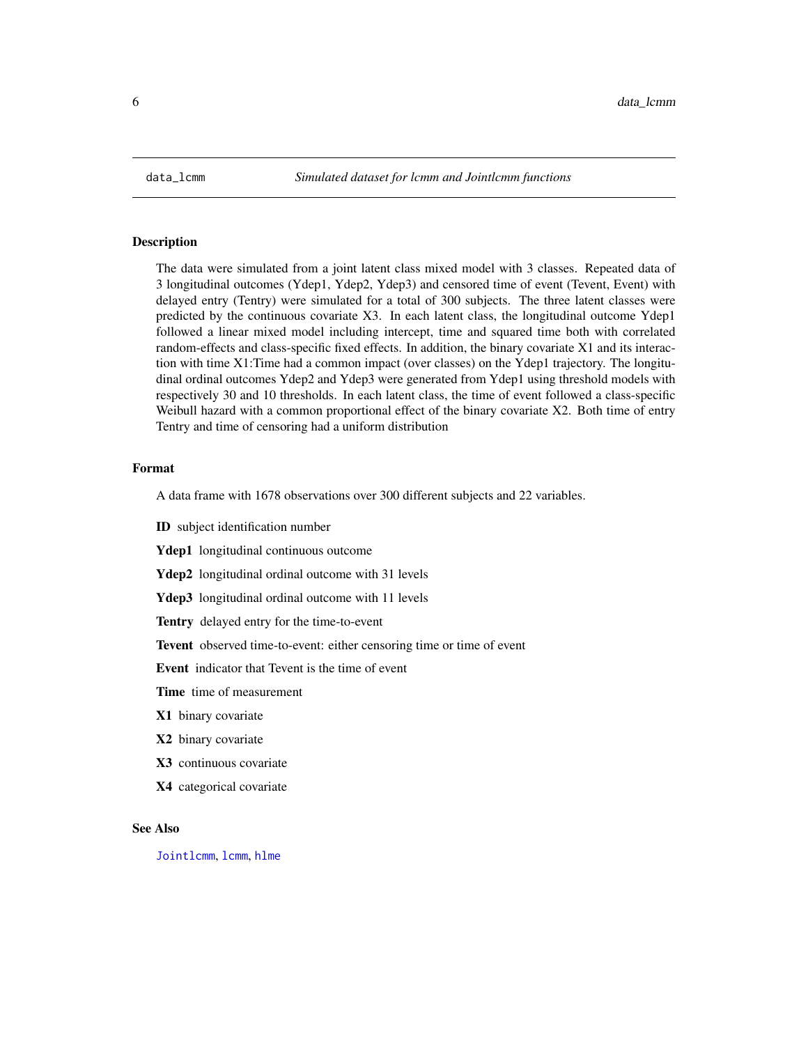data_lcmm *Simulated dataset for lcmm and Jointlcmm functions*

## Description

The data were simulated from a joint latent class mixed model with 3 classes. Repeated data of 3 longitudinal outcomes (Ydep1, Ydep2, Ydep3) and censored time of event (Tevent, Event) with delayed entry (Tentry) were simulated for a total of 300 subjects. The three latent classes were predicted by the continuous covariate X3. In each latent class, the longitudinal outcome Ydep1 followed a linear mixed model including intercept, time and squared time both with correlated random-effects and class-specific fixed effects. In addition, the binary covariate X1 and its interaction with time X1:Time had a common impact (over classes) on the Ydep1 trajectory. The longitudinal ordinal outcomes Ydep2 and Ydep3 were generated from Ydep1 using threshold models with respectively 30 and 10 thresholds. In each latent class, the time of event followed a class-specific Weibull hazard with a common proportional effect of the binary covariate X2. Both time of entry Tentry and time of censoring had a uniform distribution

## Format

A data frame with 1678 observations over 300 different subjects and 22 variables.

**ID** subject identification number

**Ydep1** longitudinal continuous outcome

**Ydep2** longitudinal ordinal outcome with 31 levels

**Ydep3** longitudinal ordinal outcome with 11 levels

**Tentry** delayed entry for the time-to-event

**Tevent** observed time-to-event: either censoring time or time of event

**Event** indicator that Tevent is the time of event

**Time** time of measurement

**X1** binary covariate

**X2** binary covariate

**X3** continuous covariate

**X4** categorical covariate

## See Also

Jointlcmm, lcmm, hlme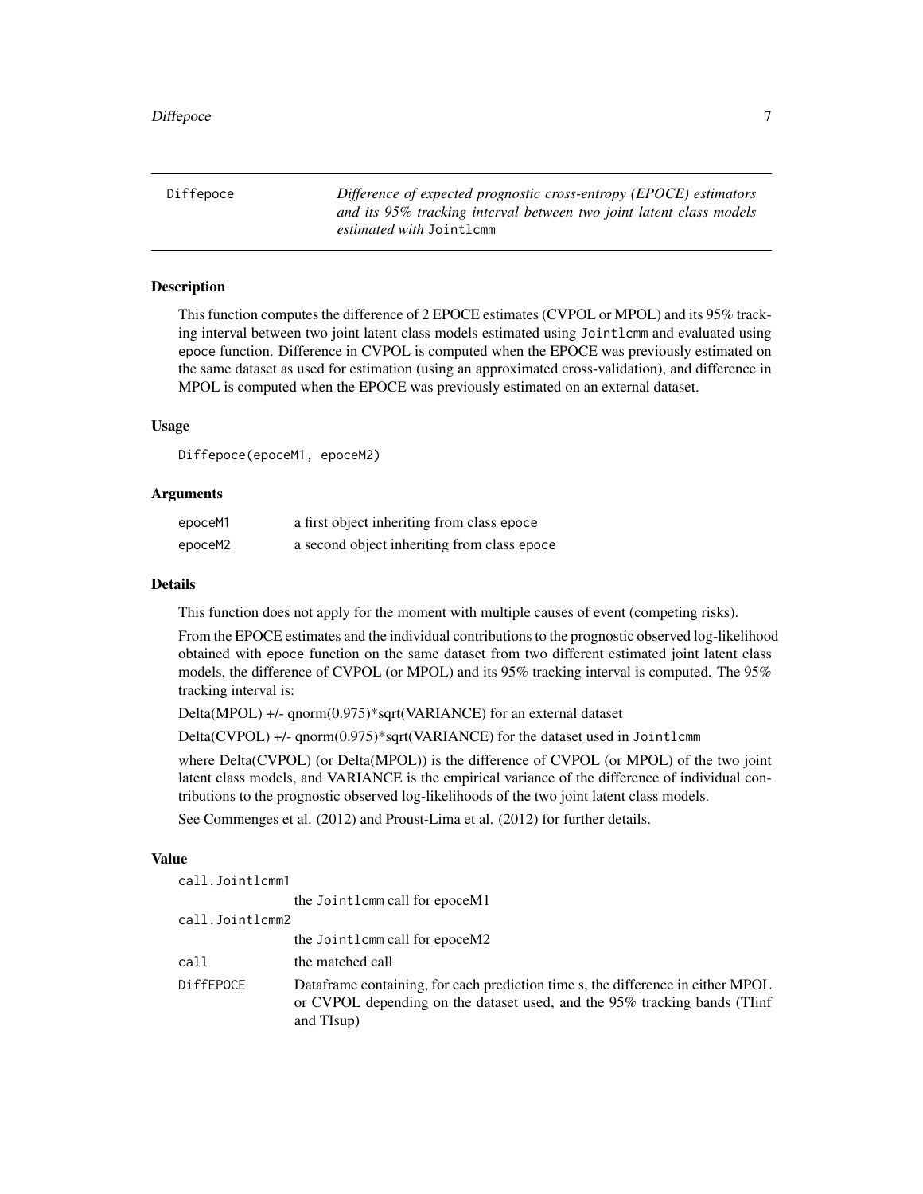Diffepoce *Difference of expected prognostic cross-entropy (EPOCE) estimators and its 95% tracking interval between two joint latent class models estimated with* Jointlcmm

## Description

This function computes the difference of 2 EPOCE estimates (CVPOL or MPOL) and its 95% tracking interval between two joint latent class models estimated using Jointlcmm and evaluated using epoce function. Difference in CVPOL is computed when the EPOCE was previously estimated on the same dataset as used for estimation (using an approximated cross-validation), and difference in MPOL is computed when the EPOCE was previously estimated on an external dataset.

## Usage

```
Diffepoce(epoceM1, epoceM2)
```

## Arguments

| | |
|---|---|
| epoceM1 | a first object inheriting from class epoce |
| epoceM2 | a second object inheriting from class epoce |

## Details

This function does not apply for the moment with multiple causes of event (competing risks).

From the EPOCE estimates and the individual contributions to the prognostic observed log-likelihood obtained with epoce function on the same dataset from two different estimated joint latent class models, the difference of CVPOL (or MPOL) and its 95% tracking interval is computed. The 95% tracking interval is:

Delta(MPOL) +/- qnorm(0.975)*sqrt(VARIANCE) for an external dataset

Delta(CVPOL) +/- qnorm(0.975)*sqrt(VARIANCE) for the dataset used in Jointlcmm

where Delta(CVPOL) (or Delta(MPOL)) is the difference of CVPOL (or MPOL) of the two joint latent class models, and VARIANCE is the empirical variance of the difference of individual contributions to the prognostic observed log-likelihoods of the two joint latent class models.

See Commenges et al. (2012) and Proust-Lima et al. (2012) for further details.

## Value

| | |
|---|---|
| call.Jointlcmm1 | the Jointlcmm call for epoceM1 |
| call.Jointlcmm2 | the Jointlcmm call for epoceM2 |
| call | the matched call |
| DiffEPOCE | Dataframe containing, for each prediction time s, the difference in either MPOL or CVPOL depending on the dataset used, and the 95% tracking bands (TIinf and TIsup) |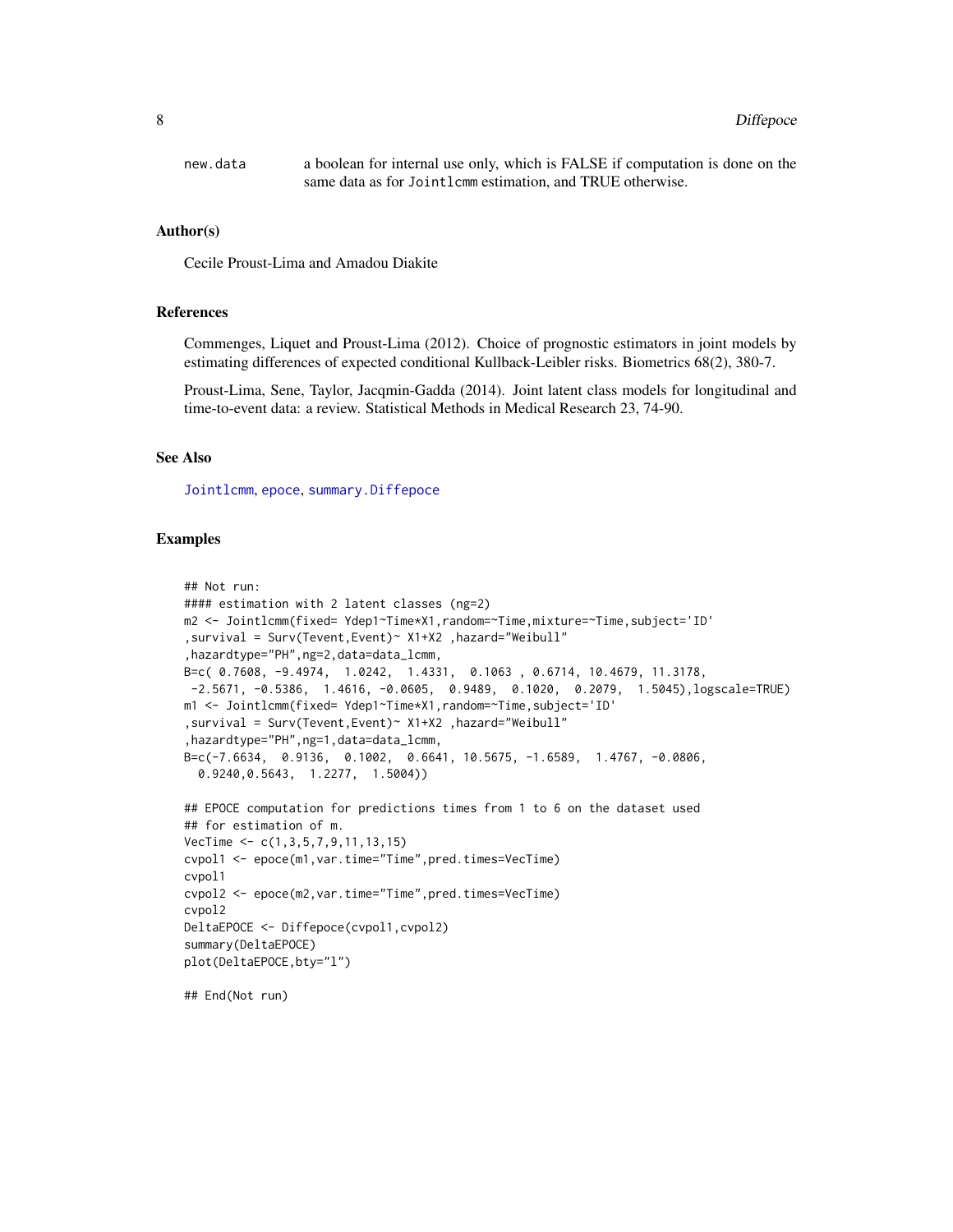new.data a boolean for internal use only, which is FALSE if computation is done on the same data as for Jointlcmm estimation, and TRUE otherwise.

## Author(s)

Cecile Proust-Lima and Amadou Diakite

## References

Commenges, Liquet and Proust-Lima (2012). Choice of prognostic estimators in joint models by estimating differences of expected conditional Kullback-Leibler risks. Biometrics 68(2), 380-7.

Proust-Lima, Sene, Taylor, Jacqmin-Gadda (2014). Joint latent class models for longitudinal and time-to-event data: a review. Statistical Methods in Medical Research 23, 74-90.

## See Also

Jointlcmm, epoce, summary.Diffepoce

## Examples

```
## Not run:
#### estimation with 2 latent classes (ng=2)
m2 <- Jointlcmm(fixed= Ydep1~Time*X1,random=~Time,mixture=~Time,subject='ID'
,survival = Surv(Tevent,Event)~ X1+X2 ,hazard="Weibull"
,hazardtype="PH",ng=2,data=data_lcmm,
B=c( 0.7608, -9.4974,  1.0242,  1.4331,  0.1063 , 0.6714, 10.4679, 11.3178,
 -2.5671, -0.5386,  1.4616, -0.0605,  0.9489,  0.1020,  0.2079,  1.5045),logscale=TRUE)
m1 <- Jointlcmm(fixed= Ydep1~Time*X1,random=~Time,subject='ID'
,survival = Surv(Tevent,Event)~ X1+X2 ,hazard="Weibull"
,hazardtype="PH",ng=1,data=data_lcmm,
B=c(-7.6634,  0.9136,  0.1002,  0.6641, 10.5675, -1.6589,  1.4767, -0.0806,
  0.9240,0.5643,  1.2277,  1.5004))

## EPOCE computation for predictions times from 1 to 6 on the dataset used
## for estimation of m.
VecTime <- c(1,3,5,7,9,11,13,15)
cvpol1 <- epoce(m1,var.time="Time",pred.times=VecTime)
cvpol1
cvpol2 <- epoce(m2,var.time="Time",pred.times=VecTime)
cvpol2
DeltaEPOCE <- Diffepoce(cvpol1,cvpol2)
summary(DeltaEPOCE)
plot(DeltaEPOCE,bty="l")

## End(Not run)
```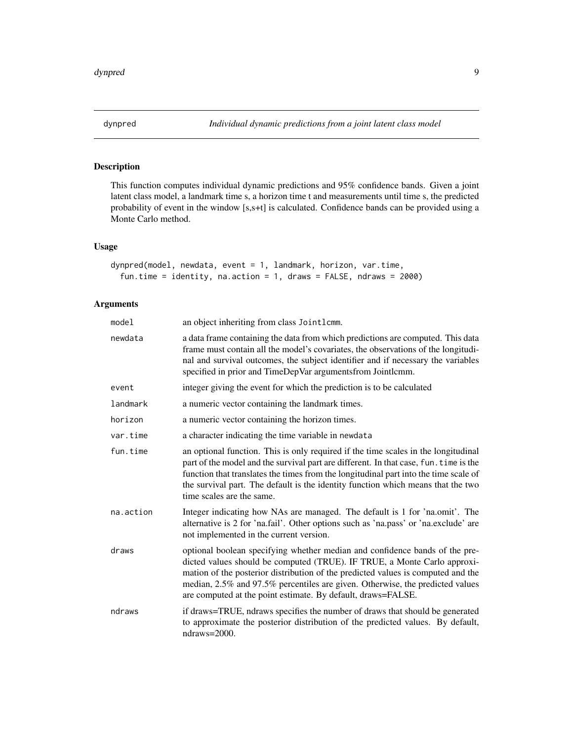# dynpred — *Individual dynamic predictions from a joint latent class model*

## Description

This function computes individual dynamic predictions and 95% confidence bands. Given a joint latent class model, a landmark time s, a horizon time t and measurements until time s, the predicted probability of event in the window [s,s+t] is calculated. Confidence bands can be provided using a Monte Carlo method.

## Usage

```
dynpred(model, newdata, event = 1, landmark, horizon, var.time,
  fun.time = identity, na.action = 1, draws = FALSE, ndraws = 2000)
```

## Arguments

| | |
|---|---|
| `model` | an object inheriting from class `Jointlcmm`. |
| `newdata` | a data frame containing the data from which predictions are computed. This data frame must contain all the model's covariates, the observations of the longitudinal and survival outcomes, the subject identifier and if necessary the variables specified in prior and TimeDepVar argumentsfrom Jointlcmm. |
| `event` | integer giving the event for which the prediction is to be calculated |
| `landmark` | a numeric vector containing the landmark times. |
| `horizon` | a numeric vector containing the horizon times. |
| `var.time` | a character indicating the time variable in `newdata` |
| `fun.time` | an optional function. This is only required if the time scales in the longitudinal part of the model and the survival part are different. In that case, `fun.time` is the function that translates the times from the longitudinal part into the time scale of the survival part. The default is the identity function which means that the two time scales are the same. |
| `na.action` | Integer indicating how NAs are managed. The default is 1 for 'na.omit'. The alternative is 2 for 'na.fail'. Other options such as 'na.pass' or 'na.exclude' are not implemented in the current version. |
| `draws` | optional boolean specifying whether median and confidence bands of the predicted values should be computed (TRUE). IF TRUE, a Monte Carlo approximation of the posterior distribution of the predicted values is computed and the median, 2.5% and 97.5% percentiles are given. Otherwise, the predicted values are computed at the point estimate. By default, draws=FALSE. |
| `ndraws` | if draws=TRUE, ndraws specifies the number of draws that should be generated to approximate the posterior distribution of the predicted values. By default, ndraws=2000. |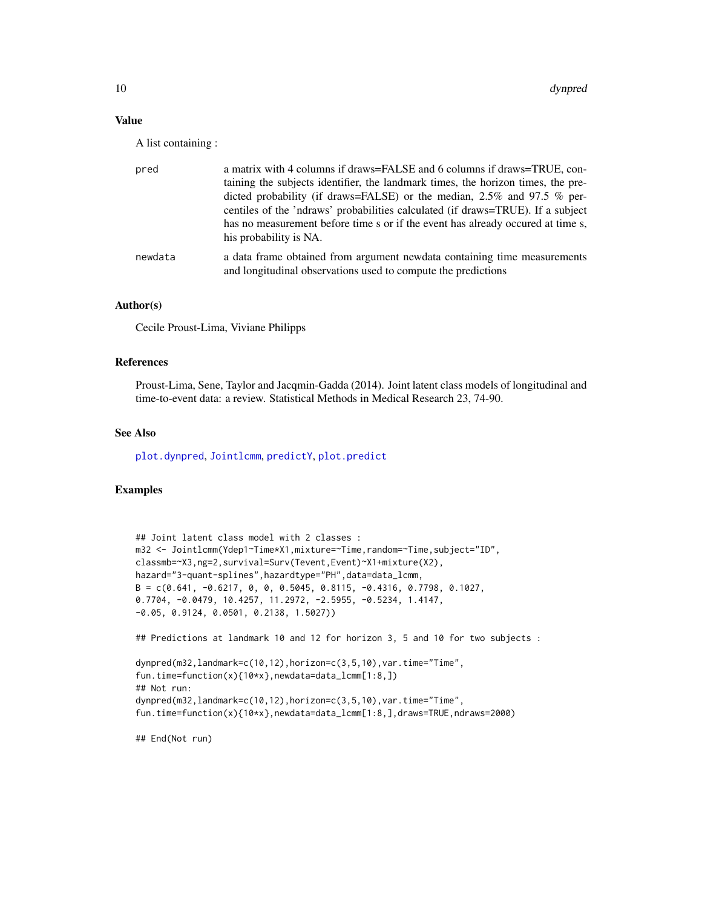## Value

A list containing :

- **pred**: a matrix with 4 columns if draws=FALSE and 6 columns if draws=TRUE, containing the subjects identifier, the landmark times, the horizon times, the predicted probability (if draws=FALSE) or the median, 2.5% and 97.5 % percentiles of the 'ndraws' probabilities calculated (if draws=TRUE). If a subject has no measurement before time s or if the event has already occured at time s, his probability is NA.
- **newdata**: a data frame obtained from argument newdata containing time measurements and longitudinal observations used to compute the predictions

## Author(s)

Cecile Proust-Lima, Viviane Philipps

## References

Proust-Lima, Sene, Taylor and Jacqmin-Gadda (2014). Joint latent class models of longitudinal and time-to-event data: a review. Statistical Methods in Medical Research 23, 74-90.

## See Also

plot.dynpred, Jointlcmm, predictY, plot.predict

## Examples

```
## Joint latent class model with 2 classes :
m32 <- Jointlcmm(Ydep1~Time*X1,mixture=~Time,random=~Time,subject="ID",
classmb=~X3,ng=2,survival=Surv(Tevent,Event)~X1+mixture(X2),
hazard="3-quant-splines",hazardtype="PH",data=data_lcmm,
B = c(0.641, -0.6217, 0, 0, 0.5045, 0.8115, -0.4316, 0.7798, 0.1027,
0.7704, -0.0479, 10.4257, 11.2972, -2.5955, -0.5234, 1.4147,
-0.05, 0.9124, 0.0501, 0.2138, 1.5027))

## Predictions at landmark 10 and 12 for horizon 3, 5 and 10 for two subjects :

dynpred(m32,landmark=c(10,12),horizon=c(3,5,10),var.time="Time",
fun.time=function(x){10*x},newdata=data_lcmm[1:8,])
## Not run:
dynpred(m32,landmark=c(10,12),horizon=c(3,5,10),var.time="Time",
fun.time=function(x){10*x},newdata=data_lcmm[1:8,],draws=TRUE,ndraws=2000)

## End(Not run)
```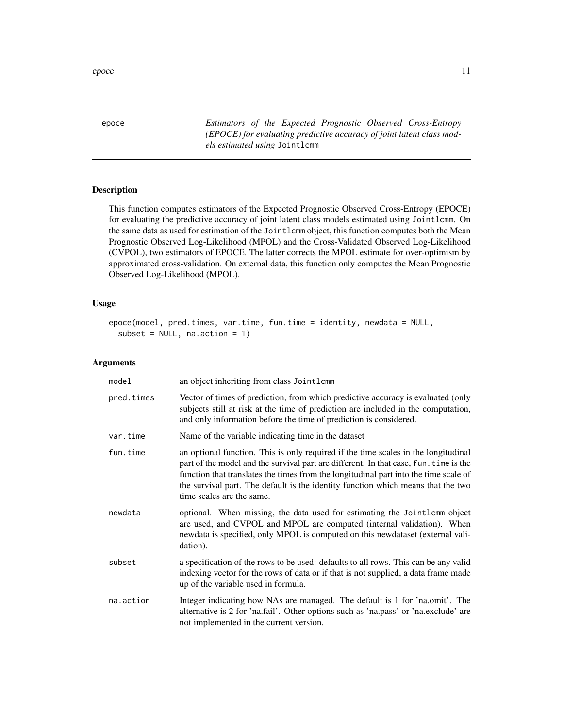epoce *Estimators of the Expected Prognostic Observed Cross-Entropy (EPOCE) for evaluating predictive accuracy of joint latent class models estimated using* `Jointlcmm`

## Description

This function computes estimators of the Expected Prognostic Observed Cross-Entropy (EPOCE) for evaluating the predictive accuracy of joint latent class models estimated using `Jointlcmm`. On the same data as used for estimation of the `Jointlcmm` object, this function computes both the Mean Prognostic Observed Log-Likelihood (MPOL) and the Cross-Validated Observed Log-Likelihood (CVPOL), two estimators of EPOCE. The latter corrects the MPOL estimate for over-optimism by approximated cross-validation. On external data, this function only computes the Mean Prognostic Observed Log-Likelihood (MPOL).

## Usage

```
epoce(model, pred.times, var.time, fun.time = identity, newdata = NULL,
  subset = NULL, na.action = 1)
```

## Arguments

| | |
|---|---|
| `model` | an object inheriting from class `Jointlcmm` |
| `pred.times` | Vector of times of prediction, from which predictive accuracy is evaluated (only subjects still at risk at the time of prediction are included in the computation, and only information before the time of prediction is considered. |
| `var.time` | Name of the variable indicating time in the dataset |
| `fun.time` | an optional function. This is only required if the time scales in the longitudinal part of the model and the survival part are different. In that case, `fun.time` is the function that translates the times from the longitudinal part into the time scale of the survival part. The default is the identity function which means that the two time scales are the same. |
| `newdata` | optional. When missing, the data used for estimating the `Jointlcmm` object are used, and CVPOL and MPOL are computed (internal validation). When newdata is specified, only MPOL is computed on this newdataset (external validation). |
| `subset` | a specification of the rows to be used: defaults to all rows. This can be any valid indexing vector for the rows of data or if that is not supplied, a data frame made up of the variable used in formula. |
| `na.action` | Integer indicating how NAs are managed. The default is 1 for 'na.omit'. The alternative is 2 for 'na.fail'. Other options such as 'na.pass' or 'na.exclude' are not implemented in the current version. |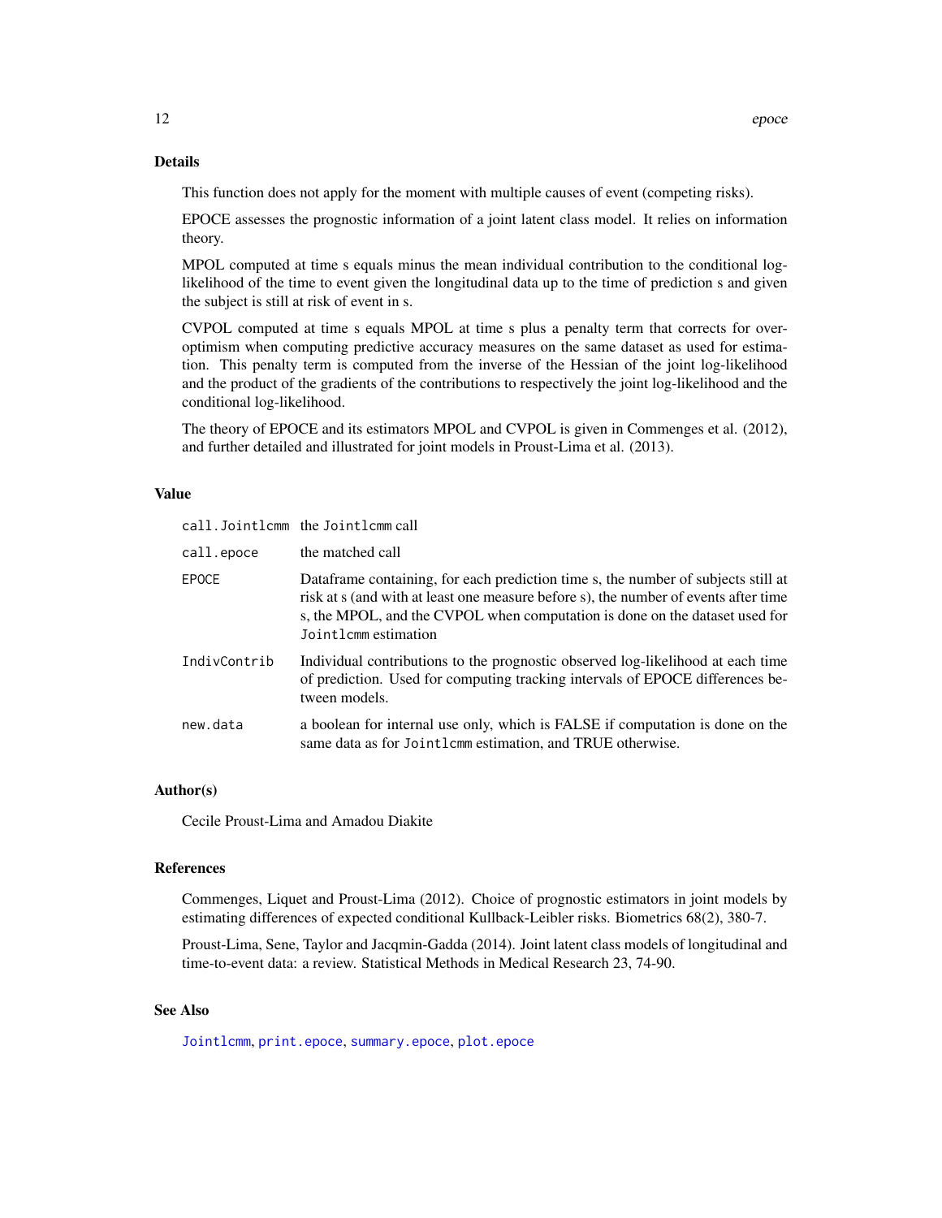## Details

This function does not apply for the moment with multiple causes of event (competing risks).

EPOCE assesses the prognostic information of a joint latent class model. It relies on information theory.

MPOL computed at time s equals minus the mean individual contribution to the conditional log-likelihood of the time to event given the longitudinal data up to the time of prediction s and given the subject is still at risk of event in s.

CVPOL computed at time s equals MPOL at time s plus a penalty term that corrects for over-optimism when computing predictive accuracy measures on the same dataset as used for estimation. This penalty term is computed from the inverse of the Hessian of the joint log-likelihood and the product of the gradients of the contributions to respectively the joint log-likelihood and the conditional log-likelihood.

The theory of EPOCE and its estimators MPOL and CVPOL is given in Commenges et al. (2012), and further detailed and illustrated for joint models in Proust-Lima et al. (2013).

## Value

| | |
|---|---|
| `call.Jointlcmm` | the `Jointlcmm` call |
| `call.epoce` | the matched call |
| `EPOCE` | Dataframe containing, for each prediction time s, the number of subjects still at risk at s (and with at least one measure before s), the number of events after time s, the MPOL, and the CVPOL when computation is done on the dataset used for `Jointlcmm` estimation |
| `IndivContrib` | Individual contributions to the prognostic observed log-likelihood at each time of prediction. Used for computing tracking intervals of EPOCE differences between models. |
| `new.data` | a boolean for internal use only, which is FALSE if computation is done on the same data as for `Jointlcmm` estimation, and TRUE otherwise. |

## Author(s)

Cecile Proust-Lima and Amadou Diakite

## References

Commenges, Liquet and Proust-Lima (2012). Choice of prognostic estimators in joint models by estimating differences of expected conditional Kullback-Leibler risks. Biometrics 68(2), 380-7.

Proust-Lima, Sene, Taylor and Jacqmin-Gadda (2014). Joint latent class models of longitudinal and time-to-event data: a review. Statistical Methods in Medical Research 23, 74-90.

## See Also

`Jointlcmm`, `print.epoce`, `summary.epoce`, `plot.epoce`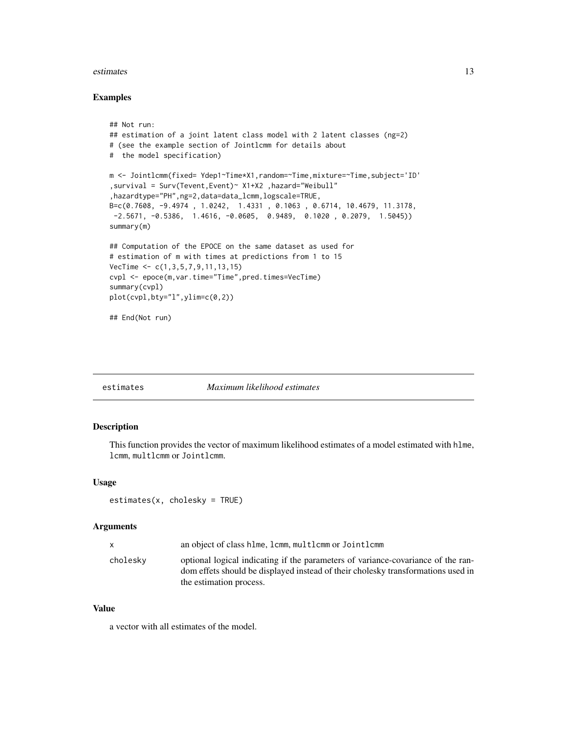### Examples

```
## Not run:
## estimation of a joint latent class model with 2 latent classes (ng=2)
# (see the example section of Jointlcmm for details about
#  the model specification)

m <- Jointlcmm(fixed= Ydep1~Time*X1,random=~Time,mixture=~Time,subject='ID'
,survival = Surv(Tevent,Event)~ X1+X2 ,hazard="Weibull"
,hazardtype="PH",ng=2,data=data_lcmm,logscale=TRUE,
B=c(0.7608, -9.4974 , 1.0242,  1.4331 , 0.1063 , 0.6714, 10.4679, 11.3178,
 -2.5671, -0.5386,  1.4616, -0.0605,  0.9489,  0.1020 , 0.2079,  1.5045))
summary(m)

## Computation of the EPOCE on the same dataset as used for
# estimation of m with times at predictions from 1 to 15
VecTime <- c(1,3,5,7,9,11,13,15)
cvpl <- epoce(m,var.time="Time",pred.times=VecTime)
summary(cvpl)
plot(cvpl,bty="l",ylim=c(0,2))

## End(Not run)
```

## estimates *Maximum likelihood estimates*

### Description

This function provides the vector of maximum likelihood estimates of a model estimated with `hlme`, `lcmm`, `multlcmm` or `Jointlcmm`.

### Usage

```
estimates(x, cholesky = TRUE)
```

### Arguments

| | |
|---|---|
| `x` | an object of class `hlme`, `lcmm`, `multlcmm` or `Jointlcmm` |
| `cholesky` | optional logical indicating if the parameters of variance-covariance of the random effets should be displayed instead of their cholesky transformations used in the estimation process. |

### Value

a vector with all estimates of the model.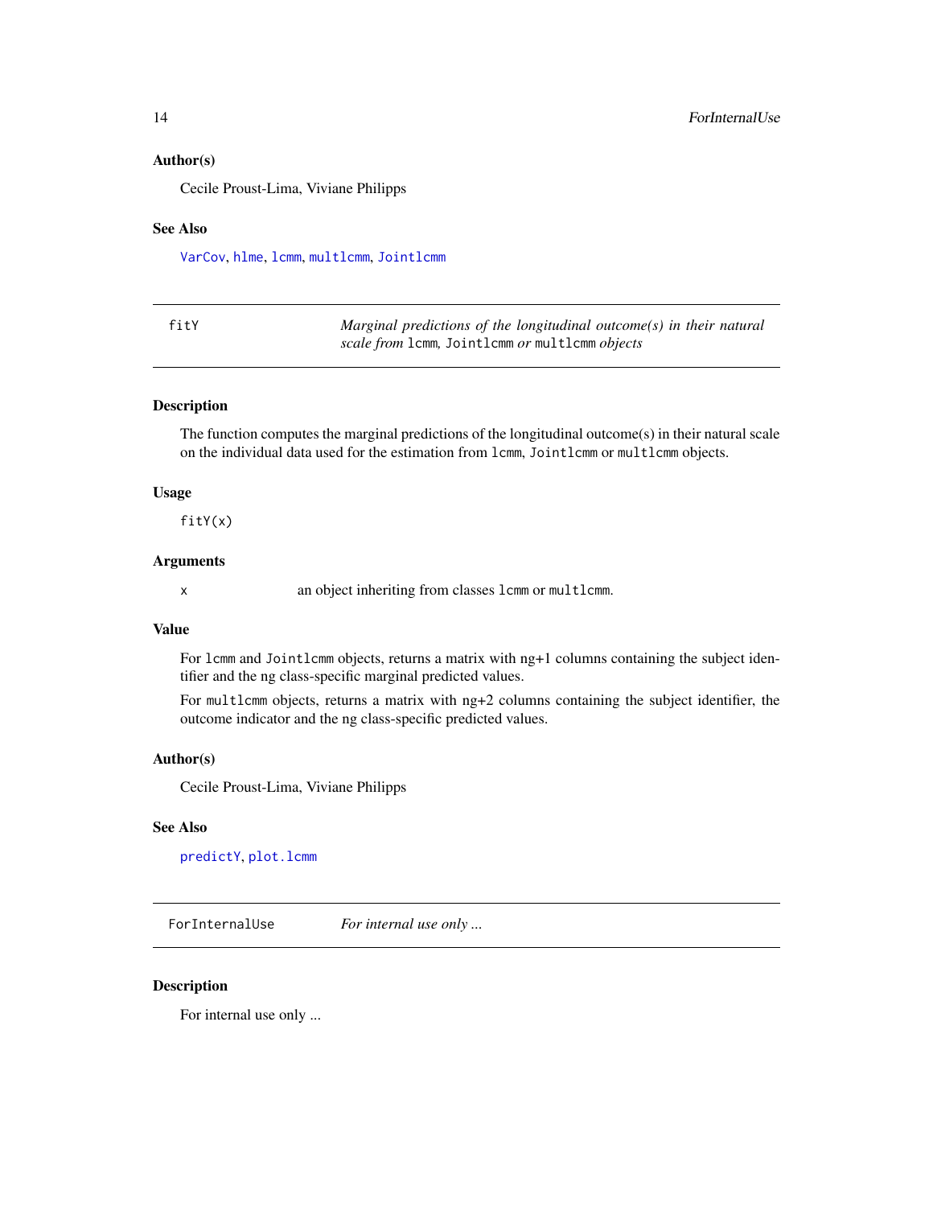### Author(s)

Cecile Proust-Lima, Viviane Philipps

### See Also

`VarCov`, `hlme`, `lcmm`, `multlcmm`, `Jointlcmm`

---

## fitY — *Marginal predictions of the longitudinal outcome(s) in their natural scale from* `lcmm`, `Jointlcmm` *or* `multlcmm` *objects*

---

### Description

The function computes the marginal predictions of the longitudinal outcome(s) in their natural scale on the individual data used for the estimation from `lcmm`, `Jointlcmm` or `multlcmm` objects.

### Usage

```
fitY(x)
```

### Arguments

| | |
|---|---|
| `x` | an object inheriting from classes `lcmm` or `multlcmm`. |

### Value

For `lcmm` and `Jointlcmm` objects, returns a matrix with ng+1 columns containing the subject identifier and the ng class-specific marginal predicted values.

For `multlcmm` objects, returns a matrix with ng+2 columns containing the subject identifier, the outcome indicator and the ng class-specific predicted values.

### Author(s)

Cecile Proust-Lima, Viviane Philipps

### See Also

`predictY`, `plot.lcmm`

---

## ForInternalUse — *For internal use only ...*

---

### Description

For internal use only ...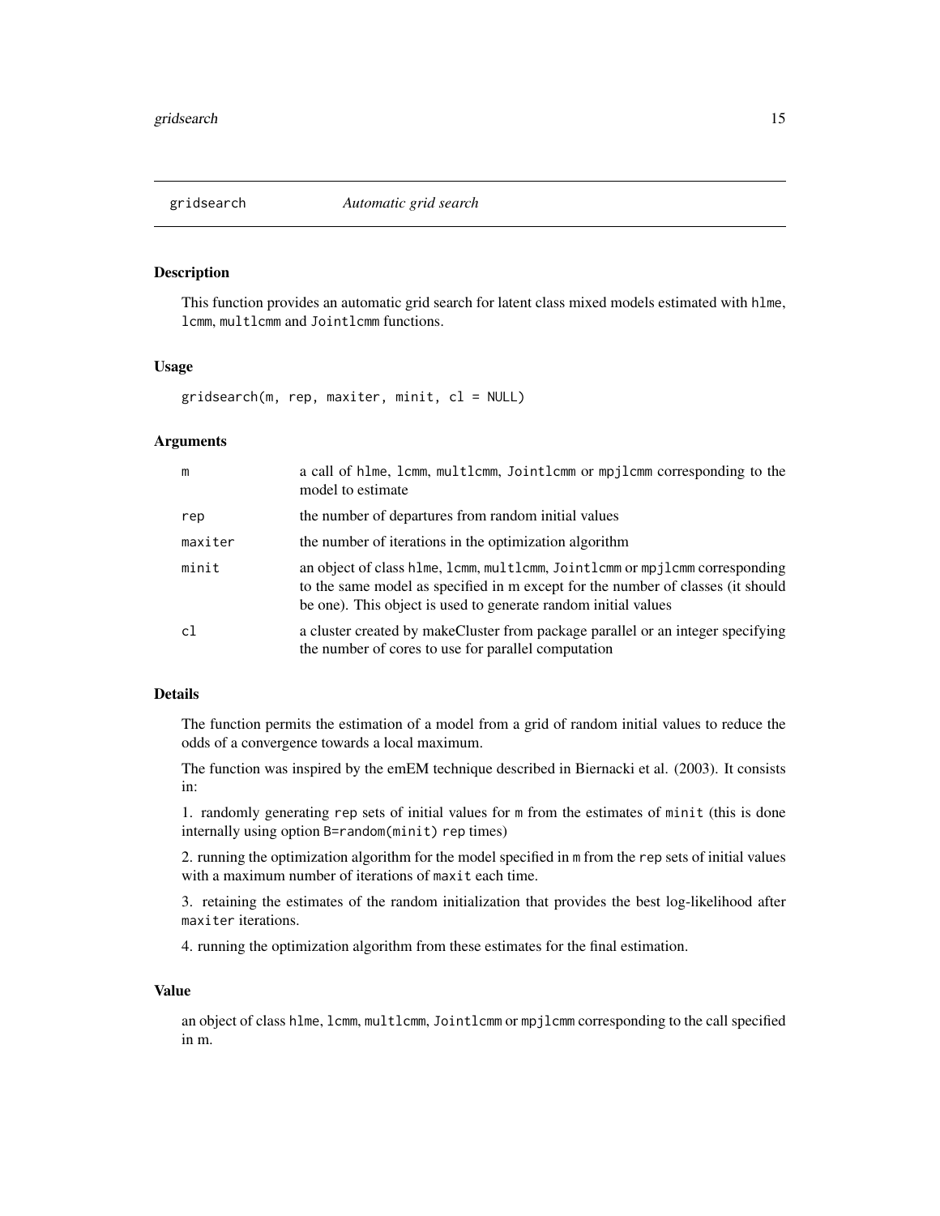## gridsearch *Automatic grid search*

### Description

This function provides an automatic grid search for latent class mixed models estimated with `hlme`, `lcmm`, `multlcmm` and `Jointlcmm` functions.

### Usage

```
gridsearch(m, rep, maxiter, minit, cl = NULL)
```

### Arguments

| | |
|---|---|
| `m` | a call of `hlme`, `lcmm`, `multlcmm`, `Jointlcmm` or `mpjlcmm` corresponding to the model to estimate |
| `rep` | the number of departures from random initial values |
| `maxiter` | the number of iterations in the optimization algorithm |
| `minit` | an object of class `hlme`, `lcmm`, `multlcmm`, `Jointlcmm` or `mpjlcmm` corresponding to the same model as specified in m except for the number of classes (it should be one). This object is used to generate random initial values |
| `cl` | a cluster created by makeCluster from package parallel or an integer specifying the number of cores to use for parallel computation |

### Details

The function permits the estimation of a model from a grid of random initial values to reduce the odds of a convergence towards a local maximum.

The function was inspired by the emEM technique described in Biernacki et al. (2003). It consists in:

1. randomly generating `rep` sets of initial values for `m` from the estimates of `minit` (this is done internally using option `B=random(minit)` `rep` times)

2. running the optimization algorithm for the model specified in `m` from the `rep` sets of initial values with a maximum number of iterations of `maxit` each time.

3. retaining the estimates of the random initialization that provides the best log-likelihood after `maxiter` iterations.

4. running the optimization algorithm from these estimates for the final estimation.

### Value

an object of class `hlme`, `lcmm`, `multlcmm`, `Jointlcmm` or `mpjlcmm` corresponding to the call specified in m.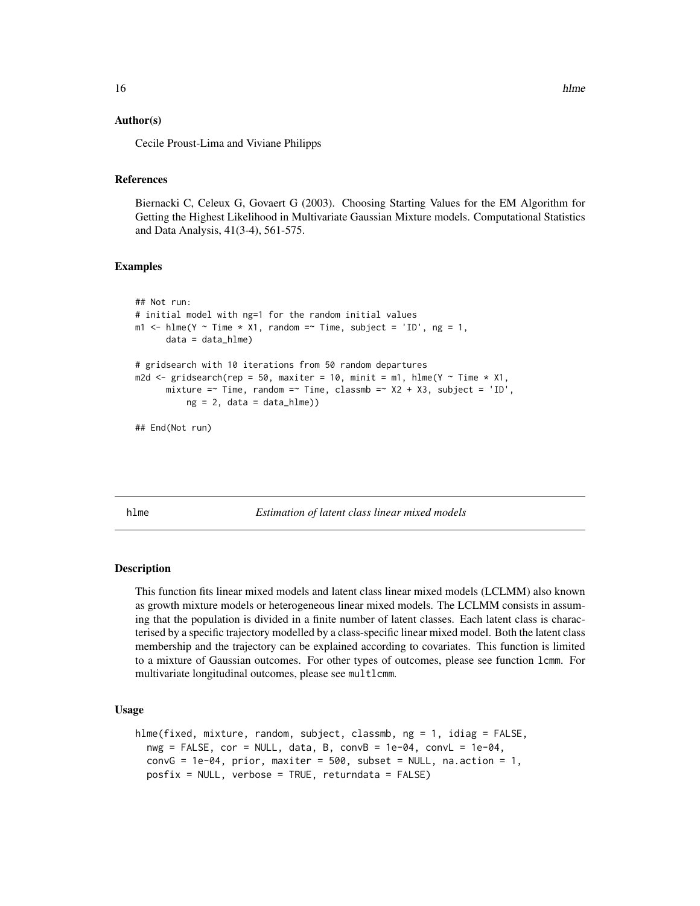## Author(s)

Cecile Proust-Lima and Viviane Philipps

## References

Biernacki C, Celeux G, Govaert G (2003). Choosing Starting Values for the EM Algorithm for Getting the Highest Likelihood in Multivariate Gaussian Mixture models. Computational Statistics and Data Analysis, 41(3-4), 561-575.

## Examples

```
## Not run:
# initial model with ng=1 for the random initial values
m1 <- hlme(Y ~ Time * X1, random =~ Time, subject = 'ID', ng = 1,
      data = data_hlme)

# gridsearch with 10 iterations from 50 random departures
m2d <- gridsearch(rep = 50, maxiter = 10, minit = m1, hlme(Y ~ Time * X1,
      mixture =~ Time, random =~ Time, classmb =~ X2 + X3, subject = 'ID',
          ng = 2, data = data_hlme))

## End(Not run)
```

---

# hlme — *Estimation of latent class linear mixed models*

## Description

This function fits linear mixed models and latent class linear mixed models (LCLMM) also known as growth mixture models or heterogeneous linear mixed models. The LCLMM consists in assuming that the population is divided in a finite number of latent classes. Each latent class is characterised by a specific trajectory modelled by a class-specific linear mixed model. Both the latent class membership and the trajectory can be explained according to covariates. This function is limited to a mixture of Gaussian outcomes. For other types of outcomes, please see function `lcmm`. For multivariate longitudinal outcomes, please see `multlcmm`.

## Usage

```
hlme(fixed, mixture, random, subject, classmb, ng = 1, idiag = FALSE,
  nwg = FALSE, cor = NULL, data, B, convB = 1e-04, convL = 1e-04,
  convG = 1e-04, prior, maxiter = 500, subset = NULL, na.action = 1,
  posfix = NULL, verbose = TRUE, returndata = FALSE)
```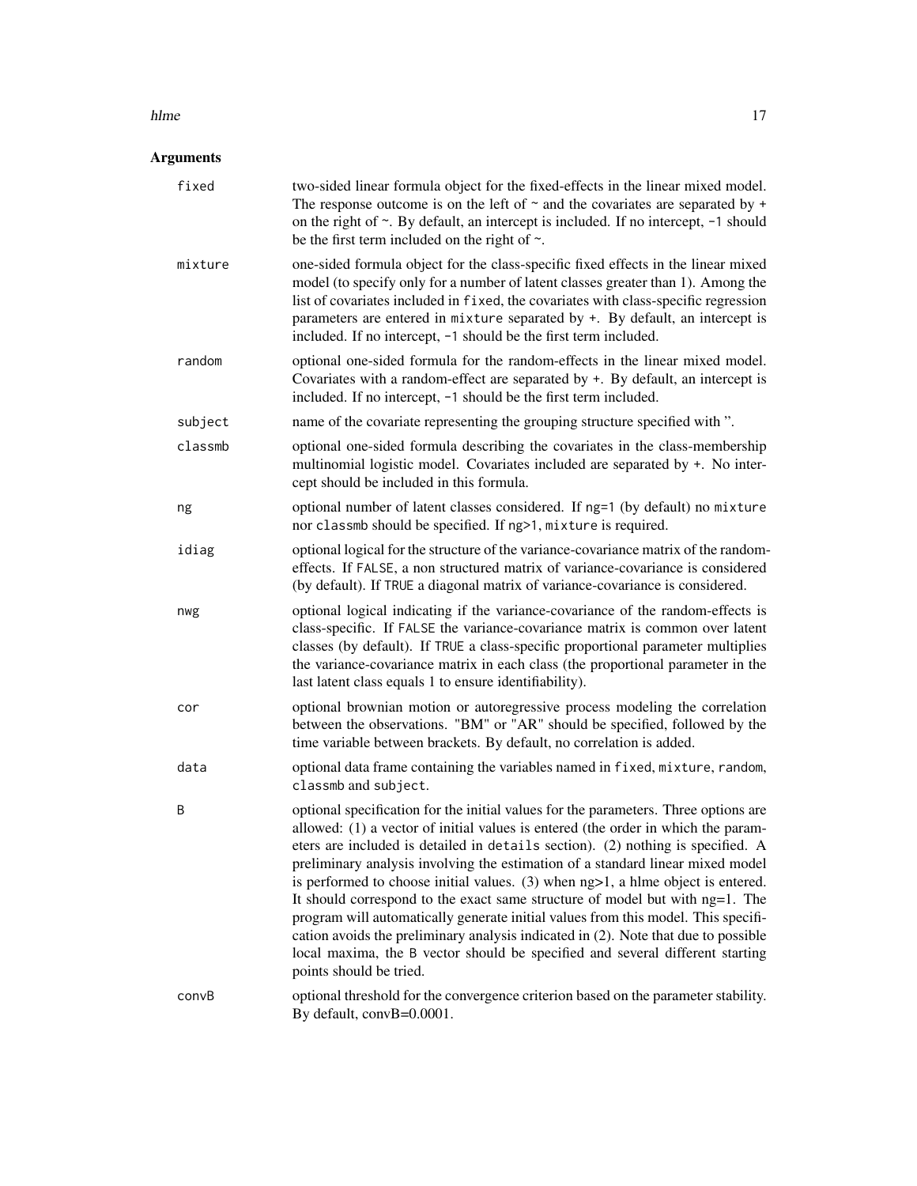## Arguments

**fixed** two-sided linear formula object for the fixed-effects in the linear mixed model. The response outcome is on the left of ~ and the covariates are separated by + on the right of ~. By default, an intercept is included. If no intercept, `-1` should be the first term included on the right of ~.

**mixture** one-sided formula object for the class-specific fixed effects in the linear mixed model (to specify only for a number of latent classes greater than 1). Among the list of covariates included in `fixed`, the covariates with class-specific regression parameters are entered in `mixture` separated by +. By default, an intercept is included. If no intercept, `-1` should be the first term included.

**random** optional one-sided formula for the random-effects in the linear mixed model. Covariates with a random-effect are separated by +. By default, an intercept is included. If no intercept, `-1` should be the first term included.

**subject** name of the covariate representing the grouping structure specified with ''.

**classmb** optional one-sided formula describing the covariates in the class-membership multinomial logistic model. Covariates included are separated by +. No intercept should be included in this formula.

**ng** optional number of latent classes considered. If `ng=1` (by default) no `mixture` nor `classmb` should be specified. If `ng>1`, `mixture` is required.

**idiag** optional logical for the structure of the variance-covariance matrix of the random-effects. If `FALSE`, a non structured matrix of variance-covariance is considered (by default). If `TRUE` a diagonal matrix of variance-covariance is considered.

**nwg** optional logical indicating if the variance-covariance of the random-effects is class-specific. If `FALSE` the variance-covariance matrix is common over latent classes (by default). If `TRUE` a class-specific proportional parameter multiplies the variance-covariance matrix in each class (the proportional parameter in the last latent class equals 1 to ensure identifiability).

**cor** optional brownian motion or autoregressive process modeling the correlation between the observations. "BM" or "AR" should be specified, followed by the time variable between brackets. By default, no correlation is added.

**data** optional data frame containing the variables named in `fixed`, `mixture`, `random`, `classmb` and `subject`.

**B** optional specification for the initial values for the parameters. Three options are allowed: (1) a vector of initial values is entered (the order in which the parameters are included is detailed in `details` section). (2) nothing is specified. A preliminary analysis involving the estimation of a standard linear mixed model is performed to choose initial values. (3) when ng>1, a hlme object is entered. It should correspond to the exact same structure of model but with ng=1. The program will automatically generate initial values from this model. This specification avoids the preliminary analysis indicated in (2). Note that due to possible local maxima, the `B` vector should be specified and several different starting points should be tried.

**convB** optional threshold for the convergence criterion based on the parameter stability. By default, convB=0.0001.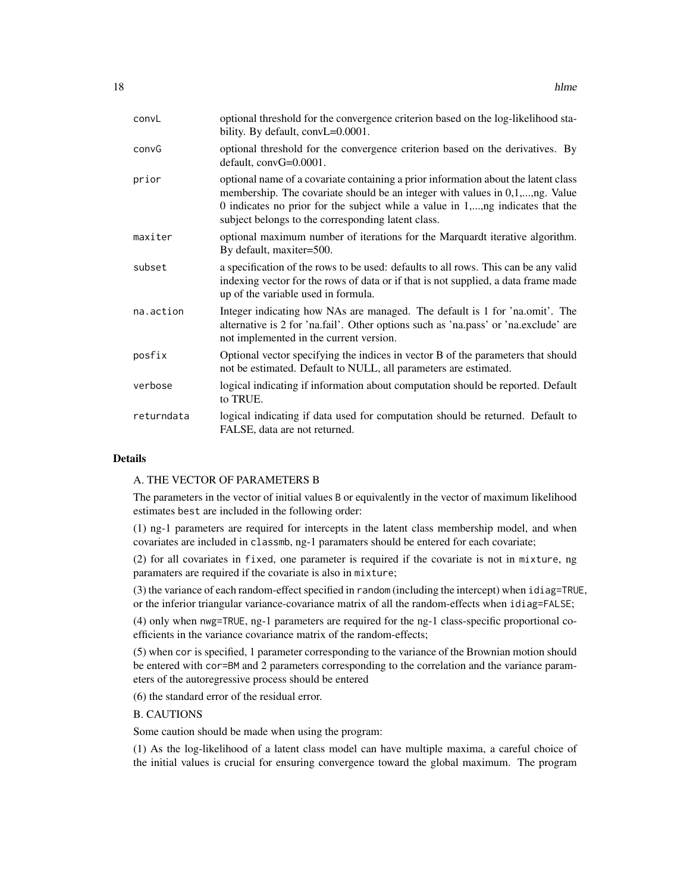| | |
|---|---|
| convL | optional threshold for the convergence criterion based on the log-likelihood stability. By default, convL=0.0001. |
| convG | optional threshold for the convergence criterion based on the derivatives. By default, convG=0.0001. |
| prior | optional name of a covariate containing a prior information about the latent class membership. The covariate should be an integer with values in 0,1,...,ng. Value 0 indicates no prior for the subject while a value in 1,...,ng indicates that the subject belongs to the corresponding latent class. |
| maxiter | optional maximum number of iterations for the Marquardt iterative algorithm. By default, maxiter=500. |
| subset | a specification of the rows to be used: defaults to all rows. This can be any valid indexing vector for the rows of data or if that is not supplied, a data frame made up of the variable used in formula. |
| na.action | Integer indicating how NAs are managed. The default is 1 for 'na.omit'. The alternative is 2 for 'na.fail'. Other options such as 'na.pass' or 'na.exclude' are not implemented in the current version. |
| posfix | Optional vector specifying the indices in vector B of the parameters that should not be estimated. Default to NULL, all parameters are estimated. |
| verbose | logical indicating if information about computation should be reported. Default to TRUE. |
| returndata | logical indicating if data used for computation should be returned. Default to FALSE, data are not returned. |

## Details

A. THE VECTOR OF PARAMETERS B

The parameters in the vector of initial values `B` or equivalently in the vector of maximum likelihood estimates `best` are included in the following order:

(1) ng-1 parameters are required for intercepts in the latent class membership model, and when covariates are included in `classmb`, ng-1 paramaters should be entered for each covariate;

(2) for all covariates in `fixed`, one parameter is required if the covariate is not in `mixture`, ng paramaters are required if the covariate is also in `mixture`;

(3) the variance of each random-effect specified in `random` (including the intercept) when `idiag=TRUE`, or the inferior triangular variance-covariance matrix of all the random-effects when `idiag=FALSE`;

(4) only when `nwg=TRUE`, ng-1 parameters are required for the ng-1 class-specific proportional coefficients in the variance covariance matrix of the random-effects;

(5) when `cor` is specified, 1 parameter corresponding to the variance of the Brownian motion should be entered with `cor=BM` and 2 parameters corresponding to the correlation and the variance parameters of the autoregressive process should be entered

(6) the standard error of the residual error.

B. CAUTIONS

Some caution should be made when using the program:

(1) As the log-likelihood of a latent class model can have multiple maxima, a careful choice of the initial values is crucial for ensuring convergence toward the global maximum. The program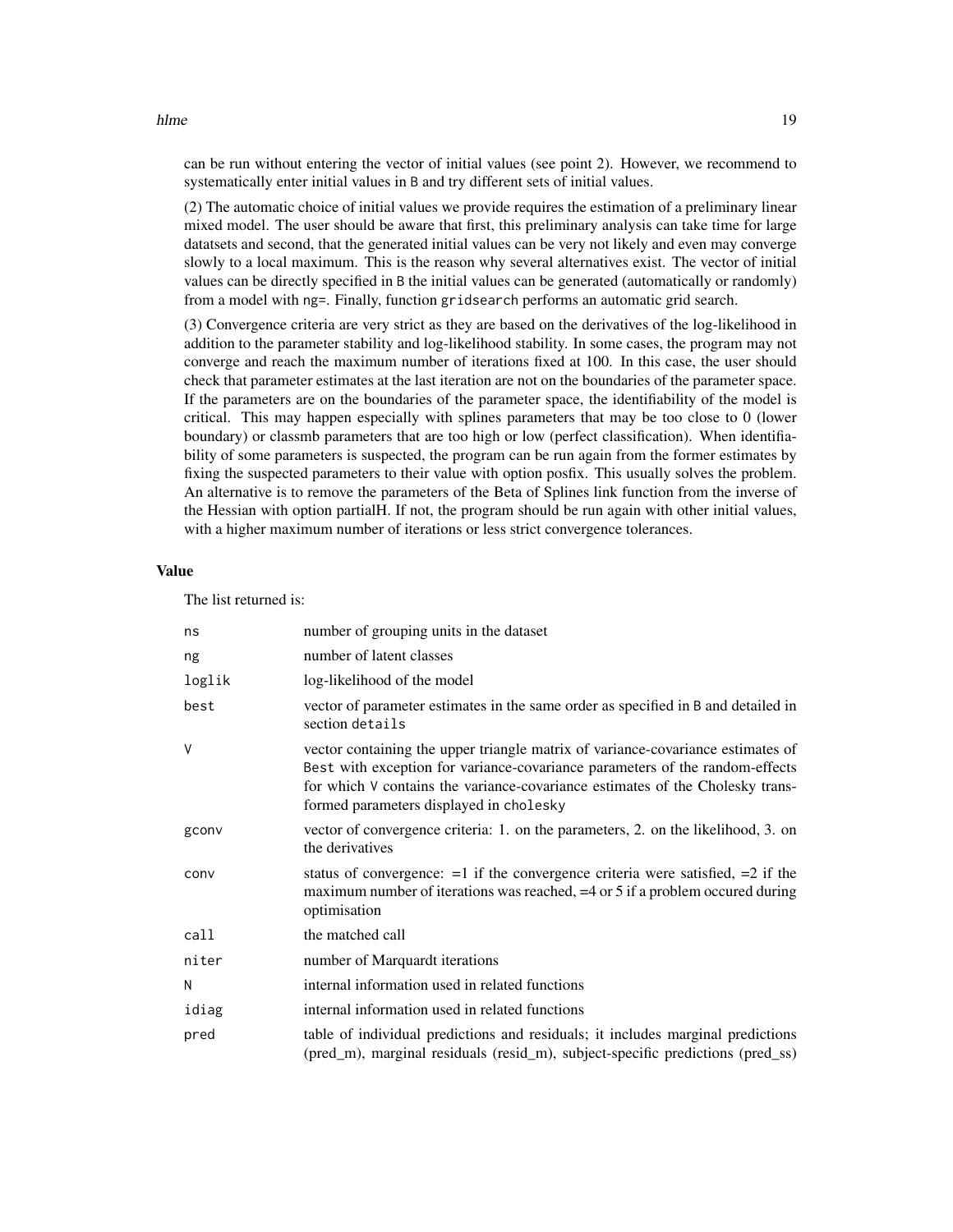can be run without entering the vector of initial values (see point 2). However, we recommend to systematically enter initial values in `B` and try different sets of initial values.

(2) The automatic choice of initial values we provide requires the estimation of a preliminary linear mixed model. The user should be aware that first, this preliminary analysis can take time for large datatsets and second, that the generated initial values can be very not likely and even may converge slowly to a local maximum. This is the reason why several alternatives exist. The vector of initial values can be directly specified in `B` the initial values can be generated (automatically or randomly) from a model with `ng=`. Finally, function `gridsearch` performs an automatic grid search.

(3) Convergence criteria are very strict as they are based on the derivatives of the log-likelihood in addition to the parameter stability and log-likelihood stability. In some cases, the program may not converge and reach the maximum number of iterations fixed at 100. In this case, the user should check that parameter estimates at the last iteration are not on the boundaries of the parameter space. If the parameters are on the boundaries of the parameter space, the identifiability of the model is critical. This may happen especially with splines parameters that may be too close to 0 (lower boundary) or classmb parameters that are too high or low (perfect classification). When identifiability of some parameters is suspected, the program can be run again from the former estimates by fixing the suspected parameters to their value with option posfix. This usually solves the problem. An alternative is to remove the parameters of the Beta of Splines link function from the inverse of the Hessian with option partialH. If not, the program should be run again with other initial values, with a higher maximum number of iterations or less strict convergence tolerances.

## Value

The list returned is:

| | |
|---|---|
| `ns` | number of grouping units in the dataset |
| `ng` | number of latent classes |
| `loglik` | log-likelihood of the model |
| `best` | vector of parameter estimates in the same order as specified in `B` and detailed in section `details` |
| `V` | vector containing the upper triangle matrix of variance-covariance estimates of `Best` with exception for variance-covariance parameters of the random-effects for which `V` contains the variance-covariance estimates of the Cholesky transformed parameters displayed in `cholesky` |
| `gconv` | vector of convergence criteria: 1. on the parameters, 2. on the likelihood, 3. on the derivatives |
| `conv` | status of convergence: =1 if the convergence criteria were satisfied, =2 if the maximum number of iterations was reached, =4 or 5 if a problem occured during optimisation |
| `call` | the matched call |
| `niter` | number of Marquardt iterations |
| `N` | internal information used in related functions |
| `idiag` | internal information used in related functions |
| `pred` | table of individual predictions and residuals; it includes marginal predictions (pred_m), marginal residuals (resid_m), subject-specific predictions (pred_ss) |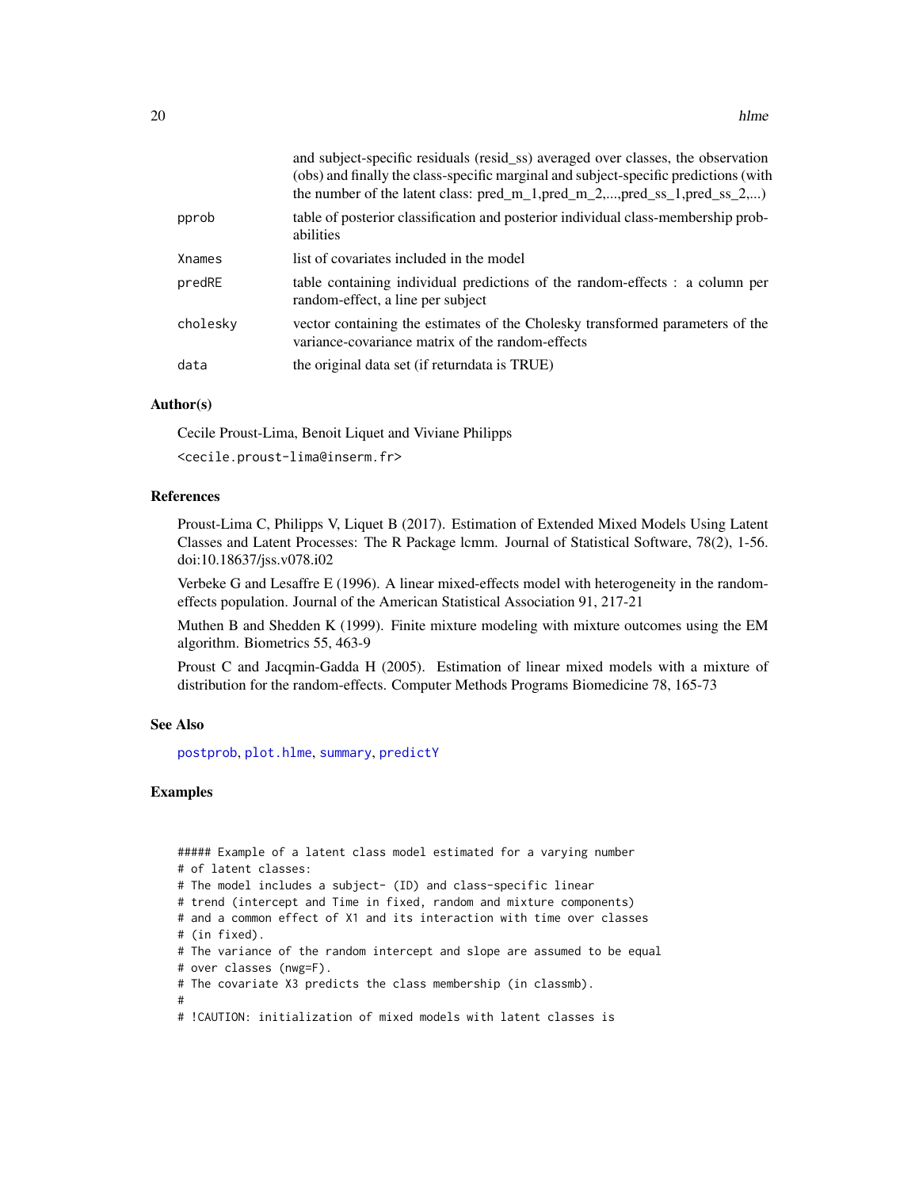|  |  |
|---|---|
|  | and subject-specific residuals (resid_ss) averaged over classes, the observation (obs) and finally the class-specific marginal and subject-specific predictions (with the number of the latent class: pred_m_1,pred_m_2,...,pred_ss_1,pred_ss_2,...) |
| pprob | table of posterior classification and posterior individual class-membership probabilities |
| Xnames | list of covariates included in the model |
| predRE | table containing individual predictions of the random-effects : a column per random-effect, a line per subject |
| cholesky | vector containing the estimates of the Cholesky transformed parameters of the variance-covariance matrix of the random-effects |
| data | the original data set (if returndata is TRUE) |

### Author(s)

Cecile Proust-Lima, Benoit Liquet and Viviane Philipps

<cecile.proust-lima@inserm.fr>

### References

Proust-Lima C, Philipps V, Liquet B (2017). Estimation of Extended Mixed Models Using Latent Classes and Latent Processes: The R Package lcmm. Journal of Statistical Software, 78(2), 1-56. doi:10.18637/jss.v078.i02

Verbeke G and Lesaffre E (1996). A linear mixed-effects model with heterogeneity in the random-effects population. Journal of the American Statistical Association 91, 217-21

Muthen B and Shedden K (1999). Finite mixture modeling with mixture outcomes using the EM algorithm. Biometrics 55, 463-9

Proust C and Jacqmin-Gadda H (2005). Estimation of linear mixed models with a mixture of distribution for the random-effects. Computer Methods Programs Biomedicine 78, 165-73

### See Also

postprob, plot.hlme, summary, predictY

### Examples

```
##### Example of a latent class model estimated for a varying number
# of latent classes:
# The model includes a subject- (ID) and class-specific linear
# trend (intercept and Time in fixed, random and mixture components)
# and a common effect of X1 and its interaction with time over classes
# (in fixed).
# The variance of the random intercept and slope are assumed to be equal
# over classes (nwg=F).
# The covariate X3 predicts the class membership (in classmb).
#
# !CAUTION: initialization of mixed models with latent classes is
```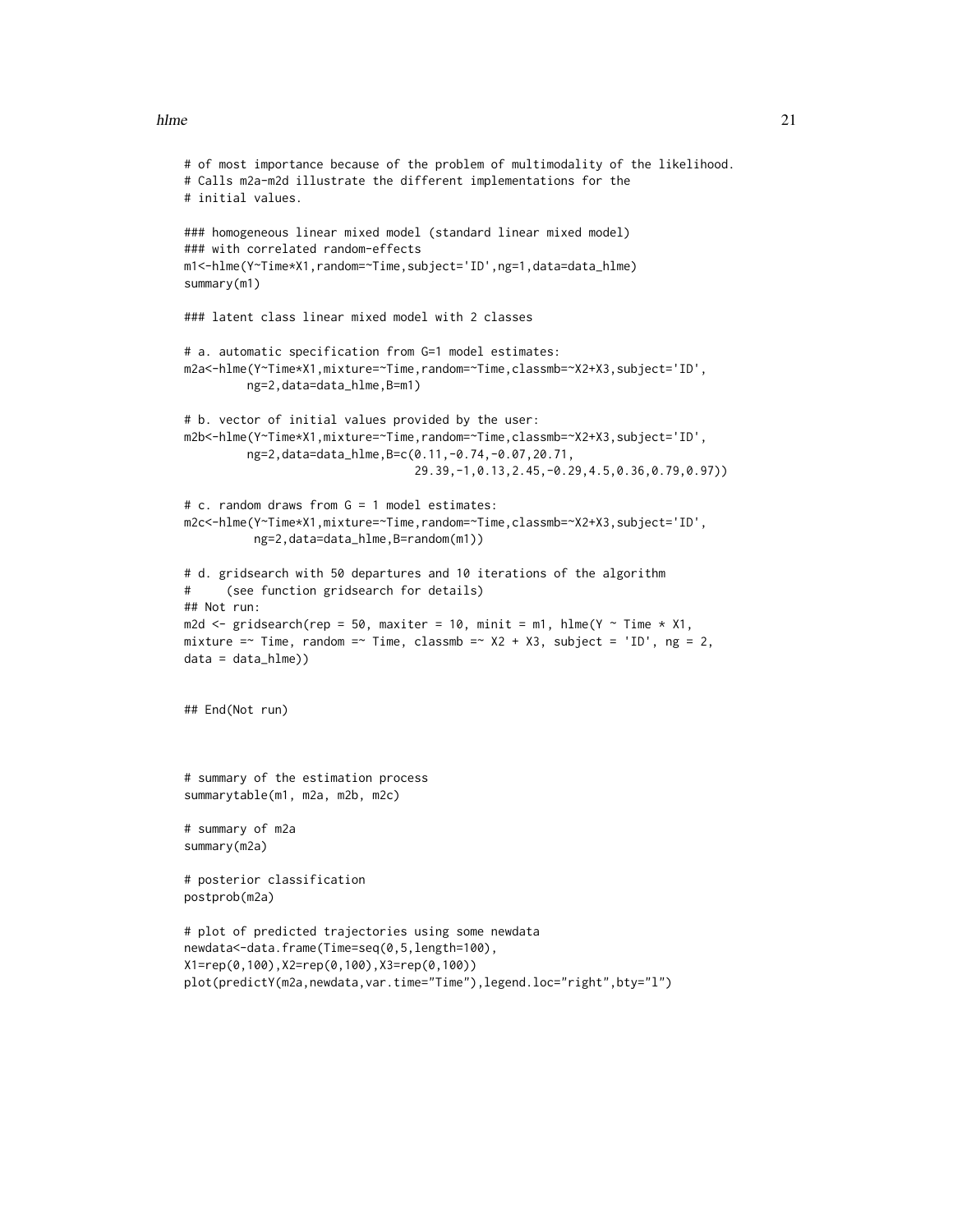```
# of most importance because of the problem of multimodality of the likelihood.
# Calls m2a-m2d illustrate the different implementations for the
# initial values.

### homogeneous linear mixed model (standard linear mixed model)
### with correlated random-effects
m1<-hlme(Y~Time*X1,random=~Time,subject='ID',ng=1,data=data_hlme)
summary(m1)

### latent class linear mixed model with 2 classes

# a. automatic specification from G=1 model estimates:
m2a<-hlme(Y~Time*X1,mixture=~Time,random=~Time,classmb=~X2+X3,subject='ID',
        ng=2,data=data_hlme,B=m1)

# b. vector of initial values provided by the user:
m2b<-hlme(Y~Time*X1,mixture=~Time,random=~Time,classmb=~X2+X3,subject='ID',
        ng=2,data=data_hlme,B=c(0.11,-0.74,-0.07,20.71,
                                29.39,-1,0.13,2.45,-0.29,4.5,0.36,0.79,0.97))

# c. random draws from G = 1 model estimates:
m2c<-hlme(Y~Time*X1,mixture=~Time,random=~Time,classmb=~X2+X3,subject='ID',
         ng=2,data=data_hlme,B=random(m1))

# d. gridsearch with 50 departures and 10 iterations of the algorithm
#     (see function gridsearch for details)
## Not run:
m2d <- gridsearch(rep = 50, maxiter = 10, minit = m1, hlme(Y ~ Time * X1,
mixture =~ Time, random =~ Time, classmb =~ X2 + X3, subject = 'ID', ng = 2,
data = data_hlme))


## End(Not run)



# summary of the estimation process
summarytable(m1, m2a, m2b, m2c)

# summary of m2a
summary(m2a)

# posterior classification
postprob(m2a)

# plot of predicted trajectories using some newdata
newdata<-data.frame(Time=seq(0,5,length=100),
X1=rep(0,100),X2=rep(0,100),X3=rep(0,100))
plot(predictY(m2a,newdata,var.time="Time"),legend.loc="right",bty="l")
```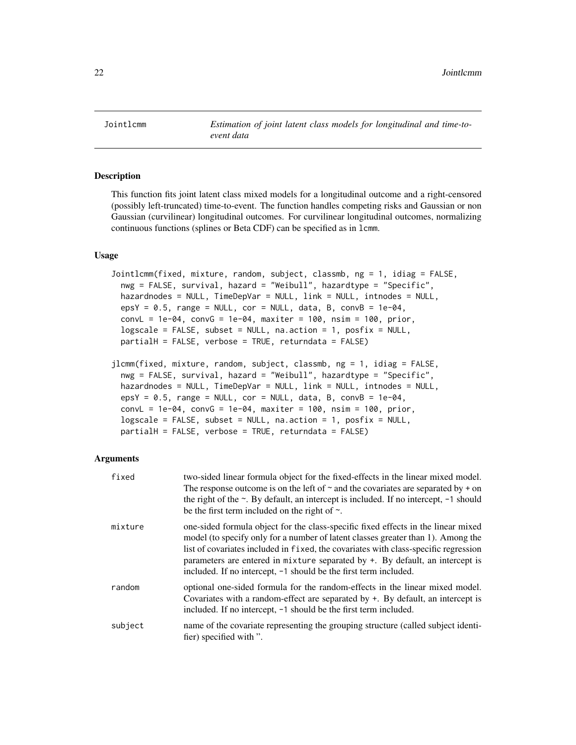| Jointlcmm | *Estimation of joint latent class models for longitudinal and time-to-event data* |
|---|---|

## Description

This function fits joint latent class mixed models for a longitudinal outcome and a right-censored (possibly left-truncated) time-to-event. The function handles competing risks and Gaussian or non Gaussian (curvilinear) longitudinal outcomes. For curvilinear longitudinal outcomes, normalizing continuous functions (splines or Beta CDF) can be specified as in `lcmm`.

## Usage

```
Jointlcmm(fixed, mixture, random, subject, classmb, ng = 1, idiag = FALSE,
  nwg = FALSE, survival, hazard = "Weibull", hazardtype = "Specific",
  hazardnodes = NULL, TimeDepVar = NULL, link = NULL, intnodes = NULL,
  epsY = 0.5, range = NULL, cor = NULL, data, B, convB = 1e-04,
  convL = 1e-04, convG = 1e-04, maxiter = 100, nsim = 100, prior,
  logscale = FALSE, subset = NULL, na.action = 1, posfix = NULL,
  partialH = FALSE, verbose = TRUE, returndata = FALSE)

jlcmm(fixed, mixture, random, subject, classmb, ng = 1, idiag = FALSE,
  nwg = FALSE, survival, hazard = "Weibull", hazardtype = "Specific",
  hazardnodes = NULL, TimeDepVar = NULL, link = NULL, intnodes = NULL,
  epsY = 0.5, range = NULL, cor = NULL, data, B, convB = 1e-04,
  convL = 1e-04, convG = 1e-04, maxiter = 100, nsim = 100, prior,
  logscale = FALSE, subset = NULL, na.action = 1, posfix = NULL,
  partialH = FALSE, verbose = TRUE, returndata = FALSE)
```

## Arguments

| | |
|---|---|
| `fixed` | two-sided linear formula object for the fixed-effects in the linear mixed model. The response outcome is on the left of `~` and the covariates are separated by `+` on the right of the `~`. By default, an intercept is included. If no intercept, `-1` should be the first term included on the right of `~`. |
| `mixture` | one-sided formula object for the class-specific fixed effects in the linear mixed model (to specify only for a number of latent classes greater than 1). Among the list of covariates included in `fixed`, the covariates with class-specific regression parameters are entered in `mixture` separated by `+`. By default, an intercept is included. If no intercept, `-1` should be the first term included. |
| `random` | optional one-sided formula for the random-effects in the linear mixed model. Covariates with a random-effect are separated by `+`. By default, an intercept is included. If no intercept, `-1` should be the first term included. |
| `subject` | name of the covariate representing the grouping structure (called subject identifier) specified with ''. |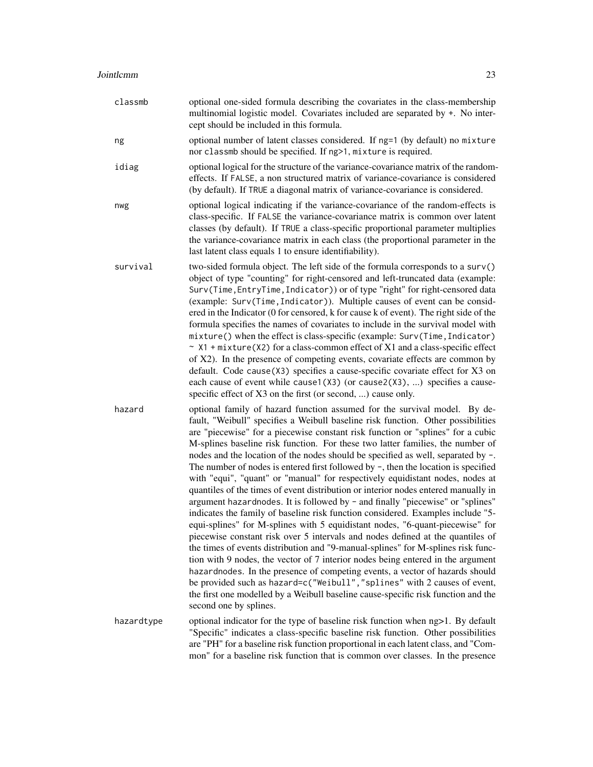classmb
: optional one-sided formula describing the covariates in the class-membership multinomial logistic model. Covariates included are separated by `+`. No intercept should be included in this formula.

ng
: optional number of latent classes considered. If `ng=1` (by default) no `mixture` nor `classmb` should be specified. If `ng>1`, `mixture` is required.

idiag
: optional logical for the structure of the variance-covariance matrix of the random-effects. If `FALSE`, a non structured matrix of variance-covariance is considered (by default). If `TRUE` a diagonal matrix of variance-covariance is considered.

nwg
: optional logical indicating if the variance-covariance of the random-effects is class-specific. If `FALSE` the variance-covariance matrix is common over latent classes (by default). If `TRUE` a class-specific proportional parameter multiplies the variance-covariance matrix in each class (the proportional parameter in the last latent class equals 1 to ensure identifiability).

survival
: two-sided formula object. The left side of the formula corresponds to a `surv()` object of type "counting" for right-censored and left-truncated data (example: `Surv(Time,EntryTime,Indicator)`) or of type "right" for right-censored data (example: `Surv(Time,Indicator)`). Multiple causes of event can be considered in the Indicator (0 for censored, k for cause k of event). The right side of the formula specifies the names of covariates to include in the survival model with `mixture()` when the effect is class-specific (example: `Surv(Time,Indicator) ~ X1 + mixture(X2)` for a class-common effect of X1 and a class-specific effect of X2). In the presence of competing events, covariate effects are common by default. Code `cause(X3)` specifies a cause-specific covariate effect for X3 on each cause of event while `cause1(X3)` (or `cause2(X3)`, ...) specifies a cause-specific effect of X3 on the first (or second, ...) cause only.

hazard
: optional family of hazard function assumed for the survival model. By default, "Weibull" specifies a Weibull baseline risk function. Other possibilities are "piecewise" for a piecewise constant risk function or "splines" for a cubic M-splines baseline risk function. For these two latter families, the number of nodes and the location of the nodes should be specified as well, separated by `-`. The number of nodes is entered first followed by `-`, then the location is specified with "equi", "quant" or "manual" for respectively equidistant nodes, nodes at quantiles of the times of event distribution or interior nodes entered manually in argument `hazardnodes`. It is followed by `-` and finally "piecewise" or "splines" indicates the family of baseline risk function considered. Examples include "5-equi-splines" for M-splines with 5 equidistant nodes, "6-quant-piecewise" for piecewise constant risk over 5 intervals and nodes defined at the quantiles of the times of events distribution and "9-manual-splines" for M-splines risk function with 9 nodes, the vector of 7 interior nodes being entered in the argument `hazardnodes`. In the presence of competing events, a vector of hazards should be provided such as `hazard=c("Weibull","splines"` with 2 causes of event, the first one modelled by a Weibull baseline cause-specific risk function and the second one by splines.

hazardtype
: optional indicator for the type of baseline risk function when ng>1. By default "Specific" indicates a class-specific baseline risk function. Other possibilities are "PH" for a baseline risk function proportional in each latent class, and "Common" for a baseline risk function that is common over classes. In the presence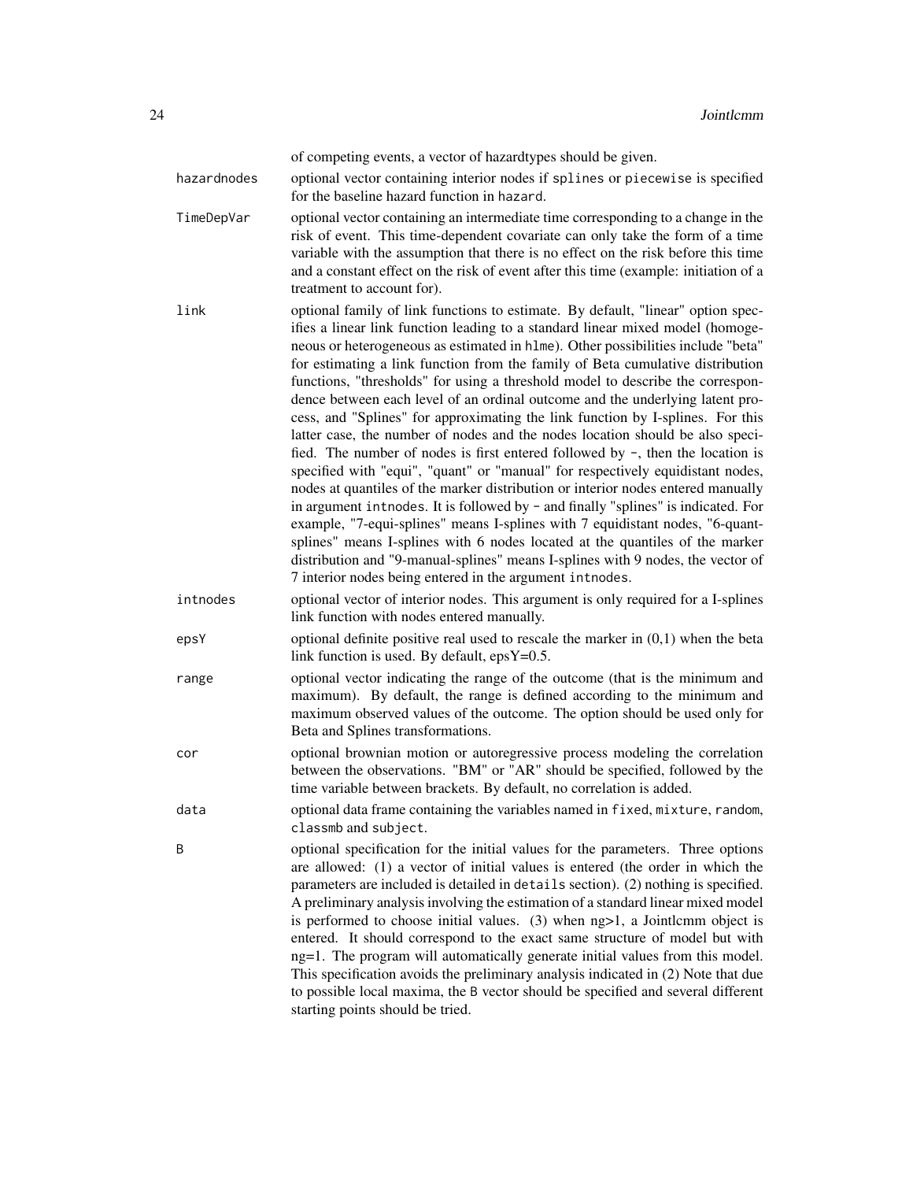of competing events, a vector of hazardtypes should be given.

**hazardnodes**
: optional vector containing interior nodes if `splines` or `piecewise` is specified for the baseline hazard function in `hazard`.

**TimeDepVar**
: optional vector containing an intermediate time corresponding to a change in the risk of event. This time-dependent covariate can only take the form of a time variable with the assumption that there is no effect on the risk before this time and a constant effect on the risk of event after this time (example: initiation of a treatment to account for).

**link**
: optional family of link functions to estimate. By default, "linear" option specifies a linear link function leading to a standard linear mixed model (homogeneous or heterogeneous as estimated in `hlme`). Other possibilities include "beta" for estimating a link function from the family of Beta cumulative distribution functions, "thresholds" for using a threshold model to describe the correspondence between each level of an ordinal outcome and the underlying latent process, and "Splines" for approximating the link function by I-splines. For this latter case, the number of nodes and the nodes location should be also specified. The number of nodes is first entered followed by -, then the location is specified with "equi", "quant" or "manual" for respectively equidistant nodes, nodes at quantiles of the marker distribution or interior nodes entered manually in argument `intnodes`. It is followed by - and finally "splines" is indicated. For example, "7-equi-splines" means I-splines with 7 equidistant nodes, "6-quant-splines" means I-splines with 6 nodes located at the quantiles of the marker distribution and "9-manual-splines" means I-splines with 9 nodes, the vector of 7 interior nodes being entered in the argument `intnodes`.

**intnodes**
: optional vector of interior nodes. This argument is only required for a I-splines link function with nodes entered manually.

**epsY**
: optional definite positive real used to rescale the marker in (0,1) when the beta link function is used. By default, epsY=0.5.

**range**
: optional vector indicating the range of the outcome (that is the minimum and maximum). By default, the range is defined according to the minimum and maximum observed values of the outcome. The option should be used only for Beta and Splines transformations.

**cor**
: optional brownian motion or autoregressive process modeling the correlation between the observations. "BM" or "AR" should be specified, followed by the time variable between brackets. By default, no correlation is added.

**data**
: optional data frame containing the variables named in `fixed`, `mixture`, `random`, `classmb` and `subject`.

**B**
: optional specification for the initial values for the parameters. Three options are allowed: (1) a vector of initial values is entered (the order in which the parameters are included is detailed in `details` section). (2) nothing is specified. A preliminary analysis involving the estimation of a standard linear mixed model is performed to choose initial values. (3) when ng>1, a Jointlcmm object is entered. It should correspond to the exact same structure of model but with ng=1. The program will automatically generate initial values from this model. This specification avoids the preliminary analysis indicated in (2) Note that due to possible local maxima, the `B` vector should be specified and several different starting points should be tried.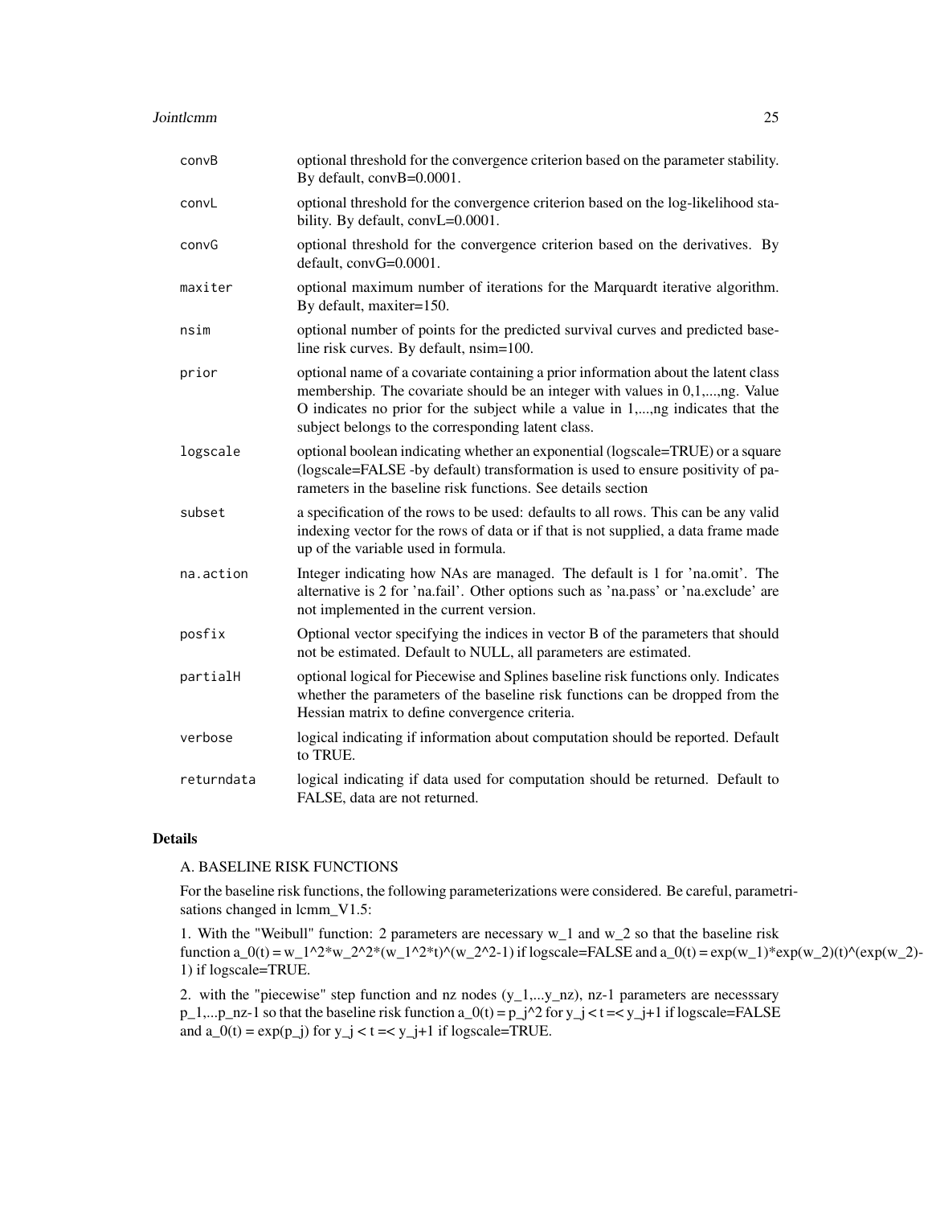convB
: optional threshold for the convergence criterion based on the parameter stability. By default, convB=0.0001.

convL
: optional threshold for the convergence criterion based on the log-likelihood stability. By default, convL=0.0001.

convG
: optional threshold for the convergence criterion based on the derivatives. By default, convG=0.0001.

maxiter
: optional maximum number of iterations for the Marquardt iterative algorithm. By default, maxiter=150.

nsim
: optional number of points for the predicted survival curves and predicted baseline risk curves. By default, nsim=100.

prior
: optional name of a covariate containing a prior information about the latent class membership. The covariate should be an integer with values in 0,1,...,ng. Value O indicates no prior for the subject while a value in 1,...,ng indicates that the subject belongs to the corresponding latent class.

logscale
: optional boolean indicating whether an exponential (logscale=TRUE) or a square (logscale=FALSE -by default) transformation is used to ensure positivity of parameters in the baseline risk functions. See details section

subset
: a specification of the rows to be used: defaults to all rows. This can be any valid indexing vector for the rows of data or if that is not supplied, a data frame made up of the variable used in formula.

na.action
: Integer indicating how NAs are managed. The default is 1 for 'na.omit'. The alternative is 2 for 'na.fail'. Other options such as 'na.pass' or 'na.exclude' are not implemented in the current version.

posfix
: Optional vector specifying the indices in vector B of the parameters that should not be estimated. Default to NULL, all parameters are estimated.

partialH
: optional logical for Piecewise and Splines baseline risk functions only. Indicates whether the parameters of the baseline risk functions can be dropped from the Hessian matrix to define convergence criteria.

verbose
: logical indicating if information about computation should be reported. Default to TRUE.

returndata
: logical indicating if data used for computation should be returned. Default to FALSE, data are not returned.

## Details

A. BASELINE RISK FUNCTIONS

For the baseline risk functions, the following parameterizations were considered. Be careful, parametrisations changed in lcmm_V1.5:

1. With the "Weibull" function: 2 parameters are necessary w_1 and w_2 so that the baseline risk function a_0(t) = w_1^2*w_2^2*(w_1^2*t)^(w_2^2-1) if logscale=FALSE and a_0(t) = exp(w_1)*exp(w_2)(t)^(exp(w_2)-1) if logscale=TRUE.

2. with the "piecewise" step function and nz nodes (y_1,...y_nz), nz-1 parameters are necesssary p_1,...p_nz-1 so that the baseline risk function a_0(t) = p_j^2 for y_j < t =< y_j+1 if logscale=FALSE and a_0(t) = exp(p_j) for y_j < t =< y_j+1 if logscale=TRUE.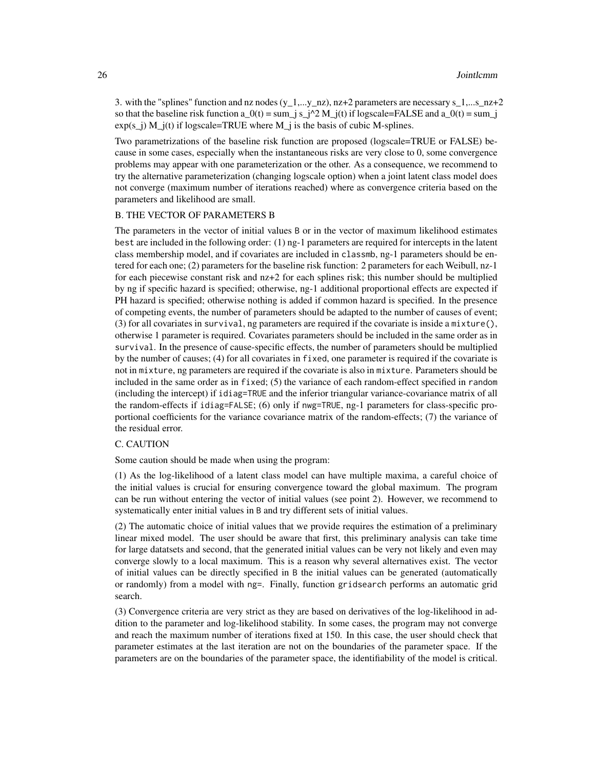3. with the "splines" function and nz nodes $(y_1,...y_{nz})$, nz+2 parameters are necessary $s_1,...s_{nz+2}$ so that the baseline risk function $a_0(t) = \sum_j s_j^2 M_j(t)$ if logscale=FALSE and $a_0(t) = \sum_j \exp(s_j) M_j(t)$ if logscale=TRUE where $M_j$ is the basis of cubic M-splines.

Two parametrizations of the baseline risk function are proposed (logscale=TRUE or FALSE) because in some cases, especially when the instantaneous risks are very close to 0, some convergence problems may appear with one parameterization or the other. As a consequence, we recommend to try the alternative parameterization (changing logscale option) when a joint latent class model does not converge (maximum number of iterations reached) where as convergence criteria based on the parameters and likelihood are small.

B. THE VECTOR OF PARAMETERS B

The parameters in the vector of initial values `B` or in the vector of maximum likelihood estimates `best` are included in the following order: (1) ng-1 parameters are required for intercepts in the latent class membership model, and if covariates are included in `classmb`, ng-1 parameters should be entered for each one; (2) parameters for the baseline risk function: 2 parameters for each Weibull, nz-1 for each piecewise constant risk and nz+2 for each splines risk; this number should be multiplied by ng if specific hazard is specified; otherwise, ng-1 additional proportional effects are expected if PH hazard is specified; otherwise nothing is added if common hazard is specified. In the presence of competing events, the number of parameters should be adapted to the number of causes of event; (3) for all covariates in `survival`, ng parameters are required if the covariate is inside a `mixture()`, otherwise 1 parameter is required. Covariates parameters should be included in the same order as in `survival`. In the presence of cause-specific effects, the number of parameters should be multiplied by the number of causes; (4) for all covariates in `fixed`, one parameter is required if the covariate is not in `mixture`, ng parameters are required if the covariate is also in `mixture`. Parameters should be included in the same order as in `fixed`; (5) the variance of each random-effect specified in `random` (including the intercept) if `idiag=TRUE` and the inferior triangular variance-covariance matrix of all the random-effects if `idiag=FALSE`; (6) only if `nwg=TRUE`, ng-1 parameters for class-specific proportional coefficients for the variance covariance matrix of the random-effects; (7) the variance of the residual error.

C. CAUTION

Some caution should be made when using the program:

(1) As the log-likelihood of a latent class model can have multiple maxima, a careful choice of the initial values is crucial for ensuring convergence toward the global maximum. The program can be run without entering the vector of initial values (see point 2). However, we recommend to systematically enter initial values in `B` and try different sets of initial values.

(2) The automatic choice of initial values that we provide requires the estimation of a preliminary linear mixed model. The user should be aware that first, this preliminary analysis can take time for large datatsets and second, that the generated initial values can be very not likely and even may converge slowly to a local maximum. This is a reason why several alternatives exist. The vector of initial values can be directly specified in `B` the initial values can be generated (automatically or randomly) from a model with `ng=`. Finally, function `gridsearch` performs an automatic grid search.

(3) Convergence criteria are very strict as they are based on derivatives of the log-likelihood in addition to the parameter and log-likelihood stability. In some cases, the program may not converge and reach the maximum number of iterations fixed at 150. In this case, the user should check that parameter estimates at the last iteration are not on the boundaries of the parameter space. If the parameters are on the boundaries of the parameter space, the identifiability of the model is critical.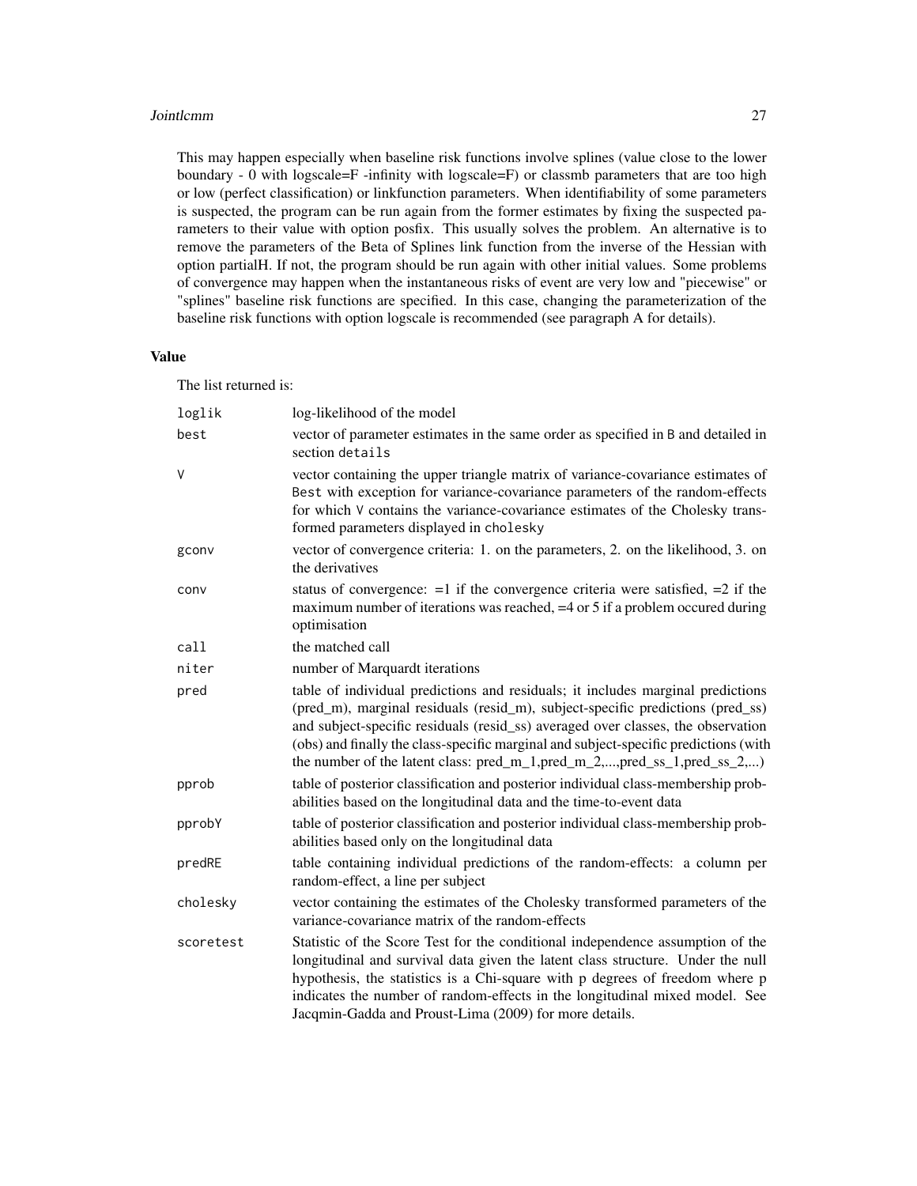This may happen especially when baseline risk functions involve splines (value close to the lower boundary - 0 with logscale=F -infinity with logscale=F) or classmb parameters that are too high or low (perfect classification) or linkfunction parameters. When identifiability of some parameters is suspected, the program can be run again from the former estimates by fixing the suspected parameters to their value with option posfix. This usually solves the problem. An alternative is to remove the parameters of the Beta of Splines link function from the inverse of the Hessian with option partialH. If not, the program should be run again with other initial values. Some problems of convergence may happen when the instantaneous risks of event are very low and "piecewise" or "splines" baseline risk functions are specified. In this case, changing the parameterization of the baseline risk functions with option logscale is recommended (see paragraph A for details).

## Value

The list returned is:

| | |
|---|---|
| `loglik` | log-likelihood of the model |
| `best` | vector of parameter estimates in the same order as specified in `B` and detailed in section `details` |
| `V` | vector containing the upper triangle matrix of variance-covariance estimates of `Best` with exception for variance-covariance parameters of the random-effects for which `V` contains the variance-covariance estimates of the Cholesky transformed parameters displayed in `cholesky` |
| `gconv` | vector of convergence criteria: 1. on the parameters, 2. on the likelihood, 3. on the derivatives |
| `conv` | status of convergence: =1 if the convergence criteria were satisfied, =2 if the maximum number of iterations was reached, =4 or 5 if a problem occured during optimisation |
| `call` | the matched call |
| `niter` | number of Marquardt iterations |
| `pred` | table of individual predictions and residuals; it includes marginal predictions (pred_m), marginal residuals (resid_m), subject-specific predictions (pred_ss) and subject-specific residuals (resid_ss) averaged over classes, the observation (obs) and finally the class-specific marginal and subject-specific predictions (with the number of the latent class: pred_m_1,pred_m_2,...,pred_ss_1,pred_ss_2,...) |
| `pprob` | table of posterior classification and posterior individual class-membership probabilities based on the longitudinal data and the time-to-event data |
| `pprobY` | table of posterior classification and posterior individual class-membership probabilities based only on the longitudinal data |
| `predRE` | table containing individual predictions of the random-effects: a column per random-effect, a line per subject |
| `cholesky` | vector containing the estimates of the Cholesky transformed parameters of the variance-covariance matrix of the random-effects |
| `scoretest` | Statistic of the Score Test for the conditional independence assumption of the longitudinal and survival data given the latent class structure. Under the null hypothesis, the statistics is a Chi-square with p degrees of freedom where p indicates the number of random-effects in the longitudinal mixed model. See Jacqmin-Gadda and Proust-Lima (2009) for more details. |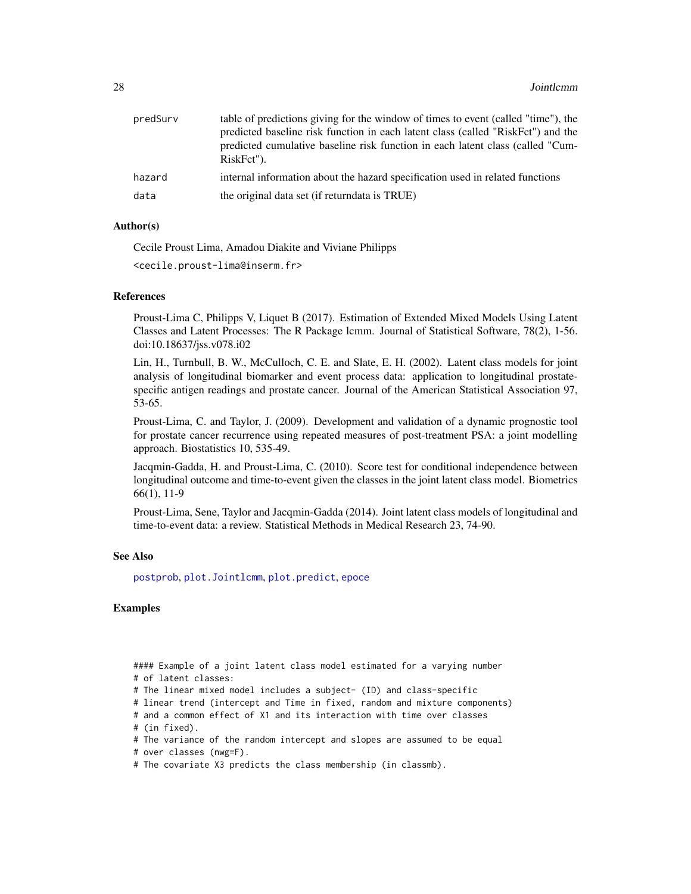| | |
|---|---|
| predSurv | table of predictions giving for the window of times to event (called "time"), the predicted baseline risk function in each latent class (called "RiskFct") and the predicted cumulative baseline risk function in each latent class (called "CumRiskFct"). |
| hazard | internal information about the hazard specification used in related functions |
| data | the original data set (if returndata is TRUE) |

### Author(s)

Cecile Proust Lima, Amadou Diakite and Viviane Philipps

<cecile.proust-lima@inserm.fr>

### References

Proust-Lima C, Philipps V, Liquet B (2017). Estimation of Extended Mixed Models Using Latent Classes and Latent Processes: The R Package lcmm. Journal of Statistical Software, 78(2), 1-56. doi:10.18637/jss.v078.i02

Lin, H., Turnbull, B. W., McCulloch, C. E. and Slate, E. H. (2002). Latent class models for joint analysis of longitudinal biomarker and event process data: application to longitudinal prostate-specific antigen readings and prostate cancer. Journal of the American Statistical Association 97, 53-65.

Proust-Lima, C. and Taylor, J. (2009). Development and validation of a dynamic prognostic tool for prostate cancer recurrence using repeated measures of post-treatment PSA: a joint modelling approach. Biostatistics 10, 535-49.

Jacqmin-Gadda, H. and Proust-Lima, C. (2010). Score test for conditional independence between longitudinal outcome and time-to-event given the classes in the joint latent class model. Biometrics 66(1), 11-9

Proust-Lima, Sene, Taylor and Jacqmin-Gadda (2014). Joint latent class models of longitudinal and time-to-event data: a review. Statistical Methods in Medical Research 23, 74-90.

### See Also

postprob, plot.Jointlcmm, plot.predict, epoce

### Examples

```
#### Example of a joint latent class model estimated for a varying number
# of latent classes:
# The linear mixed model includes a subject- (ID) and class-specific
# linear trend (intercept and Time in fixed, random and mixture components)
# and a common effect of X1 and its interaction with time over classes
# (in fixed).
# The variance of the random intercept and slopes are assumed to be equal
# over classes (nwg=F).
# The covariate X3 predicts the class membership (in classmb).
```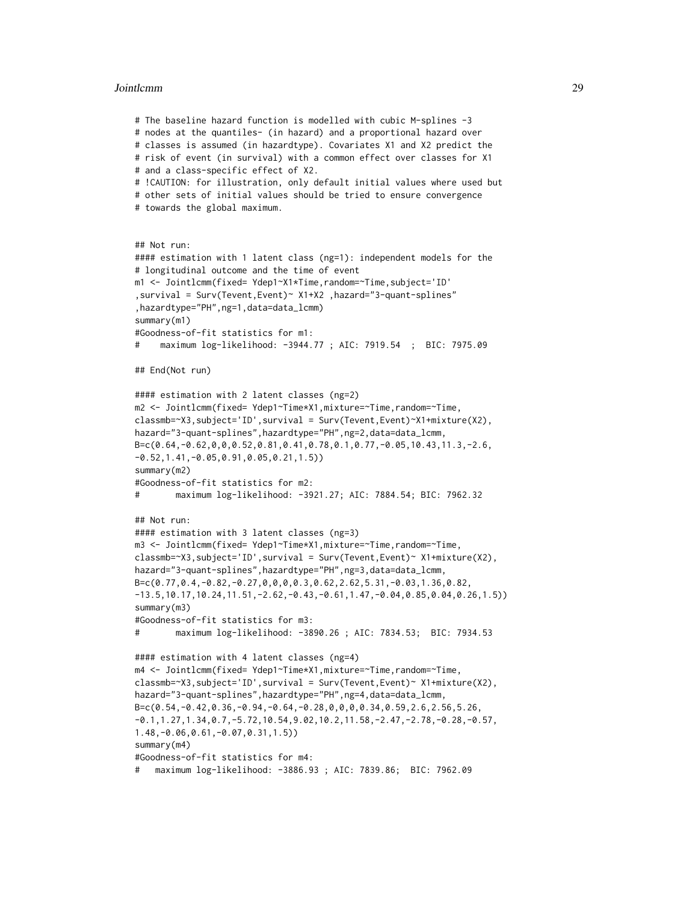```
# The baseline hazard function is modelled with cubic M-splines -3
# nodes at the quantiles- (in hazard) and a proportional hazard over
# classes is assumed (in hazardtype). Covariates X1 and X2 predict the
# risk of event (in survival) with a common effect over classes for X1
# and a class-specific effect of X2.
# !CAUTION: for illustration, only default initial values where used but
# other sets of initial values should be tried to ensure convergence
# towards the global maximum.


## Not run:
#### estimation with 1 latent class (ng=1): independent models for the
# longitudinal outcome and the time of event
m1 <- Jointlcmm(fixed= Ydep1~X1*Time,random=~Time,subject='ID'
,survival = Surv(Tevent,Event)~ X1+X2 ,hazard="3-quant-splines"
,hazardtype="PH",ng=1,data=data_lcmm)
summary(m1)
#Goodness-of-fit statistics for m1:
#    maximum log-likelihood: -3944.77 ; AIC: 7919.54  ;  BIC: 7975.09

## End(Not run)

#### estimation with 2 latent classes (ng=2)
m2 <- Jointlcmm(fixed= Ydep1~Time*X1,mixture=~Time,random=~Time,
classmb=~X3,subject='ID',survival = Surv(Tevent,Event)~X1+mixture(X2),
hazard="3-quant-splines",hazardtype="PH",ng=2,data=data_lcmm,
B=c(0.64,-0.62,0,0,0.52,0.81,0.41,0.78,0.1,0.77,-0.05,10.43,11.3,-2.6,
-0.52,1.41,-0.05,0.91,0.05,0.21,1.5))
summary(m2)
#Goodness-of-fit statistics for m2:
#       maximum log-likelihood: -3921.27; AIC: 7884.54; BIC: 7962.32

## Not run:
#### estimation with 3 latent classes (ng=3)
m3 <- Jointlcmm(fixed= Ydep1~Time*X1,mixture=~Time,random=~Time,
classmb=~X3,subject='ID',survival = Surv(Tevent,Event)~ X1+mixture(X2),
hazard="3-quant-splines",hazardtype="PH",ng=3,data=data_lcmm,
B=c(0.77,0.4,-0.82,-0.27,0,0,0,0.3,0.62,2.62,5.31,-0.03,1.36,0.82,
-13.5,10.17,10.24,11.51,-2.62,-0.43,-0.61,1.47,-0.04,0.85,0.04,0.26,1.5))
summary(m3)
#Goodness-of-fit statistics for m3:
#       maximum log-likelihood: -3890.26 ; AIC: 7834.53;  BIC: 7934.53

#### estimation with 4 latent classes (ng=4)
m4 <- Jointlcmm(fixed= Ydep1~Time*X1,mixture=~Time,random=~Time,
classmb=~X3,subject='ID',survival = Surv(Tevent,Event)~ X1+mixture(X2),
hazard="3-quant-splines",hazardtype="PH",ng=4,data=data_lcmm,
B=c(0.54,-0.42,0.36,-0.94,-0.64,-0.28,0,0,0,0.34,0.59,2.6,2.56,5.26,
-0.1,1.27,1.34,0.7,-5.72,10.54,9.02,10.2,11.58,-2.47,-2.78,-0.28,-0.57,
1.48,-0.06,0.61,-0.07,0.31,1.5))
summary(m4)
#Goodness-of-fit statistics for m4:
#   maximum log-likelihood: -3886.93 ; AIC: 7839.86;  BIC: 7962.09
```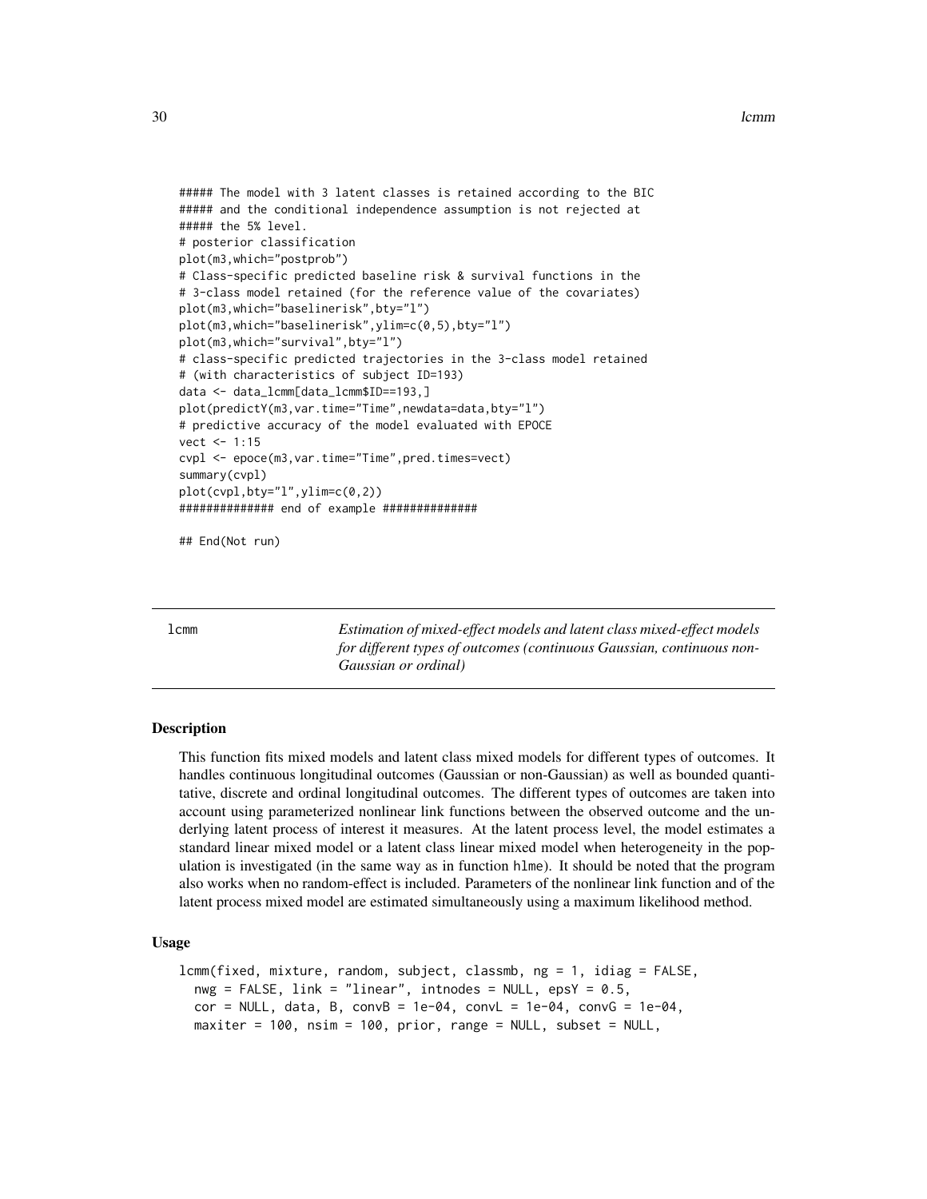```
##### The model with 3 latent classes is retained according to the BIC
##### and the conditional independence assumption is not rejected at
##### the 5% level.
# posterior classification
plot(m3,which="postprob")
# Class-specific predicted baseline risk & survival functions in the
# 3-class model retained (for the reference value of the covariates)
plot(m3,which="baselinerisk",bty="l")
plot(m3,which="baselinerisk",ylim=c(0,5),bty="l")
plot(m3,which="survival",bty="l")
# class-specific predicted trajectories in the 3-class model retained
# (with characteristics of subject ID=193)
data <- data_lcmm[data_lcmm$ID==193,]
plot(predictY(m3,var.time="Time",newdata=data,bty="l")
# predictive accuracy of the model evaluated with EPOCE
vect <- 1:15
cvpl <- epoce(m3,var.time="Time",pred.times=vect)
summary(cvpl)
plot(cvpl,bty="l",ylim=c(0,2))
############## end of example ##############

## End(Not run)
```

---

`lcmm` *Estimation of mixed-effect models and latent class mixed-effect models for different types of outcomes (continuous Gaussian, continuous non-Gaussian or ordinal)*

---

### Description

This function fits mixed models and latent class mixed models for different types of outcomes. It handles continuous longitudinal outcomes (Gaussian or non-Gaussian) as well as bounded quantitative, discrete and ordinal longitudinal outcomes. The different types of outcomes are taken into account using parameterized nonlinear link functions between the observed outcome and the underlying latent process of interest it measures. At the latent process level, the model estimates a standard linear mixed model or a latent class linear mixed model when heterogeneity in the population is investigated (in the same way as in function `hlme`). It should be noted that the program also works when no random-effect is included. Parameters of the nonlinear link function and of the latent process mixed model are estimated simultaneously using a maximum likelihood method.

### Usage

```
lcmm(fixed, mixture, random, subject, classmb, ng = 1, idiag = FALSE,
  nwg = FALSE, link = "linear", intnodes = NULL, epsY = 0.5,
  cor = NULL, data, B, convB = 1e-04, convL = 1e-04, convG = 1e-04,
  maxiter = 100, nsim = 100, prior, range = NULL, subset = NULL,
```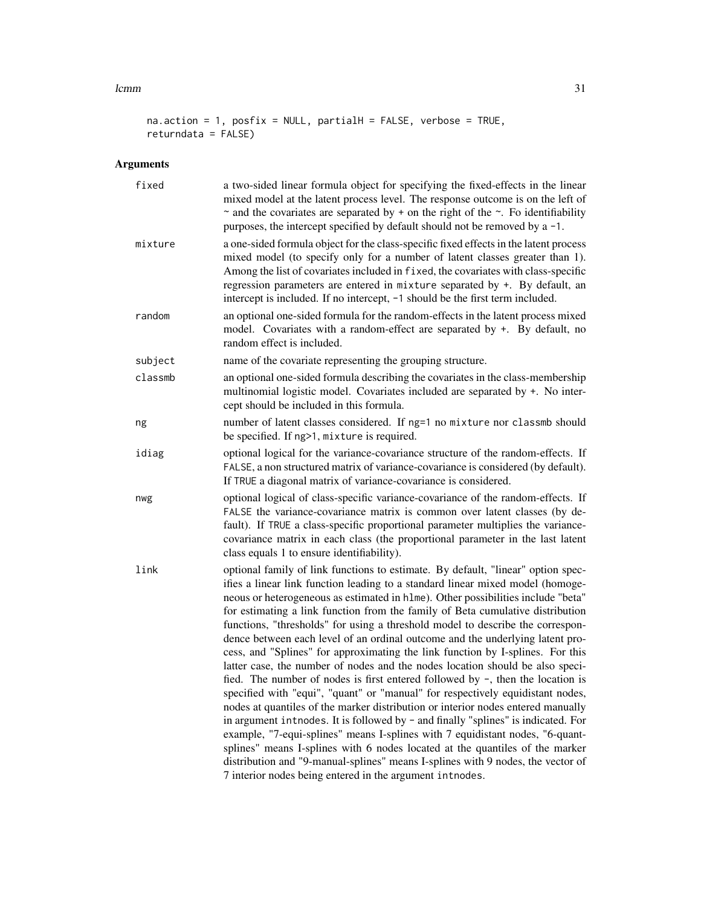```
na.action = 1, posfix = NULL, partialH = FALSE, verbose = TRUE,
returndata = FALSE)
```

## Arguments

`fixed`
: a two-sided linear formula object for specifying the fixed-effects in the linear mixed model at the latent process level. The response outcome is on the left of ~ and the covariates are separated by + on the right of the ~. Fo identifiability purposes, the intercept specified by default should not be removed by a `-1`.

`mixture`
: a one-sided formula object for the class-specific fixed effects in the latent process mixed model (to specify only for a number of latent classes greater than 1). Among the list of covariates included in `fixed`, the covariates with class-specific regression parameters are entered in `mixture` separated by `+`. By default, an intercept is included. If no intercept, `-1` should be the first term included.

`random`
: an optional one-sided formula for the random-effects in the latent process mixed model. Covariates with a random-effect are separated by `+`. By default, no random effect is included.

`subject`
: name of the covariate representing the grouping structure.

`classmb`
: an optional one-sided formula describing the covariates in the class-membership multinomial logistic model. Covariates included are separated by `+`. No intercept should be included in this formula.

`ng`
: number of latent classes considered. If `ng=1` no `mixture` nor `classmb` should be specified. If `ng>1`, `mixture` is required.

`idiag`
: optional logical for the variance-covariance structure of the random-effects. If `FALSE`, a non structured matrix of variance-covariance is considered (by default). If `TRUE` a diagonal matrix of variance-covariance is considered.

`nwg`
: optional logical of class-specific variance-covariance of the random-effects. If `FALSE` the variance-covariance matrix is common over latent classes (by default). If `TRUE` a class-specific proportional parameter multiplies the variance-covariance matrix in each class (the proportional parameter in the last latent class equals 1 to ensure identifiability).

`link`
: optional family of link functions to estimate. By default, "linear" option specifies a linear link function leading to a standard linear mixed model (homogeneous or heterogeneous as estimated in `hlme`). Other possibilities include "beta" for estimating a link function from the family of Beta cumulative distribution functions, "thresholds" for using a threshold model to describe the correspondence between each level of an ordinal outcome and the underlying latent process, and "Splines" for approximating the link function by I-splines. For this latter case, the number of nodes and the nodes location should be also specified. The number of nodes is first entered followed by `-`, then the location is specified with "equi", "quant" or "manual" for respectively equidistant nodes, nodes at quantiles of the marker distribution or interior nodes entered manually in argument `intnodes`. It is followed by `-` and finally "splines" is indicated. For example, "7-equi-splines" means I-splines with 7 equidistant nodes, "6-quant-splines" means I-splines with 6 nodes located at the quantiles of the marker distribution and "9-manual-splines" means I-splines with 9 nodes, the vector of 7 interior nodes being entered in the argument `intnodes`.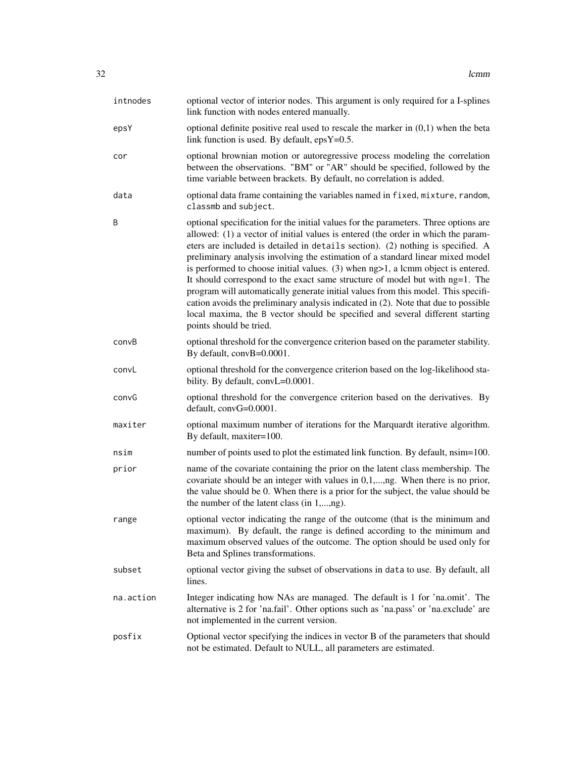| | |
|---|---|
| `intnodes` | optional vector of interior nodes. This argument is only required for a I-splines link function with nodes entered manually. |
| `epsY` | optional definite positive real used to rescale the marker in (0,1) when the beta link function is used. By default, epsY=0.5. |
| `cor` | optional brownian motion or autoregressive process modeling the correlation between the observations. "BM" or "AR" should be specified, followed by the time variable between brackets. By default, no correlation is added. |
| `data` | optional data frame containing the variables named in `fixed`, `mixture`, `random`, `classmb` and `subject`. |
| `B` | optional specification for the initial values for the parameters. Three options are allowed: (1) a vector of initial values is entered (the order in which the parameters are included is detailed in `details` section). (2) nothing is specified. A preliminary analysis involving the estimation of a standard linear mixed model is performed to choose initial values. (3) when ng>1, a lcmm object is entered. It should correspond to the exact same structure of model but with ng=1. The program will automatically generate initial values from this model. This specification avoids the preliminary analysis indicated in (2). Note that due to possible local maxima, the `B` vector should be specified and several different starting points should be tried. |
| `convB` | optional threshold for the convergence criterion based on the parameter stability. By default, convB=0.0001. |
| `convL` | optional threshold for the convergence criterion based on the log-likelihood stability. By default, convL=0.0001. |
| `convG` | optional threshold for the convergence criterion based on the derivatives. By default, convG=0.0001. |
| `maxiter` | optional maximum number of iterations for the Marquardt iterative algorithm. By default, maxiter=100. |
| `nsim` | number of points used to plot the estimated link function. By default, nsim=100. |
| `prior` | name of the covariate containing the prior on the latent class membership. The covariate should be an integer with values in 0,1,...,ng. When there is no prior, the value should be 0. When there is a prior for the subject, the value should be the number of the latent class (in 1,...,ng). |
| `range` | optional vector indicating the range of the outcome (that is the minimum and maximum). By default, the range is defined according to the minimum and maximum observed values of the outcome. The option should be used only for Beta and Splines transformations. |
| `subset` | optional vector giving the subset of observations in `data` to use. By default, all lines. |
| `na.action` | Integer indicating how NAs are managed. The default is 1 for 'na.omit'. The alternative is 2 for 'na.fail'. Other options such as 'na.pass' or 'na.exclude' are not implemented in the current version. |
| `posfix` | Optional vector specifying the indices in vector B of the parameters that should not be estimated. Default to NULL, all parameters are estimated. |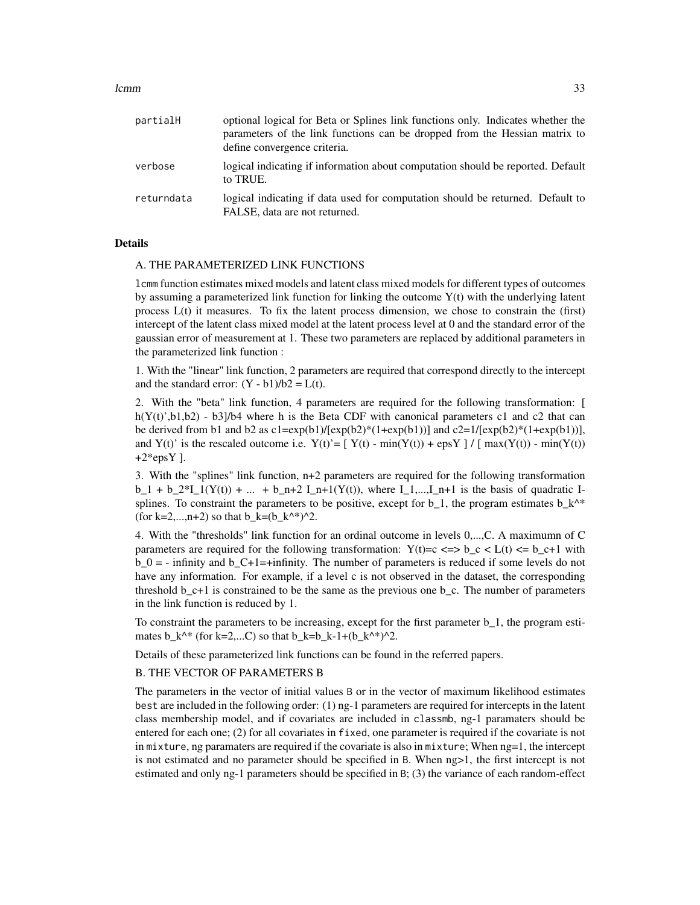| | |
|---|---|
| `partialH` | optional logical for Beta or Splines link functions only. Indicates whether the parameters of the link functions can be dropped from the Hessian matrix to define convergence criteria. |
| `verbose` | logical indicating if information about computation should be reported. Default to TRUE. |
| `returndata` | logical indicating if data used for computation should be returned. Default to FALSE, data are not returned. |

## Details

A. THE PARAMETERIZED LINK FUNCTIONS

`lcmm` function estimates mixed models and latent class mixed models for different types of outcomes by assuming a parameterized link function for linking the outcome Y(t) with the underlying latent process L(t) it measures. To fix the latent process dimension, we chose to constrain the (first) intercept of the latent class mixed model at the latent process level at 0 and the standard error of the gaussian error of measurement at 1. These two parameters are replaced by additional parameters in the parameterized link function :

1. With the "linear" link function, 2 parameters are required that correspond directly to the intercept and the standard error: (Y - b1)/b2 = L(t).

2. With the "beta" link function, 4 parameters are required for the following transformation: [ h(Y(t)',b1,b2) - b3]/b4 where h is the Beta CDF with canonical parameters c1 and c2 that can be derived from b1 and b2 as c1=exp(b1)/[exp(b2)*(1+exp(b1))] and c2=1/[exp(b2)*(1+exp(b1))], and Y(t)' is the rescaled outcome i.e. Y(t)'= [ Y(t) - min(Y(t)) + epsY ] / [ max(Y(t)) - min(Y(t)) +2*epsY ].

3. With the "splines" link function, n+2 parameters are required for the following transformation b_1 + b_2*I_1(Y(t)) + ... + b_n+2 I_n+1(Y(t)), where I_1,...,I_n+1 is the basis of quadratic I-splines. To constraint the parameters to be positive, except for b_1, the program estimates b_k^* (for k=2,...,n+2) so that b_k=(b_k^*)^2.

4. With the "thresholds" link function for an ordinal outcome in levels 0,...,C. A maximumn of C parameters are required for the following transformation: Y(t)=c <=> b_c < L(t) <= b_c+1 with b_0 = - infinity and b_C+1=+infinity. The number of parameters is reduced if some levels do not have any information. For example, if a level c is not observed in the dataset, the corresponding threshold b_c+1 is constrained to be the same as the previous one b_c. The number of parameters in the link function is reduced by 1.

To constraint the parameters to be increasing, except for the first parameter b_1, the program estimates b_k^* (for k=2,...C) so that b_k=b_k-1+(b_k^*)^2.

Details of these parameterized link functions can be found in the referred papers.

B. THE VECTOR OF PARAMETERS B

The parameters in the vector of initial values `B` or in the vector of maximum likelihood estimates `best` are included in the following order: (1) ng-1 parameters are required for intercepts in the latent class membership model, and if covariates are included in `classmb`, ng-1 paramaters should be entered for each one; (2) for all covariates in `fixed`, one parameter is required if the covariate is not in `mixture`, ng paramaters are required if the covariate is also in `mixture`; When ng=1, the intercept is not estimated and no parameter should be specified in `B`. When ng>1, the first intercept is not estimated and only ng-1 parameters should be specified in `B`; (3) the variance of each random-effect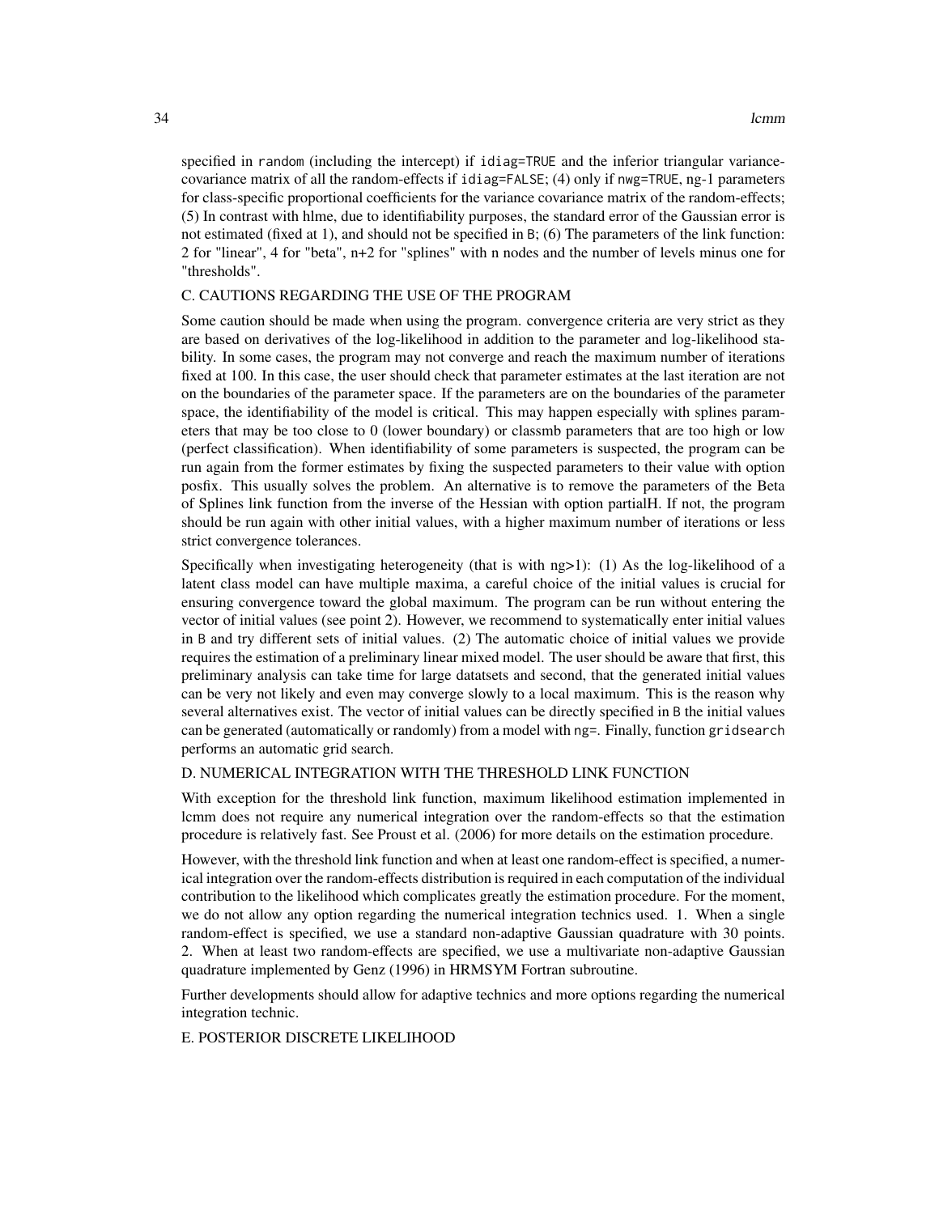specified in random (including the intercept) if idiag=TRUE and the inferior triangular variance-covariance matrix of all the random-effects if idiag=FALSE; (4) only if nwg=TRUE, ng-1 parameters for class-specific proportional coefficients for the variance covariance matrix of the random-effects; (5) In contrast with hlme, due to identifiability purposes, the standard error of the Gaussian error is not estimated (fixed at 1), and should not be specified in B; (6) The parameters of the link function: 2 for "linear", 4 for "beta", n+2 for "splines" with n nodes and the number of levels minus one for "thresholds".

C. CAUTIONS REGARDING THE USE OF THE PROGRAM

Some caution should be made when using the program. convergence criteria are very strict as they are based on derivatives of the log-likelihood in addition to the parameter and log-likelihood stability. In some cases, the program may not converge and reach the maximum number of iterations fixed at 100. In this case, the user should check that parameter estimates at the last iteration are not on the boundaries of the parameter space. If the parameters are on the boundaries of the parameter space, the identifiability of the model is critical. This may happen especially with splines parameters that may be too close to 0 (lower boundary) or classmb parameters that are too high or low (perfect classification). When identifiability of some parameters is suspected, the program can be run again from the former estimates by fixing the suspected parameters to their value with option posfix. This usually solves the problem. An alternative is to remove the parameters of the Beta of Splines link function from the inverse of the Hessian with option partialH. If not, the program should be run again with other initial values, with a higher maximum number of iterations or less strict convergence tolerances.

Specifically when investigating heterogeneity (that is with ng>1): (1) As the log-likelihood of a latent class model can have multiple maxima, a careful choice of the initial values is crucial for ensuring convergence toward the global maximum. The program can be run without entering the vector of initial values (see point 2). However, we recommend to systematically enter initial values in B and try different sets of initial values. (2) The automatic choice of initial values we provide requires the estimation of a preliminary linear mixed model. The user should be aware that first, this preliminary analysis can take time for large datatsets and second, that the generated initial values can be very not likely and even may converge slowly to a local maximum. This is the reason why several alternatives exist. The vector of initial values can be directly specified in B the initial values can be generated (automatically or randomly) from a model with ng=. Finally, function gridsearch performs an automatic grid search.

D. NUMERICAL INTEGRATION WITH THE THRESHOLD LINK FUNCTION

With exception for the threshold link function, maximum likelihood estimation implemented in lcmm does not require any numerical integration over the random-effects so that the estimation procedure is relatively fast. See Proust et al. (2006) for more details on the estimation procedure.

However, with the threshold link function and when at least one random-effect is specified, a numerical integration over the random-effects distribution is required in each computation of the individual contribution to the likelihood which complicates greatly the estimation procedure. For the moment, we do not allow any option regarding the numerical integration technics used. 1. When a single random-effect is specified, we use a standard non-adaptive Gaussian quadrature with 30 points. 2. When at least two random-effects are specified, we use a multivariate non-adaptive Gaussian quadrature implemented by Genz (1996) in HRMSYM Fortran subroutine.

Further developments should allow for adaptive technics and more options regarding the numerical integration technic.

E. POSTERIOR DISCRETE LIKELIHOOD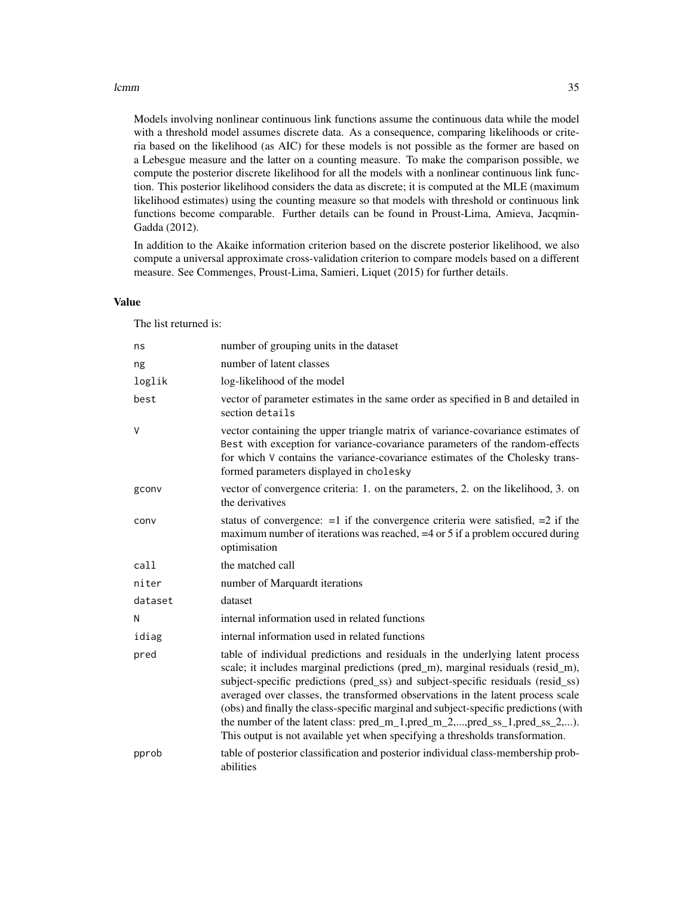Models involving nonlinear continuous link functions assume the continuous data while the model with a threshold model assumes discrete data. As a consequence, comparing likelihoods or criteria based on the likelihood (as AIC) for these models is not possible as the former are based on a Lebesgue measure and the latter on a counting measure. To make the comparison possible, we compute the posterior discrete likelihood for all the models with a nonlinear continuous link function. This posterior likelihood considers the data as discrete; it is computed at the MLE (maximum likelihood estimates) using the counting measure so that models with threshold or continuous link functions become comparable. Further details can be found in Proust-Lima, Amieva, Jacqmin-Gadda (2012).

In addition to the Akaike information criterion based on the discrete posterior likelihood, we also compute a universal approximate cross-validation criterion to compare models based on a different measure. See Commenges, Proust-Lima, Samieri, Liquet (2015) for further details.

## Value

The list returned is:

| | |
|---|---|
| `ns` | number of grouping units in the dataset |
| `ng` | number of latent classes |
| `loglik` | log-likelihood of the model |
| `best` | vector of parameter estimates in the same order as specified in `B` and detailed in section `details` |
| `V` | vector containing the upper triangle matrix of variance-covariance estimates of `Best` with exception for variance-covariance parameters of the random-effects for which `V` contains the variance-covariance estimates of the Cholesky transformed parameters displayed in `cholesky` |
| `gconv` | vector of convergence criteria: 1. on the parameters, 2. on the likelihood, 3. on the derivatives |
| `conv` | status of convergence: =1 if the convergence criteria were satisfied, =2 if the maximum number of iterations was reached, =4 or 5 if a problem occured during optimisation |
| `call` | the matched call |
| `niter` | number of Marquardt iterations |
| `dataset` | dataset |
| `N` | internal information used in related functions |
| `idiag` | internal information used in related functions |
| `pred` | table of individual predictions and residuals in the underlying latent process scale; it includes marginal predictions (pred_m), marginal residuals (resid_m), subject-specific predictions (pred_ss) and subject-specific residuals (resid_ss) averaged over classes, the transformed observations in the latent process scale (obs) and finally the class-specific marginal and subject-specific predictions (with the number of the latent class: pred_m_1,pred_m_2,...,pred_ss_1,pred_ss_2,...). This output is not available yet when specifying a thresholds transformation. |
| `pprob` | table of posterior classification and posterior individual class-membership probabilities |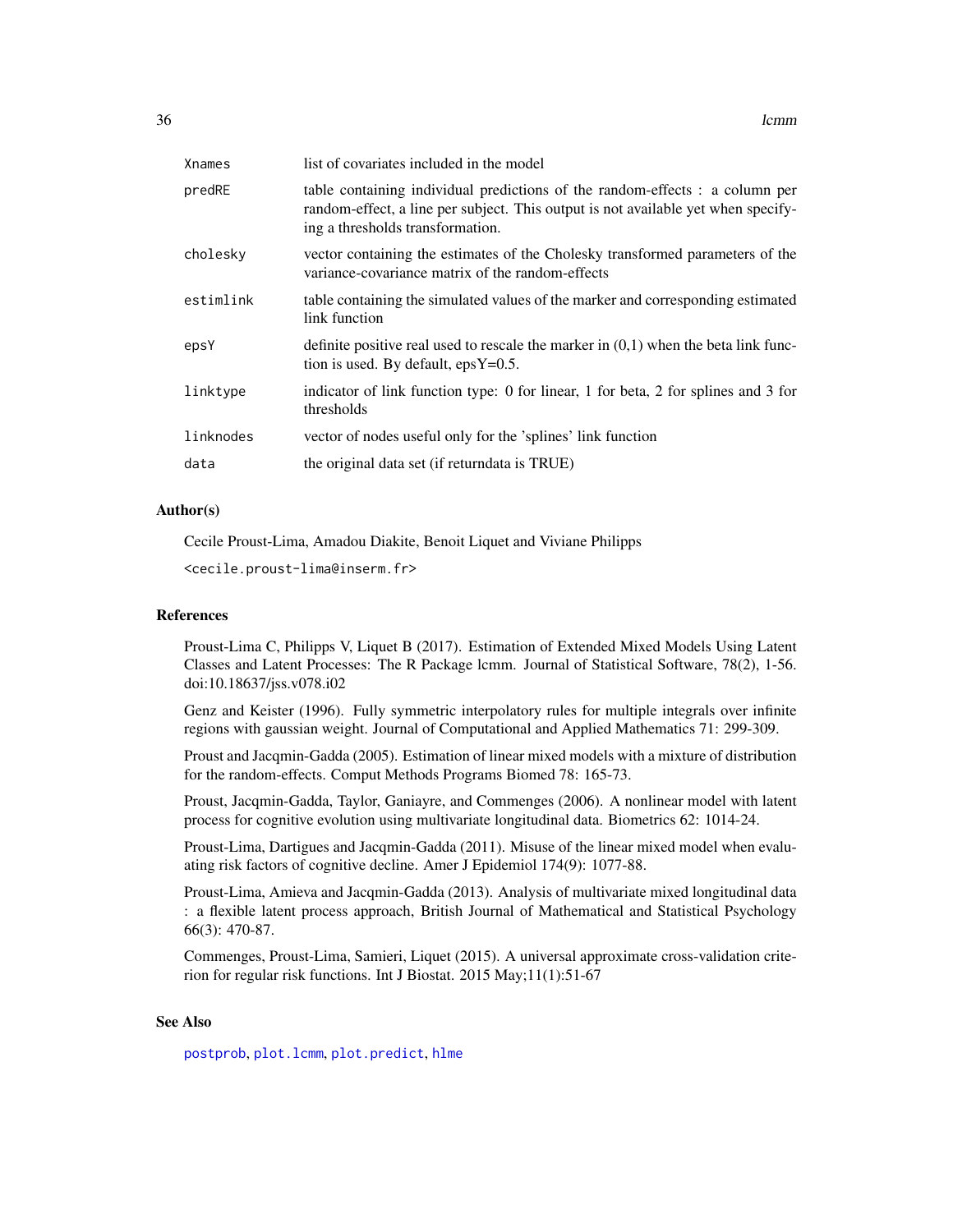| | |
|---|---|
| Xnames | list of covariates included in the model |
| predRE | table containing individual predictions of the random-effects : a column per random-effect, a line per subject. This output is not available yet when specifying a thresholds transformation. |
| cholesky | vector containing the estimates of the Cholesky transformed parameters of the variance-covariance matrix of the random-effects |
| estimlink | table containing the simulated values of the marker and corresponding estimated link function |
| epsY | definite positive real used to rescale the marker in (0,1) when the beta link function is used. By default, epsY=0.5. |
| linktype | indicator of link function type: 0 for linear, 1 for beta, 2 for splines and 3 for thresholds |
| linknodes | vector of nodes useful only for the 'splines' link function |
| data | the original data set (if returndata is TRUE) |

### Author(s)

Cecile Proust-Lima, Amadou Diakite, Benoit Liquet and Viviane Philipps

<cecile.proust-lima@inserm.fr>

### References

Proust-Lima C, Philipps V, Liquet B (2017). Estimation of Extended Mixed Models Using Latent Classes and Latent Processes: The R Package lcmm. Journal of Statistical Software, 78(2), 1-56. doi:10.18637/jss.v078.i02

Genz and Keister (1996). Fully symmetric interpolatory rules for multiple integrals over infinite regions with gaussian weight. Journal of Computational and Applied Mathematics 71: 299-309.

Proust and Jacqmin-Gadda (2005). Estimation of linear mixed models with a mixture of distribution for the random-effects. Comput Methods Programs Biomed 78: 165-73.

Proust, Jacqmin-Gadda, Taylor, Ganiayre, and Commenges (2006). A nonlinear model with latent process for cognitive evolution using multivariate longitudinal data. Biometrics 62: 1014-24.

Proust-Lima, Dartigues and Jacqmin-Gadda (2011). Misuse of the linear mixed model when evaluating risk factors of cognitive decline. Amer J Epidemiol 174(9): 1077-88.

Proust-Lima, Amieva and Jacqmin-Gadda (2013). Analysis of multivariate mixed longitudinal data : a flexible latent process approach, British Journal of Mathematical and Statistical Psychology 66(3): 470-87.

Commenges, Proust-Lima, Samieri, Liquet (2015). A universal approximate cross-validation criterion for regular risk functions. Int J Biostat. 2015 May;11(1):51-67

### See Also

postprob, plot.lcmm, plot.predict, hlme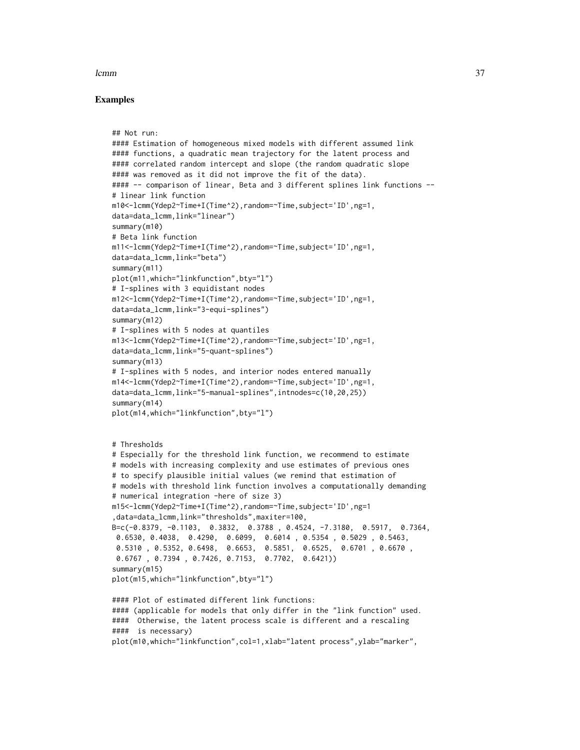## Examples

```
## Not run:
#### Estimation of homogeneous mixed models with different assumed link
#### functions, a quadratic mean trajectory for the latent process and
#### correlated random intercept and slope (the random quadratic slope
#### was removed as it did not improve the fit of the data).
#### -- comparison of linear, Beta and 3 different splines link functions --
# linear link function
m10<-lcmm(Ydep2~Time+I(Time^2),random=~Time,subject='ID',ng=1,
data=data_lcmm,link="linear")
summary(m10)
# Beta link function
m11<-lcmm(Ydep2~Time+I(Time^2),random=~Time,subject='ID',ng=1,
data=data_lcmm,link="beta")
summary(m11)
plot(m11,which="linkfunction",bty="l")
# I-splines with 3 equidistant nodes
m12<-lcmm(Ydep2~Time+I(Time^2),random=~Time,subject='ID',ng=1,
data=data_lcmm,link="3-equi-splines")
summary(m12)
# I-splines with 5 nodes at quantiles
m13<-lcmm(Ydep2~Time+I(Time^2),random=~Time,subject='ID',ng=1,
data=data_lcmm,link="5-quant-splines")
summary(m13)
# I-splines with 5 nodes, and interior nodes entered manually
m14<-lcmm(Ydep2~Time+I(Time^2),random=~Time,subject='ID',ng=1,
data=data_lcmm,link="5-manual-splines",intnodes=c(10,20,25))
summary(m14)
plot(m14,which="linkfunction",bty="l")


# Thresholds
# Especially for the threshold link function, we recommend to estimate
# models with increasing complexity and use estimates of previous ones
# to specify plausible initial values (we remind that estimation of
# models with threshold link function involves a computationally demanding
# numerical integration -here of size 3)
m15<-lcmm(Ydep2~Time+I(Time^2),random=~Time,subject='ID',ng=1
,data=data_lcmm,link="thresholds",maxiter=100,
B=c(-0.8379, -0.1103,  0.3832,  0.3788 , 0.4524, -7.3180,  0.5917,  0.7364,
 0.6530, 0.4038,  0.4290,  0.6099,  0.6014 , 0.5354 , 0.5029 , 0.5463,
 0.5310 , 0.5352, 0.6498,  0.6653,  0.5851,  0.6525,  0.6701 , 0.6670 ,
 0.6767 , 0.7394 , 0.7426, 0.7153,  0.7702,  0.6421))
summary(m15)
plot(m15,which="linkfunction",bty="l")

#### Plot of estimated different link functions:
#### (applicable for models that only differ in the "link function" used.
####  Otherwise, the latent process scale is different and a rescaling
####  is necessary)
plot(m10,which="linkfunction",col=1,xlab="latent process",ylab="marker",
```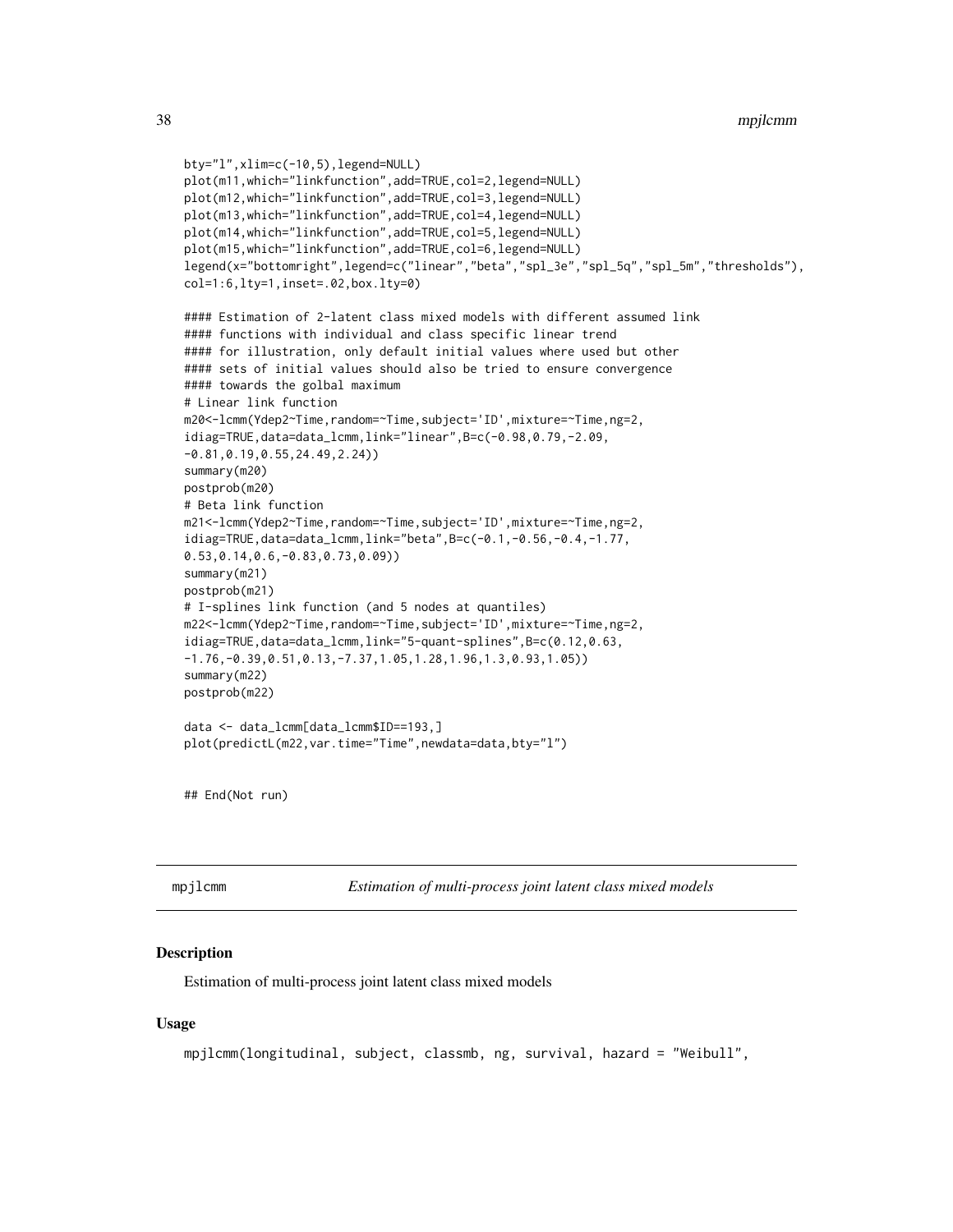```
bty="l",xlim=c(-10,5),legend=NULL)
plot(m11,which="linkfunction",add=TRUE,col=2,legend=NULL)
plot(m12,which="linkfunction",add=TRUE,col=3,legend=NULL)
plot(m13,which="linkfunction",add=TRUE,col=4,legend=NULL)
plot(m14,which="linkfunction",add=TRUE,col=5,legend=NULL)
plot(m15,which="linkfunction",add=TRUE,col=6,legend=NULL)
legend(x="bottomright",legend=c("linear","beta","spl_3e","spl_5q","spl_5m","thresholds"),
col=1:6,lty=1,inset=.02,box.lty=0)

#### Estimation of 2-latent class mixed models with different assumed link
#### functions with individual and class specific linear trend
#### for illustration, only default initial values where used but other
#### sets of initial values should also be tried to ensure convergence
#### towards the golbal maximum
# Linear link function
m20<-lcmm(Ydep2~Time,random=~Time,subject='ID',mixture=~Time,ng=2,
idiag=TRUE,data=data_lcmm,link="linear",B=c(-0.98,0.79,-2.09,
-0.81,0.19,0.55,24.49,2.24))
summary(m20)
postprob(m20)
# Beta link function
m21<-lcmm(Ydep2~Time,random=~Time,subject='ID',mixture=~Time,ng=2,
idiag=TRUE,data=data_lcmm,link="beta",B=c(-0.1,-0.56,-0.4,-1.77,
0.53,0.14,0.6,-0.83,0.73,0.09))
summary(m21)
postprob(m21)
# I-splines link function (and 5 nodes at quantiles)
m22<-lcmm(Ydep2~Time,random=~Time,subject='ID',mixture=~Time,ng=2,
idiag=TRUE,data=data_lcmm,link="5-quant-splines",B=c(0.12,0.63,
-1.76,-0.39,0.51,0.13,-7.37,1.05,1.28,1.96,1.3,0.93,1.05))
summary(m22)
postprob(m22)

data <- data_lcmm[data_lcmm$ID==193,]
plot(predictL(m22,var.time="Time",newdata=data,bty="l")


## End(Not run)
```

## mpjlcmm — *Estimation of multi-process joint latent class mixed models*

### Description

Estimation of multi-process joint latent class mixed models

### Usage

```
mpjlcmm(longitudinal, subject, classmb, ng, survival, hazard = "Weibull",
```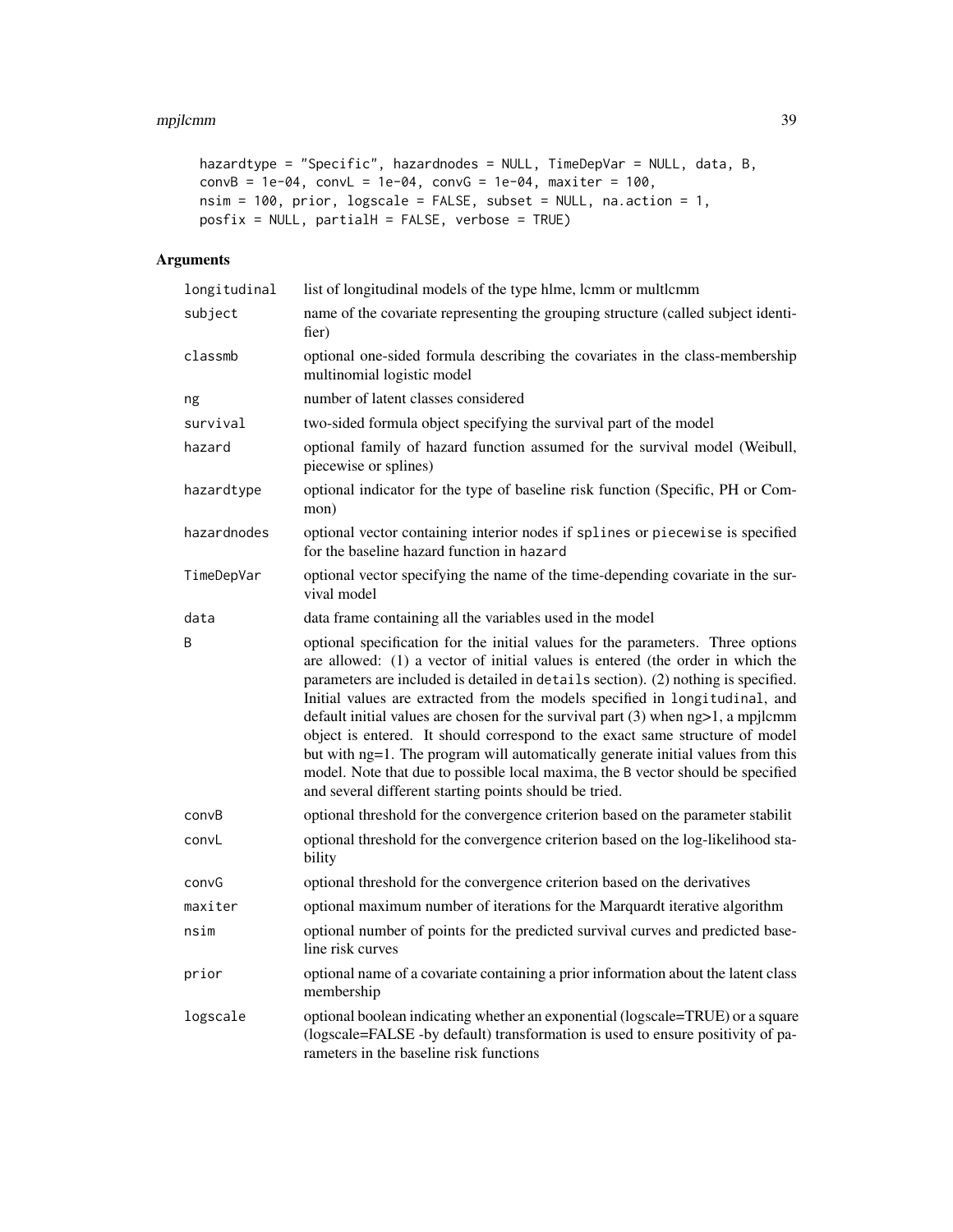```
hazardtype = "Specific", hazardnodes = NULL, TimeDepVar = NULL, data, B,
convB = 1e-04, convL = 1e-04, convG = 1e-04, maxiter = 100,
nsim = 100, prior, logscale = FALSE, subset = NULL, na.action = 1,
posfix = NULL, partialH = FALSE, verbose = TRUE)
```

## Arguments

| | |
|---|---|
| `longitudinal` | list of longitudinal models of the type hlme, lcmm or multlcmm |
| `subject` | name of the covariate representing the grouping structure (called subject identifier) |
| `classmb` | optional one-sided formula describing the covariates in the class-membership multinomial logistic model |
| `ng` | number of latent classes considered |
| `survival` | two-sided formula object specifying the survival part of the model |
| `hazard` | optional family of hazard function assumed for the survival model (Weibull, piecewise or splines) |
| `hazardtype` | optional indicator for the type of baseline risk function (Specific, PH or Common) |
| `hazardnodes` | optional vector containing interior nodes if `splines` or `piecewise` is specified for the baseline hazard function in `hazard` |
| `TimeDepVar` | optional vector specifying the name of the time-depending covariate in the survival model |
| `data` | data frame containing all the variables used in the model |
| `B` | optional specification for the initial values for the parameters. Three options are allowed: (1) a vector of initial values is entered (the order in which the parameters are included is detailed in `details` section). (2) nothing is specified. Initial values are extracted from the models specified in `longitudinal`, and default initial values are chosen for the survival part (3) when ng>1, a mpjlcmm object is entered. It should correspond to the exact same structure of model but with ng=1. The program will automatically generate initial values from this model. Note that due to possible local maxima, the `B` vector should be specified and several different starting points should be tried. |
| `convB` | optional threshold for the convergence criterion based on the parameter stabilit |
| `convL` | optional threshold for the convergence criterion based on the log-likelihood stability |
| `convG` | optional threshold for the convergence criterion based on the derivatives |
| `maxiter` | optional maximum number of iterations for the Marquardt iterative algorithm |
| `nsim` | optional number of points for the predicted survival curves and predicted baseline risk curves |
| `prior` | optional name of a covariate containing a prior information about the latent class membership |
| `logscale` | optional boolean indicating whether an exponential (logscale=TRUE) or a square (logscale=FALSE -by default) transformation is used to ensure positivity of parameters in the baseline risk functions |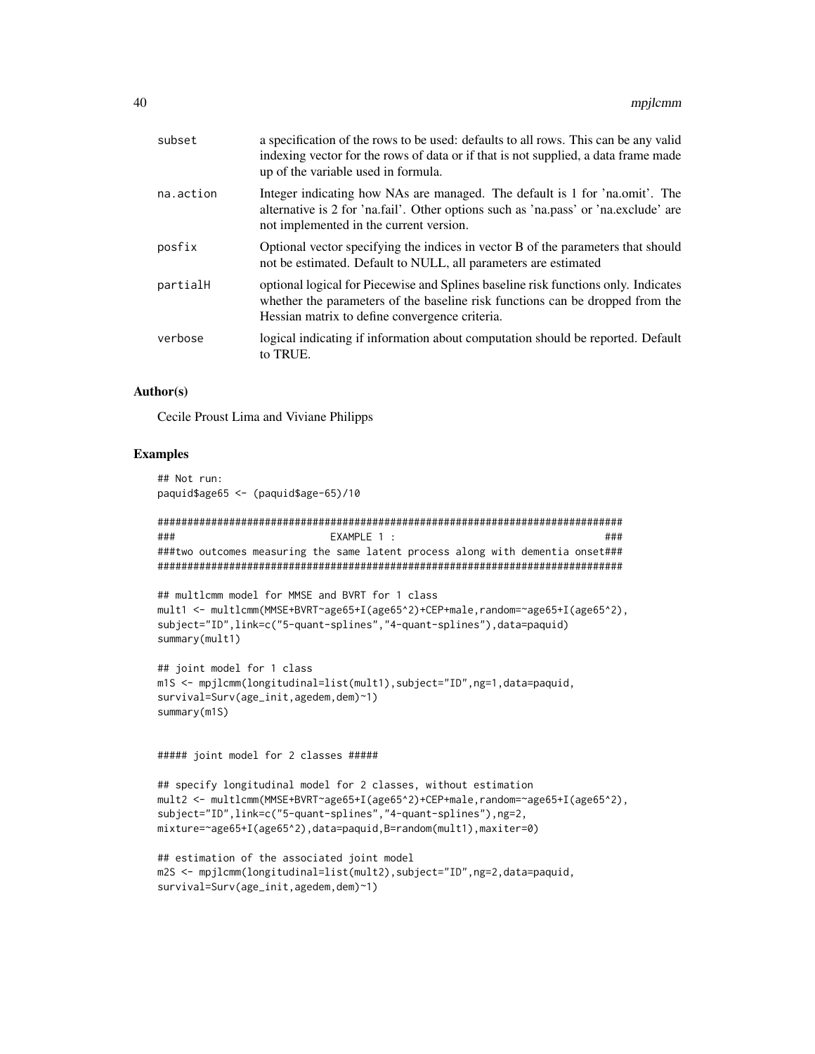| | |
|---|---|
| subset | a specification of the rows to be used: defaults to all rows. This can be any valid indexing vector for the rows of data or if that is not supplied, a data frame made up of the variable used in formula. |
| na.action | Integer indicating how NAs are managed. The default is 1 for 'na.omit'. The alternative is 2 for 'na.fail'. Other options such as 'na.pass' or 'na.exclude' are not implemented in the current version. |
| posfix | Optional vector specifying the indices in vector B of the parameters that should not be estimated. Default to NULL, all parameters are estimated |
| partialH | optional logical for Piecewise and Splines baseline risk functions only. Indicates whether the parameters of the baseline risk functions can be dropped from the Hessian matrix to define convergence criteria. |
| verbose | logical indicating if information about computation should be reported. Default to TRUE. |

## Author(s)

Cecile Proust Lima and Viviane Philipps

## Examples

```
## Not run:
paquid$age65 <- (paquid$age-65)/10

###############################################################################
###                          EXAMPLE 1 :                                    ###
###two outcomes measuring the same latent process along with dementia onset###
###############################################################################

## multlcmm model for MMSE and BVRT for 1 class
mult1 <- multlcmm(MMSE+BVRT~age65+I(age65^2)+CEP+male,random=~age65+I(age65^2),
subject="ID",link=c("5-quant-splines","4-quant-splines"),data=paquid)
summary(mult1)

## joint model for 1 class
m1S <- mpjlcmm(longitudinal=list(mult1),subject="ID",ng=1,data=paquid,
survival=Surv(age_init,agedem,dem)~1)
summary(m1S)


##### joint model for 2 classes #####

## specify longitudinal model for 2 classes, without estimation
mult2 <- multlcmm(MMSE+BVRT~age65+I(age65^2)+CEP+male,random=~age65+I(age65^2),
subject="ID",link=c("5-quant-splines","4-quant-splines"),ng=2,
mixture=~age65+I(age65^2),data=paquid,B=random(mult1),maxiter=0)

## estimation of the associated joint model
m2S <- mpjlcmm(longitudinal=list(mult2),subject="ID",ng=2,data=paquid,
survival=Surv(age_init,agedem,dem)~1)
```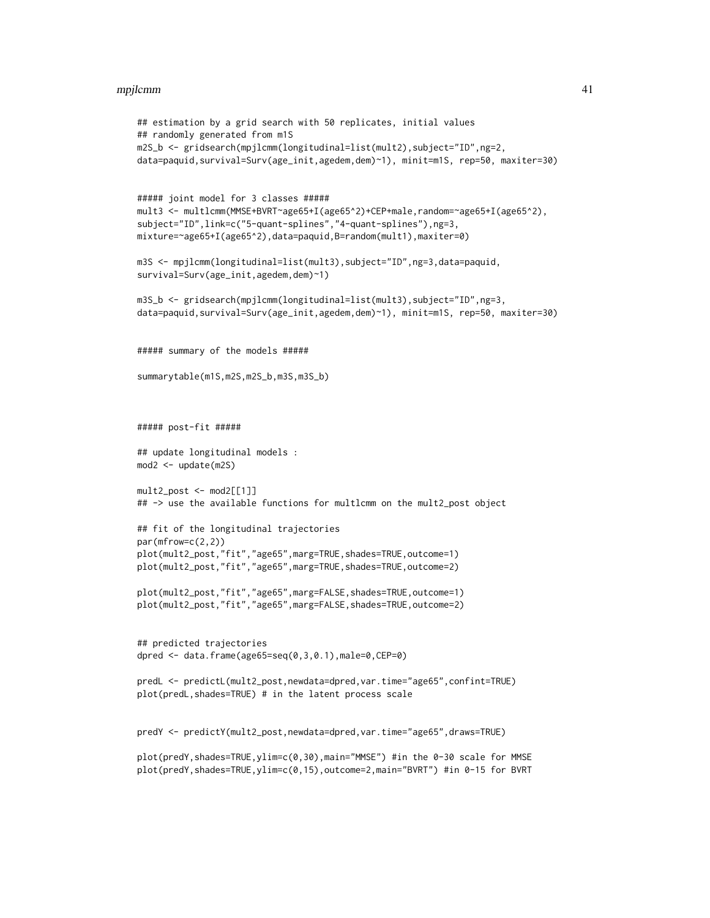```
## estimation by a grid search with 50 replicates, initial values
## randomly generated from m1S
m2S_b <- gridsearch(mpjlcmm(longitudinal=list(mult2),subject="ID",ng=2,
data=paquid,survival=Surv(age_init,agedem,dem)~1), minit=m1S, rep=50, maxiter=30)


##### joint model for 3 classes #####
mult3 <- multlcmm(MMSE+BVRT~age65+I(age65^2)+CEP+male,random=~age65+I(age65^2),
subject="ID",link=c("5-quant-splines","4-quant-splines"),ng=3,
mixture=~age65+I(age65^2),data=paquid,B=random(mult1),maxiter=0)

m3S <- mpjlcmm(longitudinal=list(mult3),subject="ID",ng=3,data=paquid,
survival=Surv(age_init,agedem,dem)~1)

m3S_b <- gridsearch(mpjlcmm(longitudinal=list(mult3),subject="ID",ng=3,
data=paquid,survival=Surv(age_init,agedem,dem)~1), minit=m1S, rep=50, maxiter=30)


##### summary of the models #####

summarytable(m1S,m2S,m2S_b,m3S,m3S_b)



##### post-fit #####

## update longitudinal models :
mod2 <- update(m2S)

mult2_post <- mod2[[1]]
## -> use the available functions for multlcmm on the mult2_post object

## fit of the longitudinal trajectories
par(mfrow=c(2,2))
plot(mult2_post,"fit","age65",marg=TRUE,shades=TRUE,outcome=1)
plot(mult2_post,"fit","age65",marg=TRUE,shades=TRUE,outcome=2)

plot(mult2_post,"fit","age65",marg=FALSE,shades=TRUE,outcome=1)
plot(mult2_post,"fit","age65",marg=FALSE,shades=TRUE,outcome=2)


## predicted trajectories
dpred <- data.frame(age65=seq(0,3,0.1),male=0,CEP=0)

predL <- predictL(mult2_post,newdata=dpred,var.time="age65",confint=TRUE)
plot(predL,shades=TRUE) # in the latent process scale


predY <- predictY(mult2_post,newdata=dpred,var.time="age65",draws=TRUE)

plot(predY,shades=TRUE,ylim=c(0,30),main="MMSE") #in the 0-30 scale for MMSE
plot(predY,shades=TRUE,ylim=c(0,15),outcome=2,main="BVRT") #in 0-15 for BVRT
```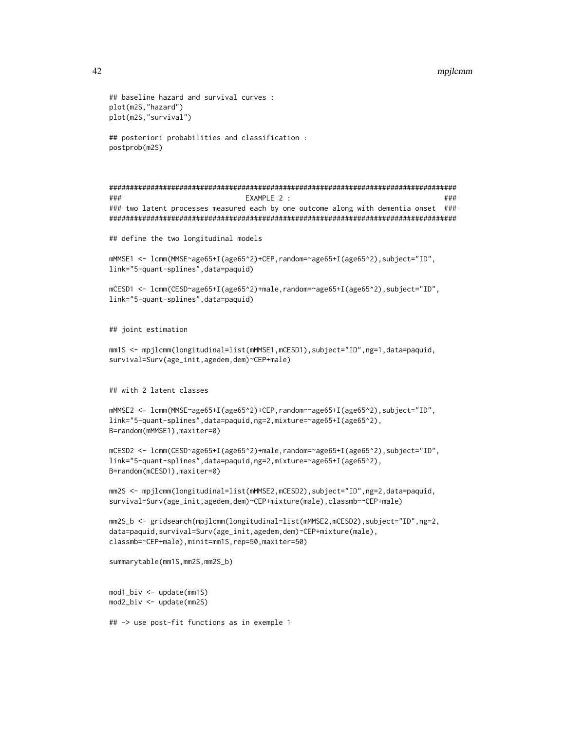```
## baseline hazard and survival curves :
plot(m2S,"hazard")
plot(m2S,"survival")

## posteriori probabilities and classification :
postprob(m2S)



##################################################################################
###                              EXAMPLE 2 :                                   ###
### two latent processes measured each by one outcome along with dementia onset  ###
##################################################################################

## define the two longitudinal models

mMMSE1 <- lcmm(MMSE~age65+I(age65^2)+CEP,random=~age65+I(age65^2),subject="ID",
link="5-quant-splines",data=paquid)

mCESD1 <- lcmm(CESD~age65+I(age65^2)+male,random=~age65+I(age65^2),subject="ID",
link="5-quant-splines",data=paquid)


## joint estimation

mm1S <- mpjlcmm(longitudinal=list(mMMSE1,mCESD1),subject="ID",ng=1,data=paquid,
survival=Surv(age_init,agedem,dem)~CEP+male)


## with 2 latent classes

mMMSE2 <- lcmm(MMSE~age65+I(age65^2)+CEP,random=~age65+I(age65^2),subject="ID",
link="5-quant-splines",data=paquid,ng=2,mixture=~age65+I(age65^2),
B=random(mMMSE1),maxiter=0)

mCESD2 <- lcmm(CESD~age65+I(age65^2)+male,random=~age65+I(age65^2),subject="ID",
link="5-quant-splines",data=paquid,ng=2,mixture=~age65+I(age65^2),
B=random(mCESD1),maxiter=0)

mm2S <- mpjlcmm(longitudinal=list(mMMSE2,mCESD2),subject="ID",ng=2,data=paquid,
survival=Surv(age_init,agedem,dem)~CEP+mixture(male),classmb=~CEP+male)

mm2S_b <- gridsearch(mpjlcmm(longitudinal=list(mMMSE2,mCESD2),subject="ID",ng=2,
data=paquid,survival=Surv(age_init,agedem,dem)~CEP+mixture(male),
classmb=~CEP+male),minit=mm1S,rep=50,maxiter=50)

summarytable(mm1S,mm2S,mm2S_b)


mod1_biv <- update(mm1S)
mod2_biv <- update(mm2S)

## -> use post-fit functions as in exemple 1
```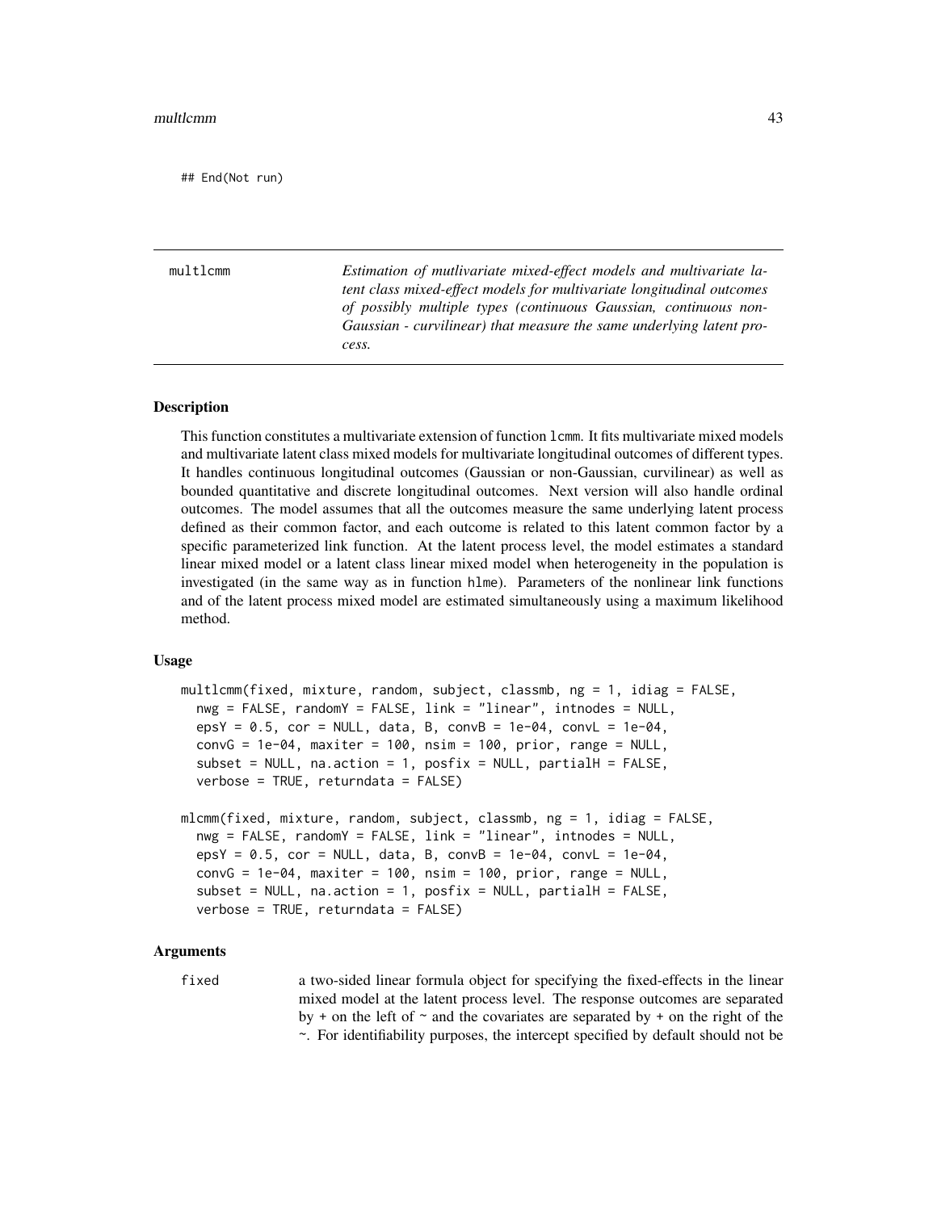```
## End(Not run)
```

---

multlcmm — *Estimation of mutlivariate mixed-effect models and multivariate latent class mixed-effect models for multivariate longitudinal outcomes of possibly multiple types (continuous Gaussian, continuous non-Gaussian - curvilinear) that measure the same underlying latent process.*

---

### Description

This function constitutes a multivariate extension of function `lcmm`. It fits multivariate mixed models and multivariate latent class mixed models for multivariate longitudinal outcomes of different types. It handles continuous longitudinal outcomes (Gaussian or non-Gaussian, curvilinear) as well as bounded quantitative and discrete longitudinal outcomes. Next version will also handle ordinal outcomes. The model assumes that all the outcomes measure the same underlying latent process defined as their common factor, and each outcome is related to this latent common factor by a specific parameterized link function. At the latent process level, the model estimates a standard linear mixed model or a latent class linear mixed model when heterogeneity in the population is investigated (in the same way as in function `hlme`). Parameters of the nonlinear link functions and of the latent process mixed model are estimated simultaneously using a maximum likelihood method.

### Usage

```
multlcmm(fixed, mixture, random, subject, classmb, ng = 1, idiag = FALSE,
  nwg = FALSE, randomY = FALSE, link = "linear", intnodes = NULL,
  epsY = 0.5, cor = NULL, data, B, convB = 1e-04, convL = 1e-04,
  convG = 1e-04, maxiter = 100, nsim = 100, prior, range = NULL,
  subset = NULL, na.action = 1, posfix = NULL, partialH = FALSE,
  verbose = TRUE, returndata = FALSE)

mlcmm(fixed, mixture, random, subject, classmb, ng = 1, idiag = FALSE,
  nwg = FALSE, randomY = FALSE, link = "linear", intnodes = NULL,
  epsY = 0.5, cor = NULL, data, B, convB = 1e-04, convL = 1e-04,
  convG = 1e-04, maxiter = 100, nsim = 100, prior, range = NULL,
  subset = NULL, na.action = 1, posfix = NULL, partialH = FALSE,
  verbose = TRUE, returndata = FALSE)
```

### Arguments

`fixed` a two-sided linear formula object for specifying the fixed-effects in the linear mixed model at the latent process level. The response outcomes are separated by `+` on the left of `~` and the covariates are separated by `+` on the right of the `~`. For identifiability purposes, the intercept specified by default should not be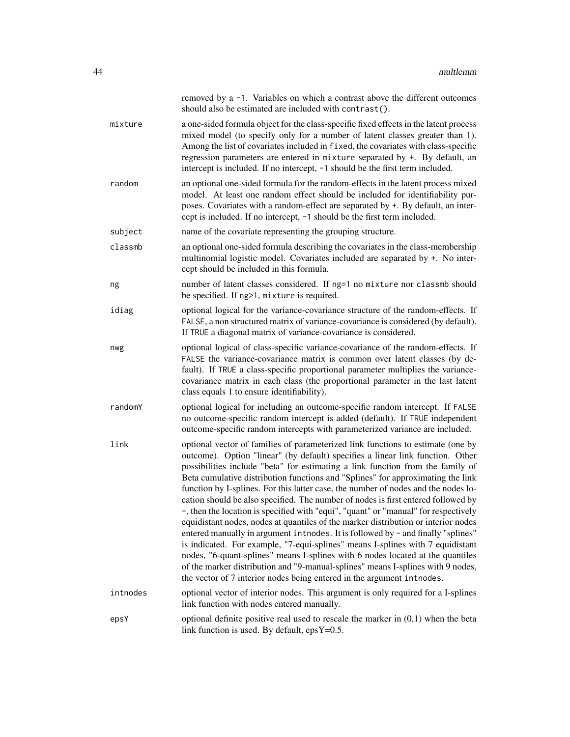removed by a `-1`. Variables on which a contrast above the different outcomes should also be estimated are included with `contrast()`.

`mixture`
: a one-sided formula object for the class-specific fixed effects in the latent process mixed model (to specify only for a number of latent classes greater than 1). Among the list of covariates included in `fixed`, the covariates with class-specific regression parameters are entered in `mixture` separated by `+`. By default, an intercept is included. If no intercept, `-1` should be the first term included.

`random`
: an optional one-sided formula for the random-effects in the latent process mixed model. At least one random effect should be included for identifiability purposes. Covariates with a random-effect are separated by `+`. By default, an intercept is included. If no intercept, `-1` should be the first term included.

`subject`
: name of the covariate representing the grouping structure.

`classmb`
: an optional one-sided formula describing the covariates in the class-membership multinomial logistic model. Covariates included are separated by `+`. No intercept should be included in this formula.

`ng`
: number of latent classes considered. If `ng=1` no `mixture` nor `classmb` should be specified. If `ng>1`, `mixture` is required.

`idiag`
: optional logical for the variance-covariance structure of the random-effects. If `FALSE`, a non structured matrix of variance-covariance is considered (by default). If `TRUE` a diagonal matrix of variance-covariance is considered.

`nwg`
: optional logical of class-specific variance-covariance of the random-effects. If `FALSE` the variance-covariance matrix is common over latent classes (by default). If `TRUE` a class-specific proportional parameter multiplies the variance-covariance matrix in each class (the proportional parameter in the last latent class equals 1 to ensure identifiability).

`randomY`
: optional logical for including an outcome-specific random intercept. If `FALSE` no outcome-specific random intercept is added (default). If `TRUE` independent outcome-specific random intercepts with parameterized variance are included.

`link`
: optional vector of families of parameterized link functions to estimate (one by outcome). Option "linear" (by default) specifies a linear link function. Other possibilities include "beta" for estimating a link function from the family of Beta cumulative distribution functions and "Splines" for approximating the link function by I-splines. For this latter case, the number of nodes and the nodes location should be also specified. The number of nodes is first entered followed by -, then the location is specified with "equi", "quant" or "manual" for respectively equidistant nodes, nodes at quantiles of the marker distribution or interior nodes entered manually in argument `intnodes`. It is followed by - and finally "splines" is indicated. For example, "7-equi-splines" means I-splines with 7 equidistant nodes, "6-quant-splines" means I-splines with 6 nodes located at the quantiles of the marker distribution and "9-manual-splines" means I-splines with 9 nodes, the vector of 7 interior nodes being entered in the argument `intnodes`.

`intnodes`
: optional vector of interior nodes. This argument is only required for a I-splines link function with nodes entered manually.

`epsY`
: optional definite positive real used to rescale the marker in (0,1) when the beta link function is used. By default, epsY=0.5.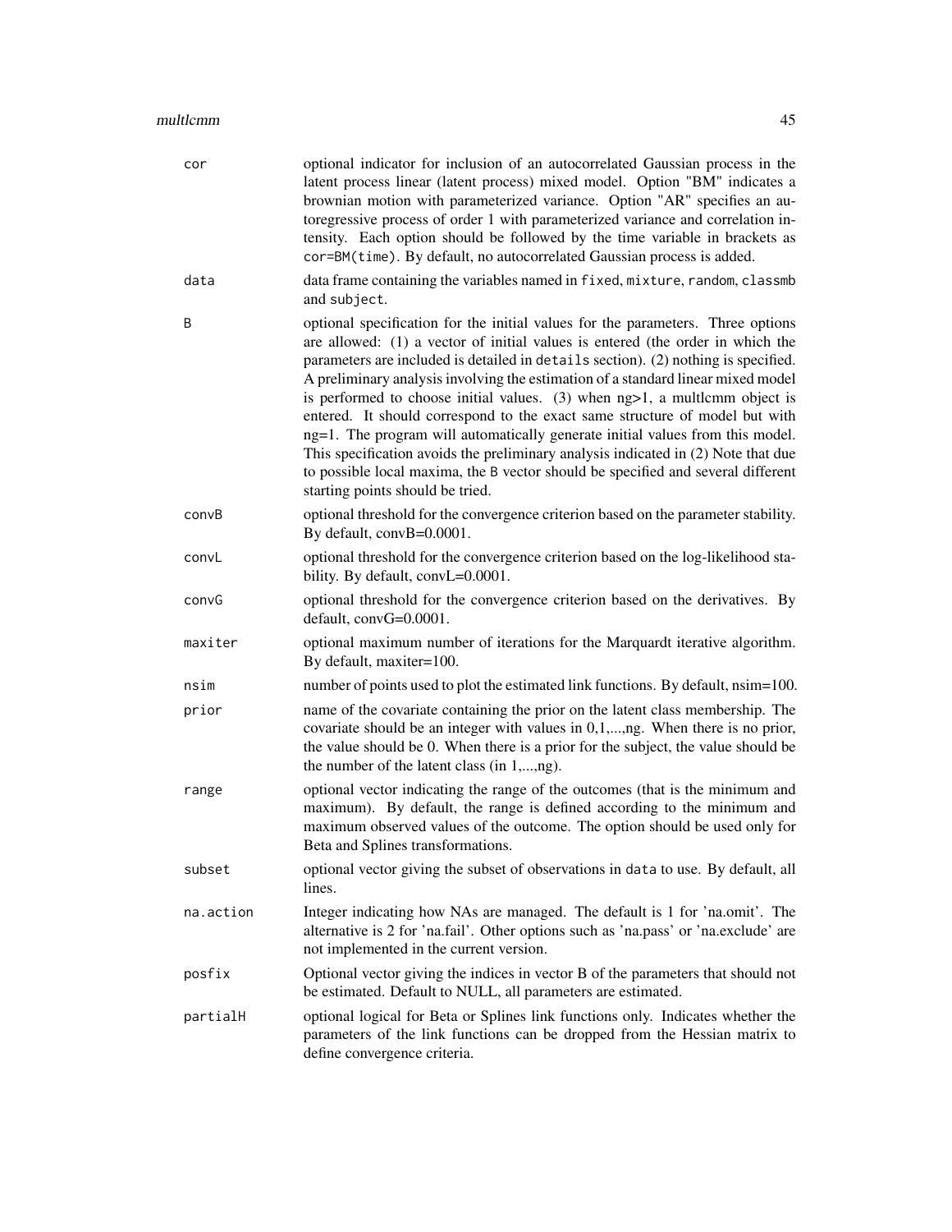**cor** optional indicator for inclusion of an autocorrelated Gaussian process in the latent process linear (latent process) mixed model. Option "BM" indicates a brownian motion with parameterized variance. Option "AR" specifies an autoregressive process of order 1 with parameterized variance and correlation intensity. Each option should be followed by the time variable in brackets as `cor=BM(time)`. By default, no autocorrelated Gaussian process is added.

**data** data frame containing the variables named in `fixed`, `mixture`, `random`, `classmb` and `subject`.

**B** optional specification for the initial values for the parameters. Three options are allowed: (1) a vector of initial values is entered (the order in which the parameters are included is detailed in `details` section). (2) nothing is specified. A preliminary analysis involving the estimation of a standard linear mixed model is performed to choose initial values. (3) when ng>1, a multlcmm object is entered. It should correspond to the exact same structure of model but with ng=1. The program will automatically generate initial values from this model. This specification avoids the preliminary analysis indicated in (2) Note that due to possible local maxima, the `B` vector should be specified and several different starting points should be tried.

**convB** optional threshold for the convergence criterion based on the parameter stability. By default, convB=0.0001.

**convL** optional threshold for the convergence criterion based on the log-likelihood stability. By default, convL=0.0001.

**convG** optional threshold for the convergence criterion based on the derivatives. By default, convG=0.0001.

**maxiter** optional maximum number of iterations for the Marquardt iterative algorithm. By default, maxiter=100.

**nsim** number of points used to plot the estimated link functions. By default, nsim=100.

**prior** name of the covariate containing the prior on the latent class membership. The covariate should be an integer with values in 0,1,...,ng. When there is no prior, the value should be 0. When there is a prior for the subject, the value should be the number of the latent class (in 1,...,ng).

**range** optional vector indicating the range of the outcomes (that is the minimum and maximum). By default, the range is defined according to the minimum and maximum observed values of the outcome. The option should be used only for Beta and Splines transformations.

**subset** optional vector giving the subset of observations in `data` to use. By default, all lines.

**na.action** Integer indicating how NAs are managed. The default is 1 for 'na.omit'. The alternative is 2 for 'na.fail'. Other options such as 'na.pass' or 'na.exclude' are not implemented in the current version.

**posfix** Optional vector giving the indices in vector B of the parameters that should not be estimated. Default to NULL, all parameters are estimated.

**partialH** optional logical for Beta or Splines link functions only. Indicates whether the parameters of the link functions can be dropped from the Hessian matrix to define convergence criteria.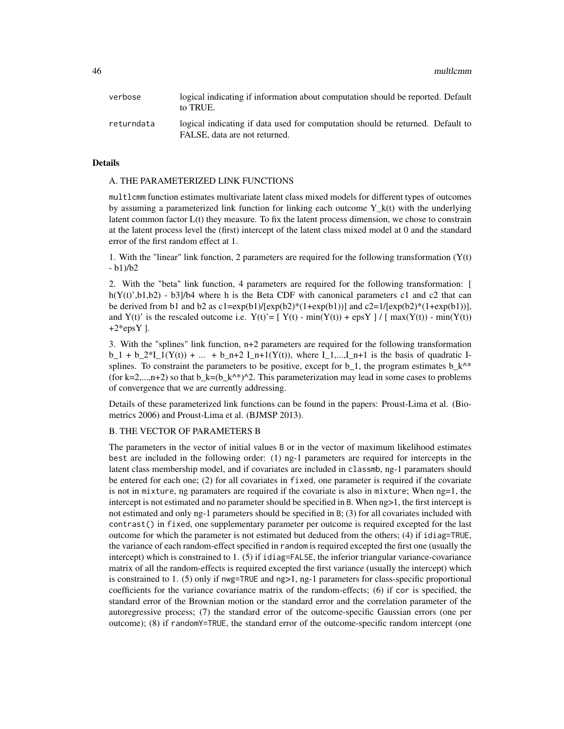| | |
|---|---|
| verbose | logical indicating if information about computation should be reported. Default to TRUE. |
| returndata | logical indicating if data used for computation should be returned. Default to FALSE, data are not returned. |

## Details

A. THE PARAMETERIZED LINK FUNCTIONS

`multlcmm` function estimates multivariate latent class mixed models for different types of outcomes by assuming a parameterized link function for linking each outcome Y_k(t) with the underlying latent common factor L(t) they measure. To fix the latent process dimension, we chose to constrain at the latent process level the (first) intercept of the latent class mixed model at 0 and the standard error of the first random effect at 1.

1. With the "linear" link function, 2 parameters are required for the following transformation (Y(t) - b1)/b2

2. With the "beta" link function, 4 parameters are required for the following transformation: [ h(Y(t)',b1,b2) - b3]/b4 where h is the Beta CDF with canonical parameters c1 and c2 that can be derived from b1 and b2 as c1=exp(b1)/[exp(b2)*(1+exp(b1))] and c2=1/[exp(b2)*(1+exp(b1))], and Y(t)' is the rescaled outcome i.e. Y(t)'= [ Y(t) - min(Y(t)) + epsY ] / [ max(Y(t)) - min(Y(t)) +2*epsY ].

3. With the "splines" link function, n+2 parameters are required for the following transformation b_1 + b_2*I_1(Y(t)) + ... + b_n+2 I_n+1(Y(t)), where I_1,...,I_n+1 is the basis of quadratic I-splines. To constraint the parameters to be positive, except for b_1, the program estimates b_k^* (for k=2,...,n+2) so that b_k=(b_k^*)^2. This parameterization may lead in some cases to problems of convergence that we are currently addressing.

Details of these parameterized link functions can be found in the papers: Proust-Lima et al. (Biometrics 2006) and Proust-Lima et al. (BJMSP 2013).

B. THE VECTOR OF PARAMETERS B

The parameters in the vector of initial values `B` or in the vector of maximum likelihood estimates `best` are included in the following order: (1) ng-1 parameters are required for intercepts in the latent class membership model, and if covariates are included in `classmb`, ng-1 paramaters should be entered for each one; (2) for all covariates in `fixed`, one parameter is required if the covariate is not in `mixture`, ng paramaters are required if the covariate is also in `mixture`; When ng=1, the intercept is not estimated and no parameter should be specified in `B`. When ng>1, the first intercept is not estimated and only ng-1 parameters should be specified in `B`; (3) for all covariates included with `contrast()` in `fixed`, one supplementary parameter per outcome is required excepted for the last outcome for which the parameter is not estimated but deduced from the others; (4) if `idiag=TRUE`, the variance of each random-effect specified in `random` is required excepted the first one (usually the intercept) which is constrained to 1. (5) if `idiag=FALSE`, the inferior triangular variance-covariance matrix of all the random-effects is required excepted the first variance (usually the intercept) which is constrained to 1. (5) only if `nwg=TRUE` and ng>1, ng-1 parameters for class-specific proportional coefficients for the variance covariance matrix of the random-effects; (6) if `cor` is specified, the standard error of the Brownian motion or the standard error and the correlation parameter of the autoregressive process; (7) the standard error of the outcome-specific Gaussian errors (one per outcome); (8) if `randomY=TRUE`, the standard error of the outcome-specific random intercept (one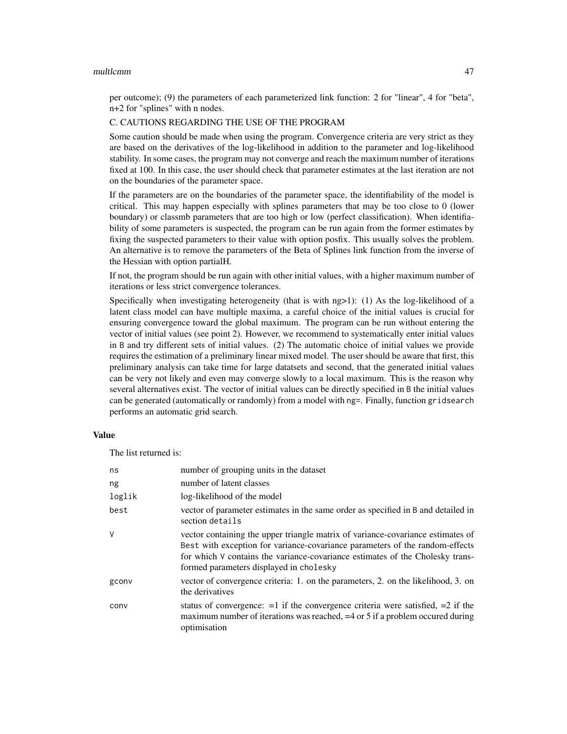per outcome); (9) the parameters of each parameterized link function: 2 for "linear", 4 for "beta", n+2 for "splines" with n nodes.

C. CAUTIONS REGARDING THE USE OF THE PROGRAM

Some caution should be made when using the program. Convergence criteria are very strict as they are based on the derivatives of the log-likelihood in addition to the parameter and log-likelihood stability. In some cases, the program may not converge and reach the maximum number of iterations fixed at 100. In this case, the user should check that parameter estimates at the last iteration are not on the boundaries of the parameter space.

If the parameters are on the boundaries of the parameter space, the identifiability of the model is critical. This may happen especially with splines parameters that may be too close to 0 (lower boundary) or classmb parameters that are too high or low (perfect classification). When identifiability of some parameters is suspected, the program can be run again from the former estimates by fixing the suspected parameters to their value with option posfix. This usually solves the problem. An alternative is to remove the parameters of the Beta of Splines link function from the inverse of the Hessian with option partialH.

If not, the program should be run again with other initial values, with a higher maximum number of iterations or less strict convergence tolerances.

Specifically when investigating heterogeneity (that is with ng>1): (1) As the log-likelihood of a latent class model can have multiple maxima, a careful choice of the initial values is crucial for ensuring convergence toward the global maximum. The program can be run without entering the vector of initial values (see point 2). However, we recommend to systematically enter initial values in `B` and try different sets of initial values. (2) The automatic choice of initial values we provide requires the estimation of a preliminary linear mixed model. The user should be aware that first, this preliminary analysis can take time for large datatsets and second, that the generated initial values can be very not likely and even may converge slowly to a local maximum. This is the reason why several alternatives exist. The vector of initial values can be directly specified in `B` the initial values can be generated (automatically or randomly) from a model with `ng=`. Finally, function `gridsearch` performs an automatic grid search.

## Value

The list returned is:

| | |
|---|---|
| `ns` | number of grouping units in the dataset |
| `ng` | number of latent classes |
| `loglik` | log-likelihood of the model |
| `best` | vector of parameter estimates in the same order as specified in `B` and detailed in section `details` |
| `V` | vector containing the upper triangle matrix of variance-covariance estimates of `Best` with exception for variance-covariance parameters of the random-effects for which `V` contains the variance-covariance estimates of the Cholesky transformed parameters displayed in `cholesky` |
| `gconv` | vector of convergence criteria: 1. on the parameters, 2. on the likelihood, 3. on the derivatives |
| `conv` | status of convergence: =1 if the convergence criteria were satisfied, =2 if the maximum number of iterations was reached, =4 or 5 if a problem occured during optimisation |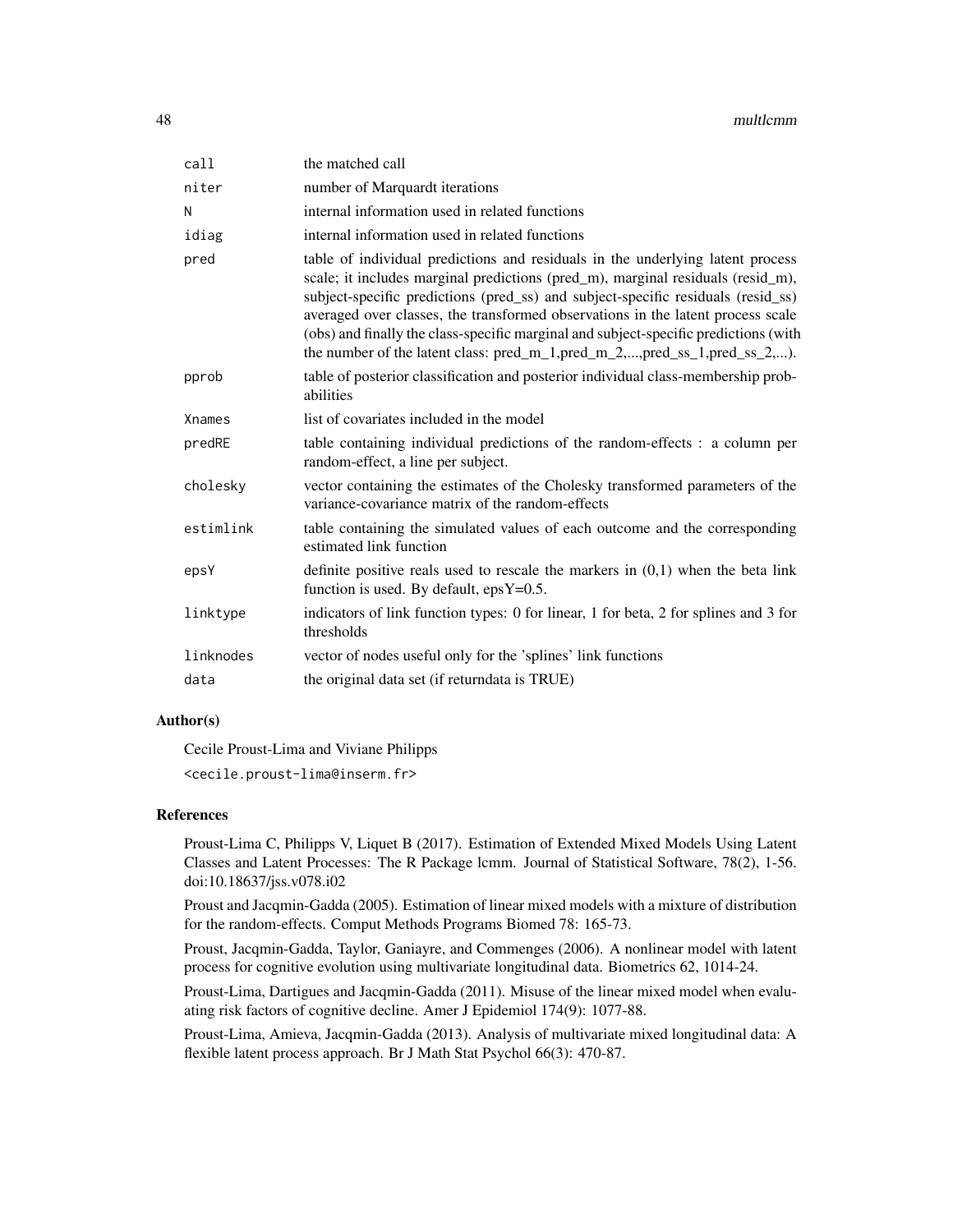| | |
|---|---|
| call | the matched call |
| niter | number of Marquardt iterations |
| N | internal information used in related functions |
| idiag | internal information used in related functions |
| pred | table of individual predictions and residuals in the underlying latent process scale; it includes marginal predictions (pred_m), marginal residuals (resid_m), subject-specific predictions (pred_ss) and subject-specific residuals (resid_ss) averaged over classes, the transformed observations in the latent process scale (obs) and finally the class-specific marginal and subject-specific predictions (with the number of the latent class: pred_m_1,pred_m_2,...,pred_ss_1,pred_ss_2,...). |
| pprob | table of posterior classification and posterior individual class-membership probabilities |
| Xnames | list of covariates included in the model |
| predRE | table containing individual predictions of the random-effects : a column per random-effect, a line per subject. |
| cholesky | vector containing the estimates of the Cholesky transformed parameters of the variance-covariance matrix of the random-effects |
| estimlink | table containing the simulated values of each outcome and the corresponding estimated link function |
| epsY | definite positive reals used to rescale the markers in (0,1) when the beta link function is used. By default, epsY=0.5. |
| linktype | indicators of link function types: 0 for linear, 1 for beta, 2 for splines and 3 for thresholds |
| linknodes | vector of nodes useful only for the 'splines' link functions |
| data | the original data set (if returndata is TRUE) |

## Author(s)

Cecile Proust-Lima and Viviane Philipps

<cecile.proust-lima@inserm.fr>

## References

Proust-Lima C, Philipps V, Liquet B (2017). Estimation of Extended Mixed Models Using Latent Classes and Latent Processes: The R Package lcmm. Journal of Statistical Software, 78(2), 1-56. doi:10.18637/jss.v078.i02

Proust and Jacqmin-Gadda (2005). Estimation of linear mixed models with a mixture of distribution for the random-effects. Comput Methods Programs Biomed 78: 165-73.

Proust, Jacqmin-Gadda, Taylor, Ganiayre, and Commenges (2006). A nonlinear model with latent process for cognitive evolution using multivariate longitudinal data. Biometrics 62, 1014-24.

Proust-Lima, Dartigues and Jacqmin-Gadda (2011). Misuse of the linear mixed model when evaluating risk factors of cognitive decline. Amer J Epidemiol 174(9): 1077-88.

Proust-Lima, Amieva, Jacqmin-Gadda (2013). Analysis of multivariate mixed longitudinal data: A flexible latent process approach. Br J Math Stat Psychol 66(3): 470-87.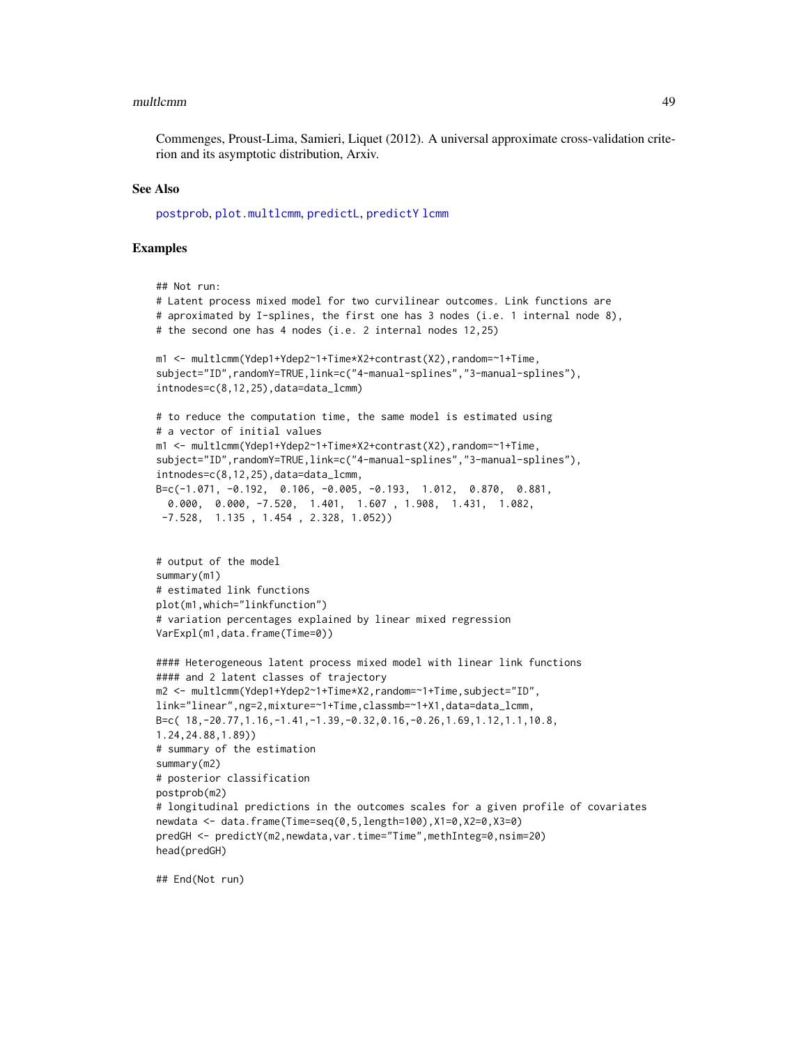Commenges, Proust-Lima, Samieri, Liquet (2012). A universal approximate cross-validation criterion and its asymptotic distribution, Arxiv.

## See Also

postprob, plot.multlcmm, predictL, predictY lcmm

## Examples

```
## Not run:
# Latent process mixed model for two curvilinear outcomes. Link functions are
# aproximated by I-splines, the first one has 3 nodes (i.e. 1 internal node 8),
# the second one has 4 nodes (i.e. 2 internal nodes 12,25)

m1 <- multlcmm(Ydep1+Ydep2~1+Time*X2+contrast(X2),random=~1+Time,
subject="ID",randomY=TRUE,link=c("4-manual-splines","3-manual-splines"),
intnodes=c(8,12,25),data=data_lcmm)

# to reduce the computation time, the same model is estimated using
# a vector of initial values
m1 <- multlcmm(Ydep1+Ydep2~1+Time*X2+contrast(X2),random=~1+Time,
subject="ID",randomY=TRUE,link=c("4-manual-splines","3-manual-splines"),
intnodes=c(8,12,25),data=data_lcmm,
B=c(-1.071, -0.192,  0.106, -0.005, -0.193,  1.012,  0.870,  0.881,
  0.000,  0.000, -7.520,  1.401,  1.607 , 1.908,  1.431,  1.082,
 -7.528,  1.135 , 1.454 , 2.328, 1.052))


# output of the model
summary(m1)
# estimated link functions
plot(m1,which="linkfunction")
# variation percentages explained by linear mixed regression
VarExpl(m1,data.frame(Time=0))

#### Heterogeneous latent process mixed model with linear link functions
#### and 2 latent classes of trajectory
m2 <- multlcmm(Ydep1+Ydep2~1+Time*X2,random=~1+Time,subject="ID",
link="linear",ng=2,mixture=~1+Time,classmb=~1+X1,data=data_lcmm,
B=c( 18,-20.77,1.16,-1.41,-1.39,-0.32,0.16,-0.26,1.69,1.12,1.1,10.8,
1.24,24.88,1.89))
# summary of the estimation
summary(m2)
# posterior classification
postprob(m2)
# longitudinal predictions in the outcomes scales for a given profile of covariates
newdata <- data.frame(Time=seq(0,5,length=100),X1=0,X2=0,X3=0)
predGH <- predictY(m2,newdata,var.time="Time",methInteg=0,nsim=20)
head(predGH)

## End(Not run)
```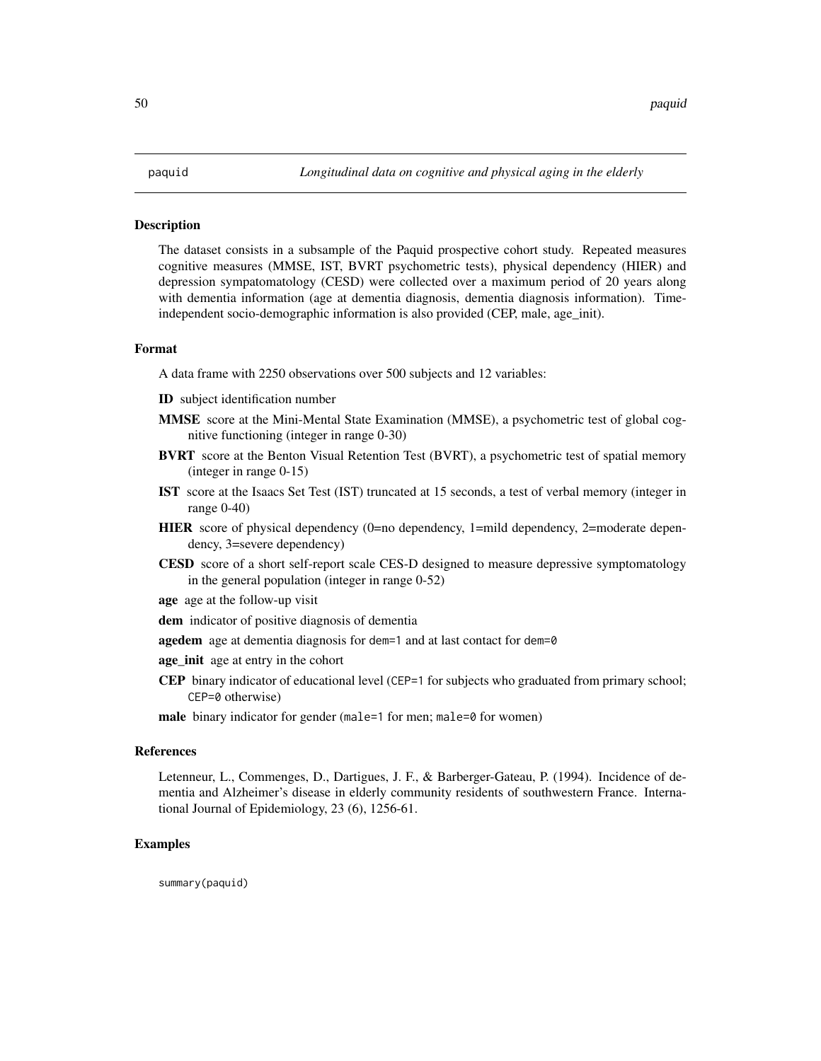paquid *Longitudinal data on cognitive and physical aging in the elderly*

## Description

The dataset consists in a subsample of the Paquid prospective cohort study. Repeated measures cognitive measures (MMSE, IST, BVRT psychometric tests), physical dependency (HIER) and depression sympatomatology (CESD) were collected over a maximum period of 20 years along with dementia information (age at dementia diagnosis, dementia diagnosis information). Time-independent socio-demographic information is also provided (CEP, male, age_init).

## Format

A data frame with 2250 observations over 500 subjects and 12 variables:

- **ID** subject identification number
- **MMSE** score at the Mini-Mental State Examination (MMSE), a psychometric test of global cognitive functioning (integer in range 0-30)
- **BVRT** score at the Benton Visual Retention Test (BVRT), a psychometric test of spatial memory (integer in range 0-15)
- **IST** score at the Isaacs Set Test (IST) truncated at 15 seconds, a test of verbal memory (integer in range 0-40)
- **HIER** score of physical dependency (0=no dependency, 1=mild dependency, 2=moderate dependency, 3=severe dependency)
- **CESD** score of a short self-report scale CES-D designed to measure depressive symptomatology in the general population (integer in range 0-52)
- **age** age at the follow-up visit
- **dem** indicator of positive diagnosis of dementia
- **agedem** age at dementia diagnosis for `dem=1` and at last contact for `dem=0`
- **age_init** age at entry in the cohort
- **CEP** binary indicator of educational level (`CEP=1` for subjects who graduated from primary school; `CEP=0` otherwise)
- **male** binary indicator for gender (`male=1` for men; `male=0` for women)

## References

Letenneur, L., Commenges, D., Dartigues, J. F., & Barberger-Gateau, P. (1994). Incidence of dementia and Alzheimer's disease in elderly community residents of southwestern France. International Journal of Epidemiology, 23 (6), 1256-61.

## Examples

```
summary(paquid)
```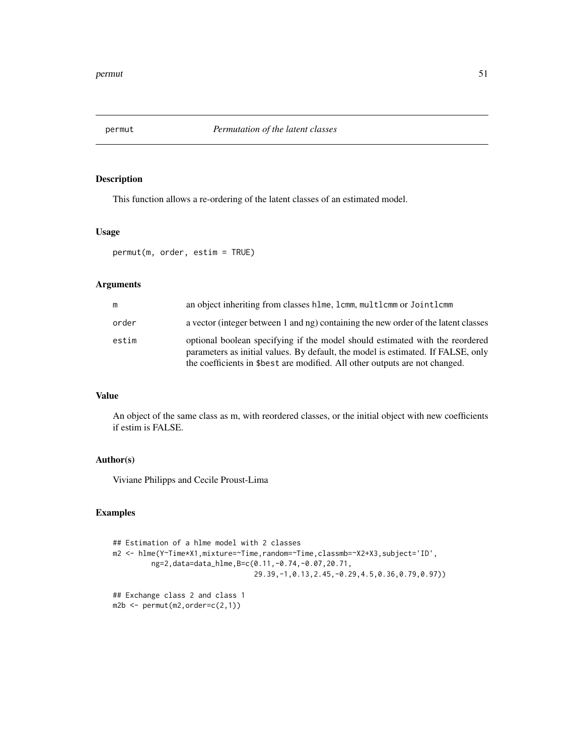# permut — *Permutation of the latent classes*

## Description

This function allows a re-ordering of the latent classes of an estimated model.

## Usage

```
permut(m, order, estim = TRUE)
```

## Arguments

| | |
|---|---|
| m | an object inheriting from classes `hlme`, `lcmm`, `multlcmm` or `Jointlcmm` |
| order | a vector (integer between 1 and ng) containing the new order of the latent classes |
| estim | optional boolean specifying if the model should estimated with the reordered parameters as initial values. By default, the model is estimated. If FALSE, only the coefficients in `$best` are modified. All other outputs are not changed. |

## Value

An object of the same class as m, with reordered classes, or the initial object with new coefficients if estim is FALSE.

## Author(s)

Viviane Philipps and Cecile Proust-Lima

## Examples

```
## Estimation of a hlme model with 2 classes
m2 <- hlme(Y~Time*X1,mixture=~Time,random=~Time,classmb=~X2+X3,subject='ID',
         ng=2,data=data_hlme,B=c(0.11,-0.74,-0.07,20.71,
                              29.39,-1,0.13,2.45,-0.29,4.5,0.36,0.79,0.97))

## Exchange class 2 and class 1
m2b <- permut(m2,order=c(2,1))
```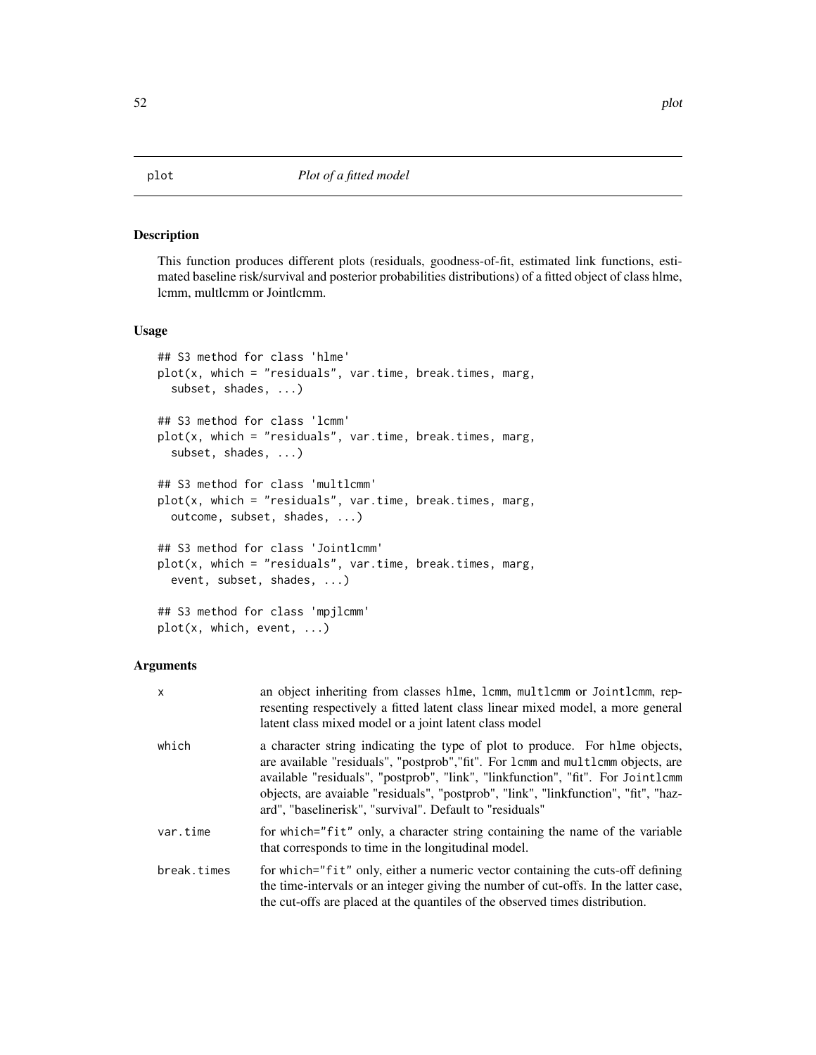plot *Plot of a fitted model*

## Description

This function produces different plots (residuals, goodness-of-fit, estimated link functions, estimated baseline risk/survival and posterior probabilities distributions) of a fitted object of class hlme, lcmm, multlcmm or Jointlcmm.

## Usage

```
## S3 method for class 'hlme'
plot(x, which = "residuals", var.time, break.times, marg,
  subset, shades, ...)

## S3 method for class 'lcmm'
plot(x, which = "residuals", var.time, break.times, marg,
  subset, shades, ...)

## S3 method for class 'multlcmm'
plot(x, which = "residuals", var.time, break.times, marg,
  outcome, subset, shades, ...)

## S3 method for class 'Jointlcmm'
plot(x, which = "residuals", var.time, break.times, marg,
  event, subset, shades, ...)

## S3 method for class 'mpjlcmm'
plot(x, which, event, ...)
```

## Arguments

| | |
|---|---|
| x | an object inheriting from classes hlme, lcmm, multlcmm or Jointlcmm, representing respectively a fitted latent class linear mixed model, a more general latent class mixed model or a joint latent class model |
| which | a character string indicating the type of plot to produce. For hlme objects, are available "residuals", "postprob","fit". For lcmm and multlcmm objects, are available "residuals", "postprob", "link", "linkfunction", "fit". For Jointlcmm objects, are avaiable "residuals", "postprob", "link", "linkfunction", "fit", "hazard", "baselinerisk", "survival". Default to "residuals" |
| var.time | for which="fit" only, a character string containing the name of the variable that corresponds to time in the longitudinal model. |
| break.times | for which="fit" only, either a numeric vector containing the cuts-off defining the time-intervals or an integer giving the number of cut-offs. In the latter case, the cut-offs are placed at the quantiles of the observed times distribution. |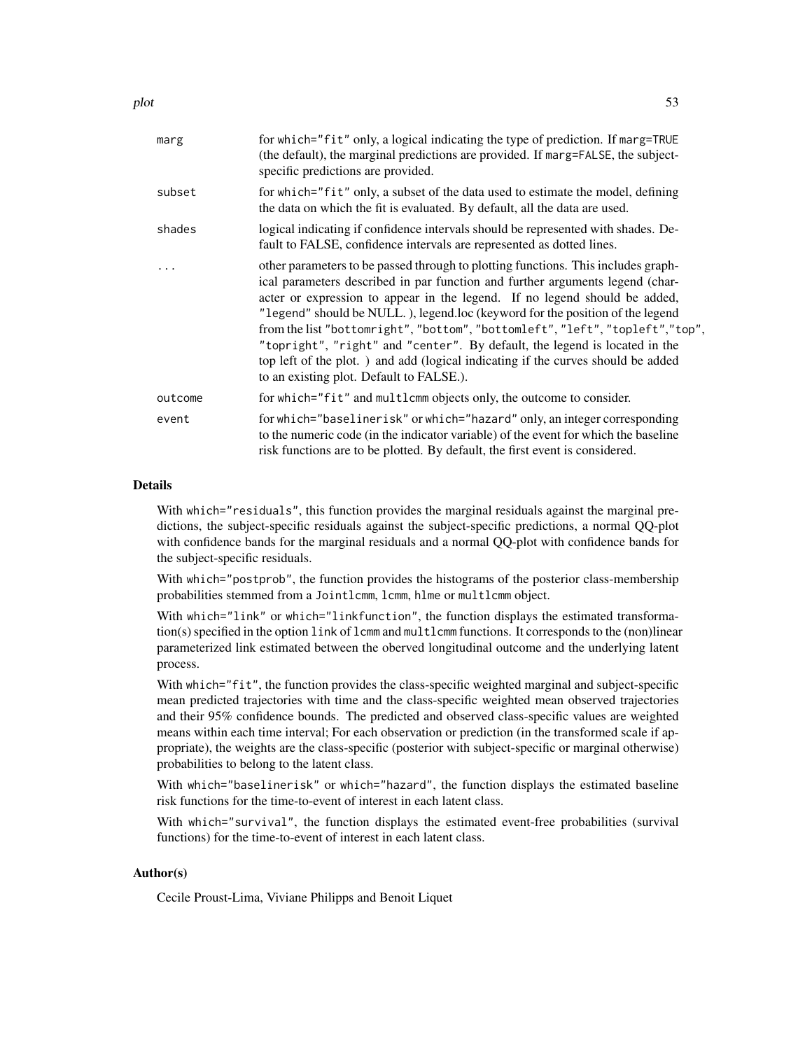| | |
|---|---|
| marg | for which="fit" only, a logical indicating the type of prediction. If marg=TRUE (the default), the marginal predictions are provided. If marg=FALSE, the subject-specific predictions are provided. |
| subset | for which="fit" only, a subset of the data used to estimate the model, defining the data on which the fit is evaluated. By default, all the data are used. |
| shades | logical indicating if confidence intervals should be represented with shades. Default to FALSE, confidence intervals are represented as dotted lines. |
| ... | other parameters to be passed through to plotting functions. This includes graphical parameters described in par function and further arguments legend (character or expression to appear in the legend. If no legend should be added, "legend" should be NULL. ), legend.loc (keyword for the position of the legend from the list "bottomright", "bottom", "bottomleft", "left", "topleft","top", "topright", "right" and "center". By default, the legend is located in the top left of the plot. ) and add (logical indicating if the curves should be added to an existing plot. Default to FALSE.). |
| outcome | for which="fit" and multlcmm objects only, the outcome to consider. |
| event | for which="baselinerisk" or which="hazard" only, an integer corresponding to the numeric code (in the indicator variable) of the event for which the baseline risk functions are to be plotted. By default, the first event is considered. |

## Details

With which="residuals", this function provides the marginal residuals against the marginal predictions, the subject-specific residuals against the subject-specific predictions, a normal QQ-plot with confidence bands for the marginal residuals and a normal QQ-plot with confidence bands for the subject-specific residuals.

With which="postprob", the function provides the histograms of the posterior class-membership probabilities stemmed from a Jointlcmm, lcmm, hlme or multlcmm object.

With which="link" or which="linkfunction", the function displays the estimated transformation(s) specified in the option link of lcmm and multlcmm functions. It corresponds to the (non)linear parameterized link estimated between the oberved longitudinal outcome and the underlying latent process.

With which="fit", the function provides the class-specific weighted marginal and subject-specific mean predicted trajectories with time and the class-specific weighted mean observed trajectories and their 95% confidence bounds. The predicted and observed class-specific values are weighted means within each time interval; For each observation or prediction (in the transformed scale if appropriate), the weights are the class-specific (posterior with subject-specific or marginal otherwise) probabilities to belong to the latent class.

With which="baselinerisk" or which="hazard", the function displays the estimated baseline risk functions for the time-to-event of interest in each latent class.

With which="survival", the function displays the estimated event-free probabilities (survival functions) for the time-to-event of interest in each latent class.

## Author(s)

Cecile Proust-Lima, Viviane Philipps and Benoit Liquet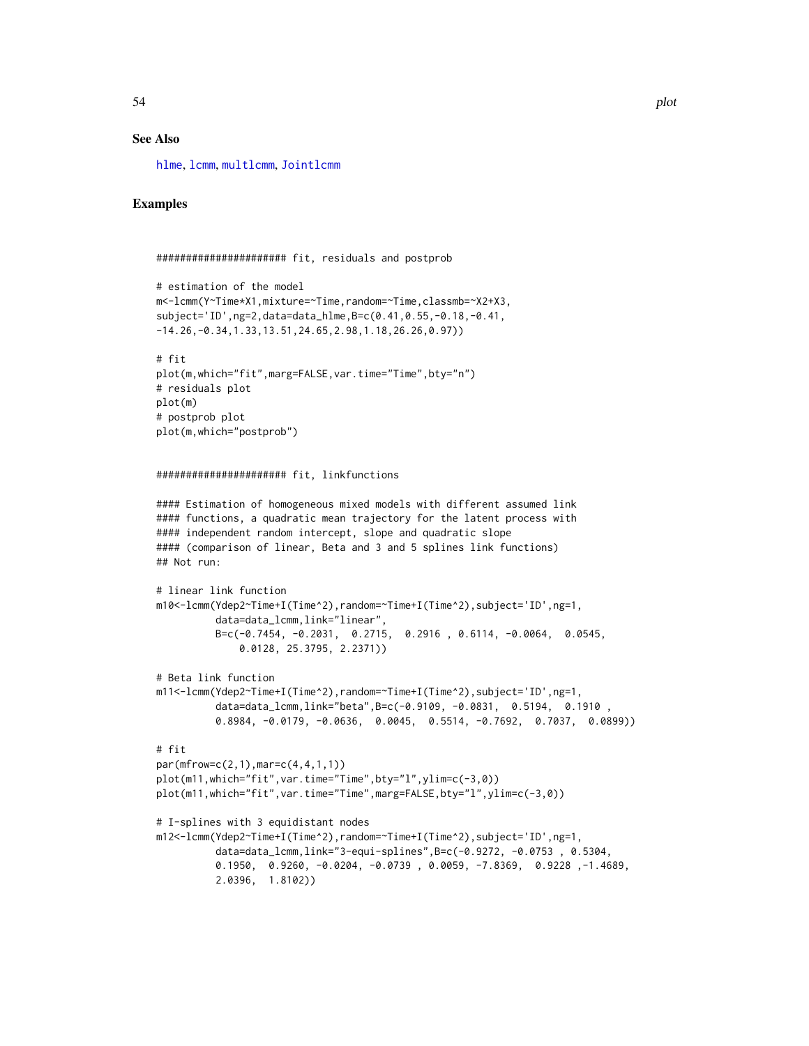### See Also

hlme, lcmm, multlcmm, Jointlcmm

### Examples

```
###################### fit, residuals and postprob

# estimation of the model
m<-lcmm(Y~Time*X1,mixture=~Time,random=~Time,classmb=~X2+X3,
subject='ID',ng=2,data=data_hlme,B=c(0.41,0.55,-0.18,-0.41,
-14.26,-0.34,1.33,13.51,24.65,2.98,1.18,26.26,0.97))

# fit
plot(m,which="fit",marg=FALSE,var.time="Time",bty="n")
# residuals plot
plot(m)
# postprob plot
plot(m,which="postprob")


###################### fit, linkfunctions

#### Estimation of homogeneous mixed models with different assumed link
#### functions, a quadratic mean trajectory for the latent process with
#### independent random intercept, slope and quadratic slope
#### (comparison of linear, Beta and 3 and 5 splines link functions)
## Not run:

# linear link function
m10<-lcmm(Ydep2~Time+I(Time^2),random=~Time+I(Time^2),subject='ID',ng=1,
          data=data_lcmm,link="linear",
          B=c(-0.7454, -0.2031,  0.2715,  0.2916 , 0.6114, -0.0064,  0.0545,
              0.0128, 25.3795, 2.2371))

# Beta link function
m11<-lcmm(Ydep2~Time+I(Time^2),random=~Time+I(Time^2),subject='ID',ng=1,
          data=data_lcmm,link="beta",B=c(-0.9109, -0.0831,  0.5194,  0.1910 ,
          0.8984, -0.0179, -0.0636,  0.0045,  0.5514, -0.7692,  0.7037,  0.0899))

# fit
par(mfrow=c(2,1),mar=c(4,4,1,1))
plot(m11,which="fit",var.time="Time",bty="l",ylim=c(-3,0))
plot(m11,which="fit",var.time="Time",marg=FALSE,bty="l",ylim=c(-3,0))

# I-splines with 3 equidistant nodes
m12<-lcmm(Ydep2~Time+I(Time^2),random=~Time+I(Time^2),subject='ID',ng=1,
          data=data_lcmm,link="3-equi-splines",B=c(-0.9272, -0.0753 , 0.5304,
          0.1950,  0.9260, -0.0204, -0.0739 , 0.0059, -7.8369,  0.9228 ,-1.4689,
          2.0396,  1.8102))
```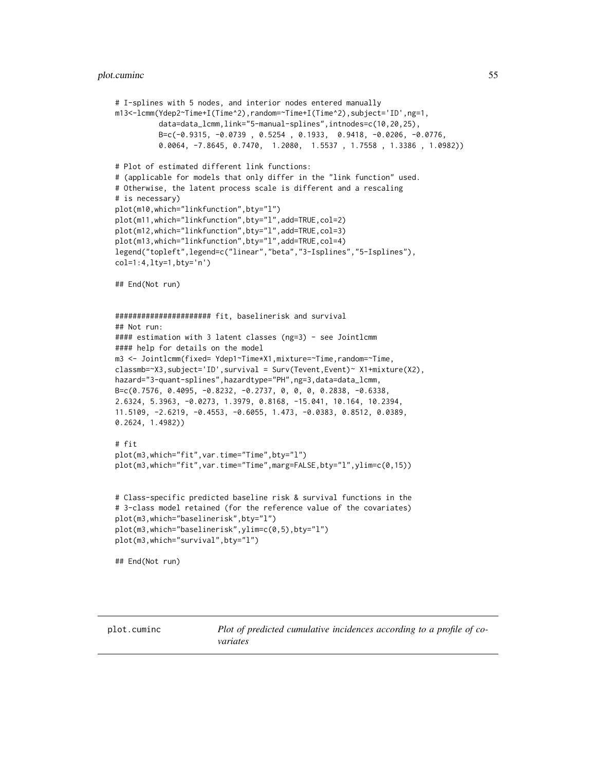```
# I-splines with 5 nodes, and interior nodes entered manually
m13<-lcmm(Ydep2~Time+I(Time^2),random=~Time+I(Time^2),subject='ID',ng=1,
         data=data_lcmm,link="5-manual-splines",intnodes=c(10,20,25),
         B=c(-0.9315, -0.0739 , 0.5254 , 0.1933,  0.9418, -0.0206, -0.0776,
         0.0064, -7.8645, 0.7470,  1.2080,  1.5537 , 1.7558 , 1.3386 , 1.0982))

# Plot of estimated different link functions:
# (applicable for models that only differ in the "link function" used.
# Otherwise, the latent process scale is different and a rescaling
# is necessary)
plot(m10,which="linkfunction",bty="l")
plot(m11,which="linkfunction",bty="l",add=TRUE,col=2)
plot(m12,which="linkfunction",bty="l",add=TRUE,col=3)
plot(m13,which="linkfunction",bty="l",add=TRUE,col=4)
legend("topleft",legend=c("linear","beta","3-Isplines","5-Isplines"),
col=1:4,lty=1,bty='n')

## End(Not run)


##################### fit, baselinerisk and survival
## Not run:
#### estimation with 3 latent classes (ng=3) - see Jointlcmm
#### help for details on the model
m3 <- Jointlcmm(fixed= Ydep1~Time*X1,mixture=~Time,random=~Time,
classmb=~X3,subject='ID',survival = Surv(Tevent,Event)~ X1+mixture(X2),
hazard="3-quant-splines",hazardtype="PH",ng=3,data=data_lcmm,
B=c(0.7576, 0.4095, -0.8232, -0.2737, 0, 0, 0, 0.2838, -0.6338,
2.6324, 5.3963, -0.0273, 1.3979, 0.8168, -15.041, 10.164, 10.2394,
11.5109, -2.6219, -0.4553, -0.6055, 1.473, -0.0383, 0.8512, 0.0389,
0.2624, 1.4982))

# fit
plot(m3,which="fit",var.time="Time",bty="l")
plot(m3,which="fit",var.time="Time",marg=FALSE,bty="l",ylim=c(0,15))


# Class-specific predicted baseline risk & survival functions in the
# 3-class model retained (for the reference value of the covariates)
plot(m3,which="baselinerisk",bty="l")
plot(m3,which="baselinerisk",ylim=c(0,5),bty="l")
plot(m3,which="survival",bty="l")

## End(Not run)
```

---

## plot.cuminc — *Plot of predicted cumulative incidences according to a profile of covariates*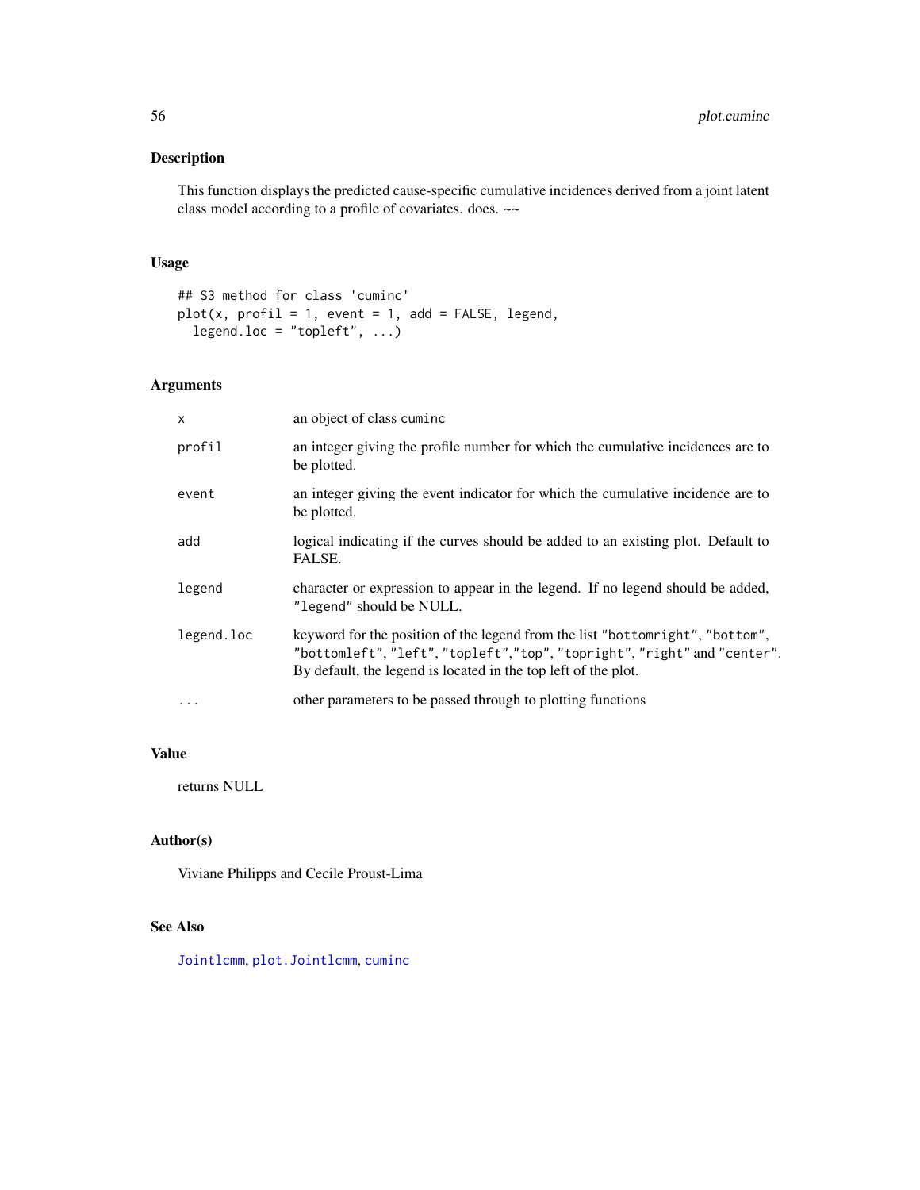## Description

This function displays the predicted cause-specific cumulative incidences derived from a joint latent class model according to a profile of covariates. does. ~~

## Usage

```
## S3 method for class 'cuminc'
plot(x, profil = 1, event = 1, add = FALSE, legend,
  legend.loc = "topleft", ...)
```

## Arguments

| | |
|---|---|
| x | an object of class cuminc |
| profil | an integer giving the profile number for which the cumulative incidences are to be plotted. |
| event | an integer giving the event indicator for which the cumulative incidence are to be plotted. |
| add | logical indicating if the curves should be added to an existing plot. Default to FALSE. |
| legend | character or expression to appear in the legend. If no legend should be added, "legend" should be NULL. |
| legend.loc | keyword for the position of the legend from the list "bottomright", "bottom", "bottomleft", "left", "topleft","top", "topright", "right" and "center". By default, the legend is located in the top left of the plot. |
| ... | other parameters to be passed through to plotting functions |

## Value

returns NULL

## Author(s)

Viviane Philipps and Cecile Proust-Lima

## See Also

Jointlcmm, plot.Jointlcmm, cuminc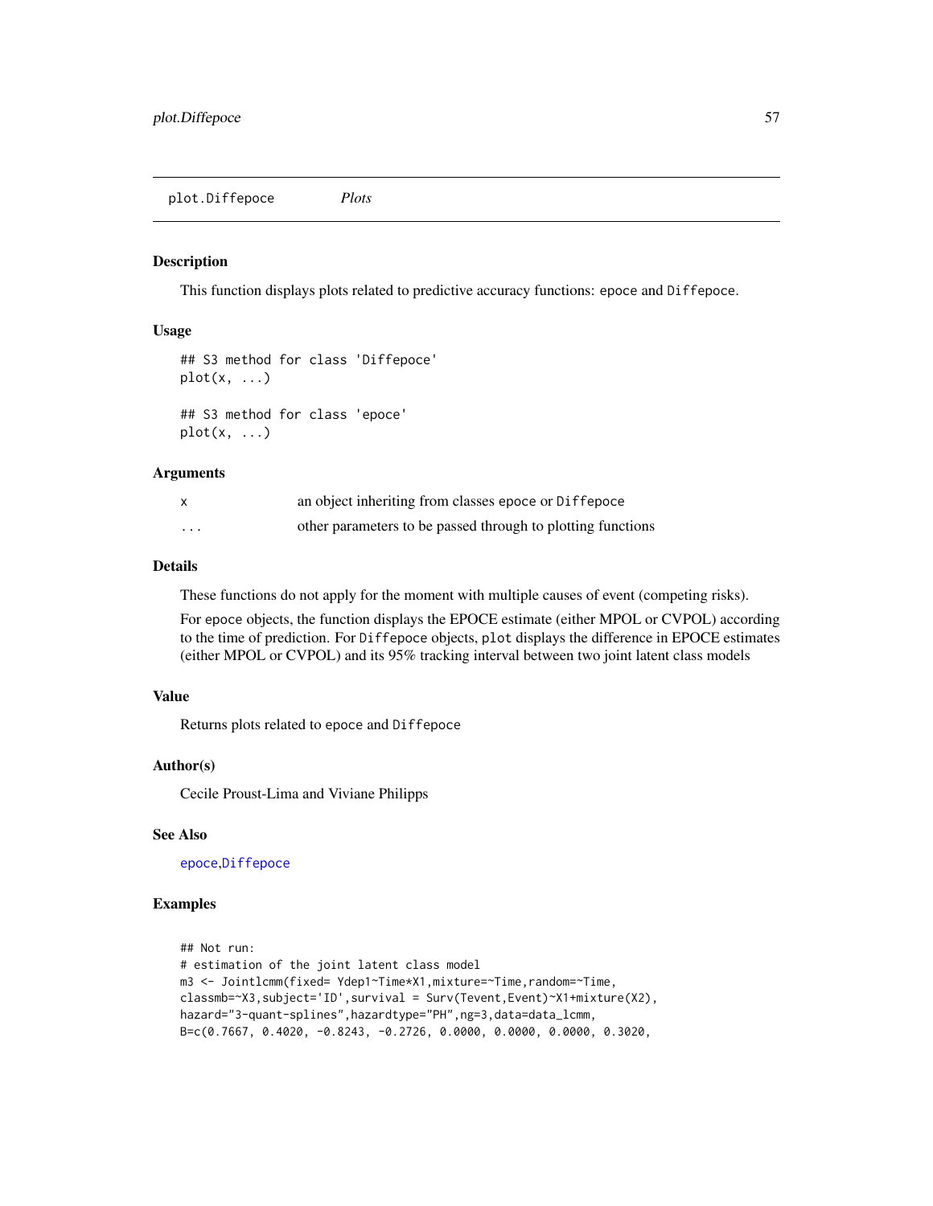plot.Diffepoce *Plots*

## Description

This function displays plots related to predictive accuracy functions: `epoce` and `Diffepoce`.

## Usage

```
## S3 method for class 'Diffepoce'
plot(x, ...)

## S3 method for class 'epoce'
plot(x, ...)
```

## Arguments

| | |
|---|---|
| x | an object inheriting from classes `epoce` or `Diffepoce` |
| ... | other parameters to be passed through to plotting functions |

## Details

These functions do not apply for the moment with multiple causes of event (competing risks).

For `epoce` objects, the function displays the EPOCE estimate (either MPOL or CVPOL) according to the time of prediction. For `Diffepoce` objects, `plot` displays the difference in EPOCE estimates (either MPOL or CVPOL) and its 95% tracking interval between two joint latent class models

## Value

Returns plots related to `epoce` and `Diffepoce`

## Author(s)

Cecile Proust-Lima and Viviane Philipps

## See Also

`epoce`,`Diffepoce`

## Examples

```
## Not run:
# estimation of the joint latent class model
m3 <- Jointlcmm(fixed= Ydep1~Time*X1,mixture=~Time,random=~Time,
classmb=~X3,subject='ID',survival = Surv(Tevent,Event)~X1+mixture(X2),
hazard="3-quant-splines",hazardtype="PH",ng=3,data=data_lcmm,
B=c(0.7667, 0.4020, -0.8243, -0.2726, 0.0000, 0.0000, 0.0000, 0.3020,
```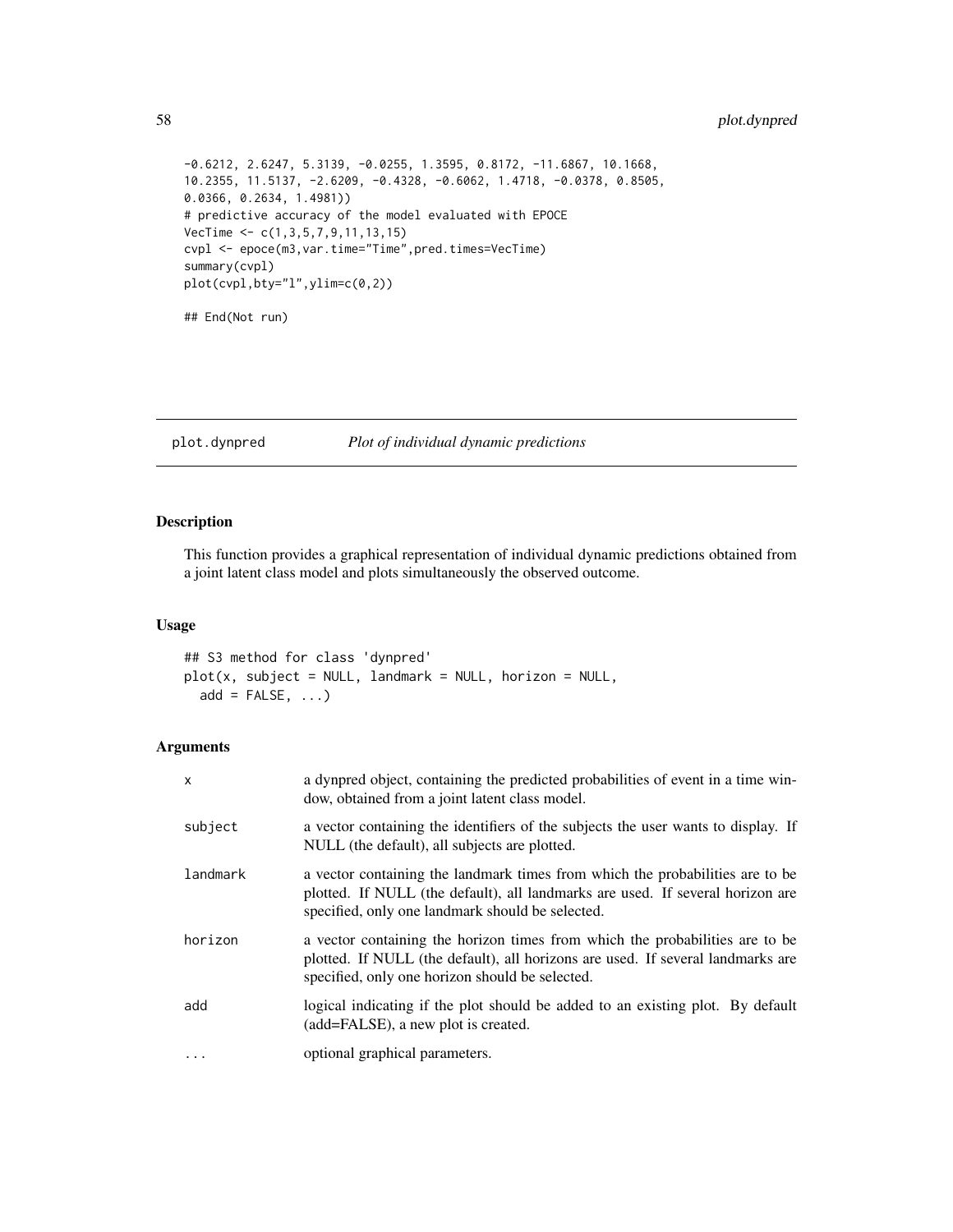```
-0.6212, 2.6247, 5.3139, -0.0255, 1.3595, 0.8172, -11.6867, 10.1668,
10.2355, 11.5137, -2.6209, -0.4328, -0.6062, 1.4718, -0.0378, 0.8505,
0.0366, 0.2634, 1.4981))
# predictive accuracy of the model evaluated with EPOCE
VecTime <- c(1,3,5,7,9,11,13,15)
cvpl <- epoce(m3,var.time="Time",pred.times=VecTime)
summary(cvpl)
plot(cvpl,bty="l",ylim=c(0,2))

## End(Not run)
```

## plot.dynpred — *Plot of individual dynamic predictions*

### Description

This function provides a graphical representation of individual dynamic predictions obtained from a joint latent class model and plots simultaneously the observed outcome.

### Usage

```
## S3 method for class 'dynpred'
plot(x, subject = NULL, landmark = NULL, horizon = NULL,
  add = FALSE, ...)
```

### Arguments

| | |
|---|---|
| `x` | a dynpred object, containing the predicted probabilities of event in a time window, obtained from a joint latent class model. |
| `subject` | a vector containing the identifiers of the subjects the user wants to display. If NULL (the default), all subjects are plotted. |
| `landmark` | a vector containing the landmark times from which the probabilities are to be plotted. If NULL (the default), all landmarks are used. If several horizon are specified, only one landmark should be selected. |
| `horizon` | a vector containing the horizon times from which the probabilities are to be plotted. If NULL (the default), all horizons are used. If several landmarks are specified, only one horizon should be selected. |
| `add` | logical indicating if the plot should be added to an existing plot. By default (add=FALSE), a new plot is created. |
| `...` | optional graphical parameters. |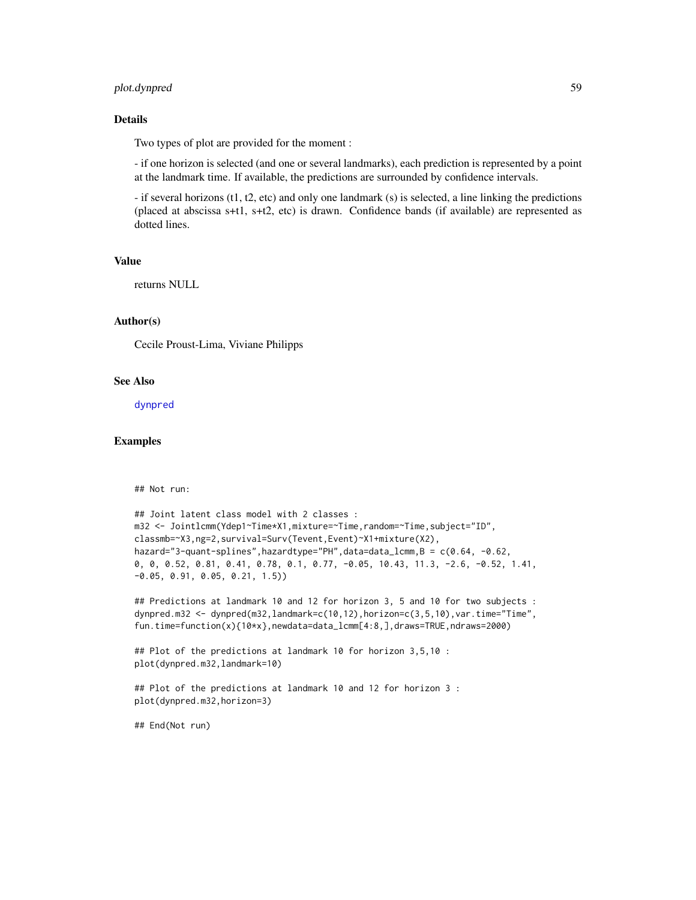## Details

Two types of plot are provided for the moment :

- if one horizon is selected (and one or several landmarks), each prediction is represented by a point at the landmark time. If available, the predictions are surrounded by confidence intervals.

- if several horizons (t1, t2, etc) and only one landmark (s) is selected, a line linking the predictions (placed at abscissa s+t1, s+t2, etc) is drawn. Confidence bands (if available) are represented as dotted lines.

## Value

returns NULL

## Author(s)

Cecile Proust-Lima, Viviane Philipps

## See Also

dynpred

## Examples

```
## Not run:

## Joint latent class model with 2 classes :
m32 <- Jointlcmm(Ydep1~Time*X1,mixture=~Time,random=~Time,subject="ID",
classmb=~X3,ng=2,survival=Surv(Tevent,Event)~X1+mixture(X2),
hazard="3-quant-splines",hazardtype="PH",data=data_lcmm,B = c(0.64, -0.62,
0, 0, 0.52, 0.81, 0.41, 0.78, 0.1, 0.77, -0.05, 10.43, 11.3, -2.6, -0.52, 1.41,
-0.05, 0.91, 0.05, 0.21, 1.5))

## Predictions at landmark 10 and 12 for horizon 3, 5 and 10 for two subjects :
dynpred.m32 <- dynpred(m32,landmark=c(10,12),horizon=c(3,5,10),var.time="Time",
fun.time=function(x){10*x},newdata=data_lcmm[4:8,],draws=TRUE,ndraws=2000)

## Plot of the predictions at landmark 10 for horizon 3,5,10 :
plot(dynpred.m32,landmark=10)

## Plot of the predictions at landmark 10 and 12 for horizon 3 :
plot(dynpred.m32,horizon=3)

## End(Not run)
```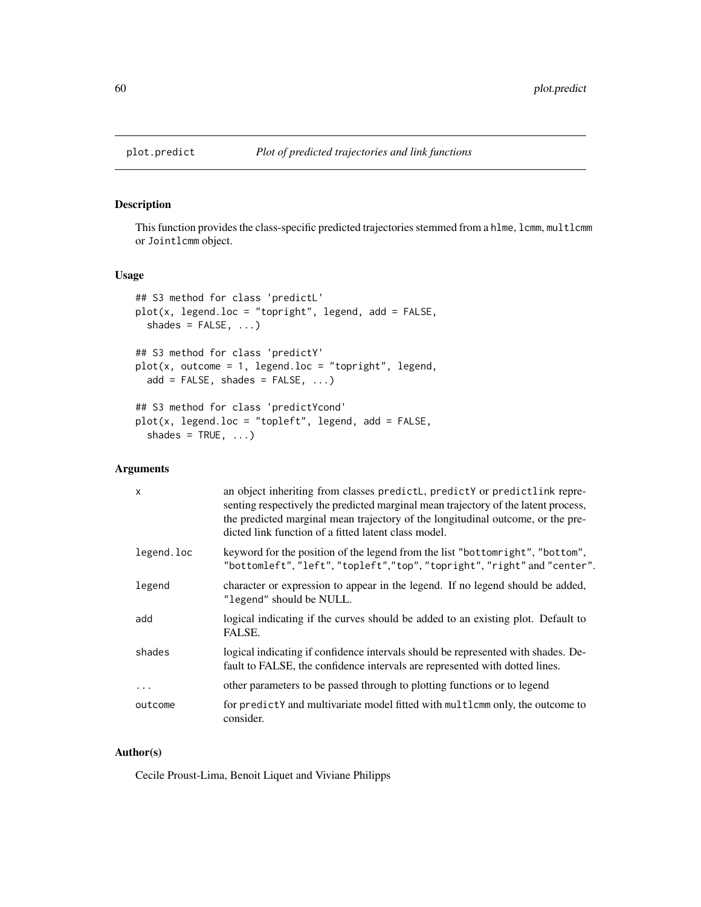# plot.predict — *Plot of predicted trajectories and link functions*

## Description

This function provides the class-specific predicted trajectories stemmed from a `hlme`, `lcmm`, `multlcmm` or `Jointlcmm` object.

## Usage

```
## S3 method for class 'predictL'
plot(x, legend.loc = "topright", legend, add = FALSE,
  shades = FALSE, ...)

## S3 method for class 'predictY'
plot(x, outcome = 1, legend.loc = "topright", legend,
  add = FALSE, shades = FALSE, ...)

## S3 method for class 'predictYcond'
plot(x, legend.loc = "topleft", legend, add = FALSE,
  shades = TRUE, ...)
```

## Arguments

| | |
|---|---|
| `x` | an object inheriting from classes `predictL`, `predictY` or `predictlink` representing respectively the predicted marginal mean trajectory of the latent process, the predicted marginal mean trajectory of the longitudinal outcome, or the predicted link function of a fitted latent class model. |
| `legend.loc` | keyword for the position of the legend from the list `"bottomright"`, `"bottom"`, `"bottomleft"`, `"left"`, `"topleft"`, `"top"`, `"topright"`, `"right"` and `"center"`. |
| `legend` | character or expression to appear in the legend. If no legend should be added, `"legend"` should be NULL. |
| `add` | logical indicating if the curves should be added to an existing plot. Default to FALSE. |
| `shades` | logical indicating if confidence intervals should be represented with shades. Default to FALSE, the confidence intervals are represented with dotted lines. |
| `...` | other parameters to be passed through to plotting functions or to legend |
| `outcome` | for `predictY` and multivariate model fitted with `multlcmm` only, the outcome to consider. |

## Author(s)

Cecile Proust-Lima, Benoit Liquet and Viviane Philipps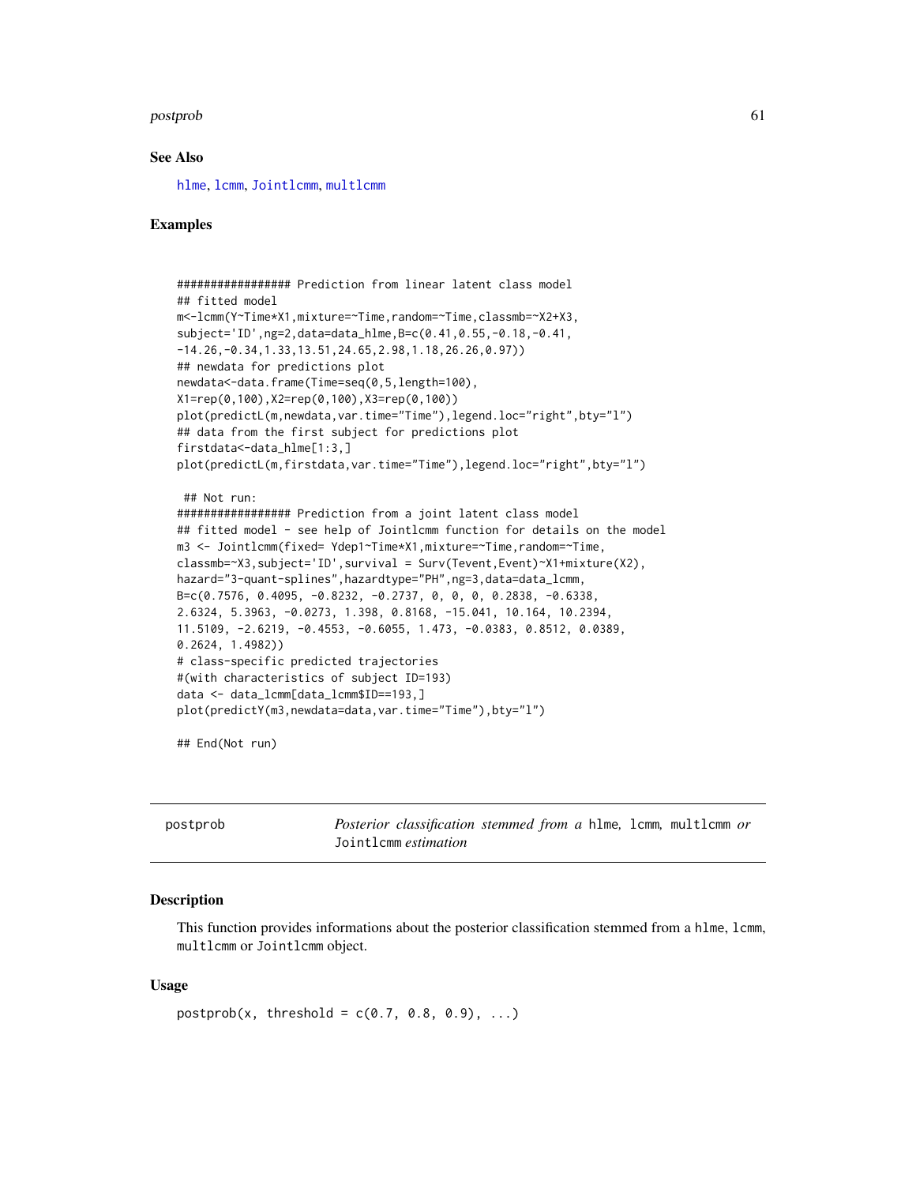## See Also

hlme, lcmm, Jointlcmm, multlcmm

## Examples

```
################# Prediction from linear latent class model
## fitted model
m<-lcmm(Y~Time*X1,mixture=~Time,random=~Time,classmb=~X2+X3,
subject='ID',ng=2,data=data_hlme,B=c(0.41,0.55,-0.18,-0.41,
-14.26,-0.34,1.33,13.51,24.65,2.98,1.18,26.26,0.97))
## newdata for predictions plot
newdata<-data.frame(Time=seq(0,5,length=100),
X1=rep(0,100),X2=rep(0,100),X3=rep(0,100))
plot(predictL(m,newdata,var.time="Time"),legend.loc="right",bty="l")
## data from the first subject for predictions plot
firstdata<-data_hlme[1:3,]
plot(predictL(m,firstdata,var.time="Time"),legend.loc="right",bty="l")

 ## Not run:
################# Prediction from a joint latent class model
## fitted model - see help of Jointlcmm function for details on the model
m3 <- Jointlcmm(fixed= Ydep1~Time*X1,mixture=~Time,random=~Time,
classmb=~X3,subject='ID',survival = Surv(Tevent,Event)~X1+mixture(X2),
hazard="3-quant-splines",hazardtype="PH",ng=3,data=data_lcmm,
B=c(0.7576, 0.4095, -0.8232, -0.2737, 0, 0, 0, 0.2838, -0.6338,
2.6324, 5.3963, -0.0273, 1.398, 0.8168, -15.041, 10.164, 10.2394,
11.5109, -2.6219, -0.4553, -0.6055, 1.473, -0.0383, 0.8512, 0.0389,
0.2624, 1.4982))
# class-specific predicted trajectories
#(with characteristics of subject ID=193)
data <- data_lcmm[data_lcmm$ID==193,]
plot(predictY(m3,newdata=data,var.time="Time"),bty="l")

## End(Not run)
```

---

# postprob — *Posterior classification stemmed from a* hlme*,* lcmm*,* multlcmm *or* Jointlcmm *estimation*

## Description

This function provides informations about the posterior classification stemmed from a hlme, lcmm, multlcmm or Jointlcmm object.

## Usage

```
postprob(x, threshold = c(0.7, 0.8, 0.9), ...)
```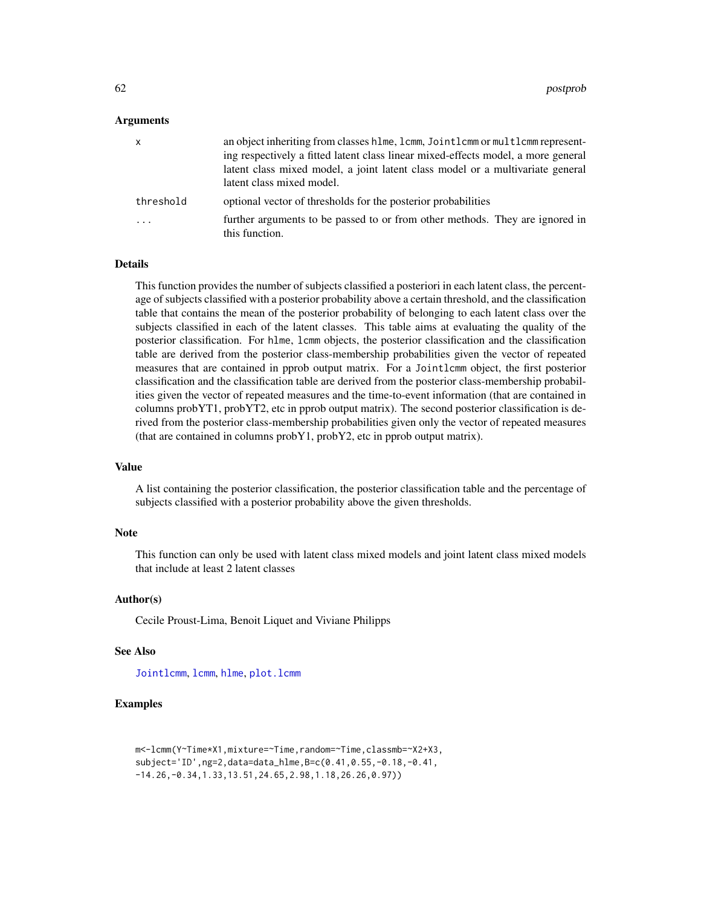### Arguments

| | |
|---|---|
| x | an object inheriting from classes `hlme`, `lcmm`, `Jointlcmm` or `multlcmm` representing respectively a fitted latent class linear mixed-effects model, a more general latent class mixed model, a joint latent class model or a multivariate general latent class mixed model. |
| threshold | optional vector of thresholds for the posterior probabilities |
| ... | further arguments to be passed to or from other methods. They are ignored in this function. |

### Details

This function provides the number of subjects classified a posteriori in each latent class, the percentage of subjects classified with a posterior probability above a certain threshold, and the classification table that contains the mean of the posterior probability of belonging to each latent class over the subjects classified in each of the latent classes. This table aims at evaluating the quality of the posterior classification. For `hlme`, `lcmm` objects, the posterior classification and the classification table are derived from the posterior class-membership probabilities given the vector of repeated measures that are contained in pprob output matrix. For a `Jointlcmm` object, the first posterior classification and the classification table are derived from the posterior class-membership probabilities given the vector of repeated measures and the time-to-event information (that are contained in columns probYT1, probYT2, etc in pprob output matrix). The second posterior classification is derived from the posterior class-membership probabilities given only the vector of repeated measures (that are contained in columns probY1, probY2, etc in pprob output matrix).

### Value

A list containing the posterior classification, the posterior classification table and the percentage of subjects classified with a posterior probability above the given thresholds.

### Note

This function can only be used with latent class mixed models and joint latent class mixed models that include at least 2 latent classes

### Author(s)

Cecile Proust-Lima, Benoit Liquet and Viviane Philipps

### See Also

`Jointlcmm`, `lcmm`, `hlme`, `plot.lcmm`

### Examples

```
m<-lcmm(Y~Time*X1,mixture=~Time,random=~Time,classmb=~X2+X3,
subject='ID',ng=2,data=data_hlme,B=c(0.41,0.55,-0.18,-0.41,
-14.26,-0.34,1.33,13.51,24.65,2.98,1.18,26.26,0.97))
```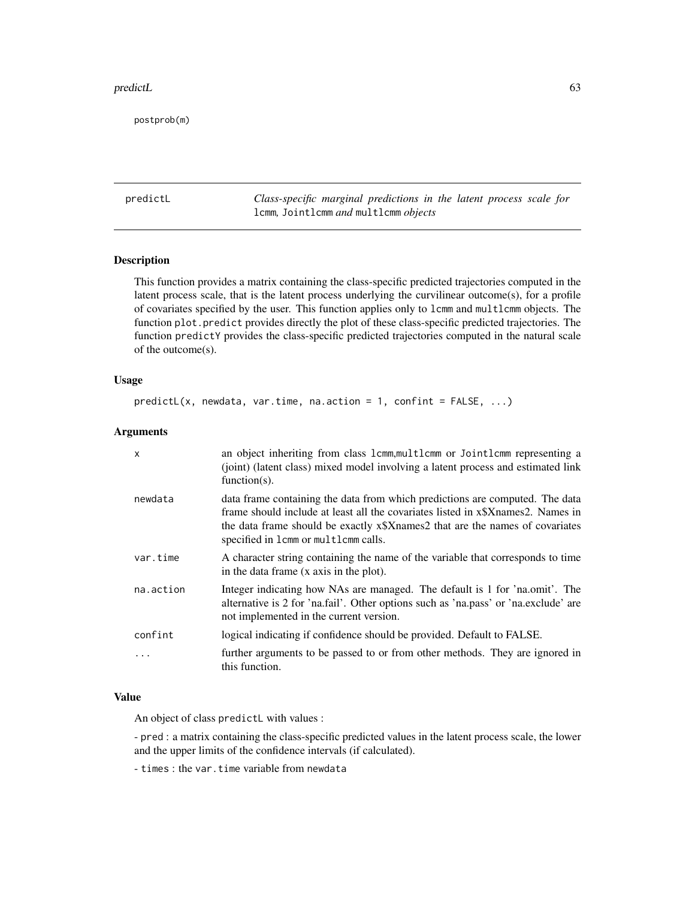```
postprob(m)
```

## predictL — *Class-specific marginal predictions in the latent process scale for* `lcmm`*,* `Jointlcmm` *and* `multlcmm` *objects*

### Description

This function provides a matrix containing the class-specific predicted trajectories computed in the latent process scale, that is the latent process underlying the curvilinear outcome(s), for a profile of covariates specified by the user. This function applies only to `lcmm` and `multlcmm` objects. The function `plot.predict` provides directly the plot of these class-specific predicted trajectories. The function `predictY` provides the class-specific predicted trajectories computed in the natural scale of the outcome(s).

### Usage

```
predictL(x, newdata, var.time, na.action = 1, confint = FALSE, ...)
```

### Arguments

| | |
|---|---|
| `x` | an object inheriting from class `lcmm`,`multlcmm` or `Jointlcmm` representing a (joint) (latent class) mixed model involving a latent process and estimated link function(s). |
| `newdata` | data frame containing the data from which predictions are computed. The data frame should include at least all the covariates listed in x$Xnames2. Names in the data frame should be exactly x$Xnames2 that are the names of covariates specified in `lcmm` or `multlcmm` calls. |
| `var.time` | A character string containing the name of the variable that corresponds to time in the data frame (x axis in the plot). |
| `na.action` | Integer indicating how NAs are managed. The default is 1 for 'na.omit'. The alternative is 2 for 'na.fail'. Other options such as 'na.pass' or 'na.exclude' are not implemented in the current version. |
| `confint` | logical indicating if confidence should be provided. Default to FALSE. |
| `...` | further arguments to be passed to or from other methods. They are ignored in this function. |

### Value

An object of class `predictL` with values :

- `pred` : a matrix containing the class-specific predicted values in the latent process scale, the lower and the upper limits of the confidence intervals (if calculated).

- `times` : the `var.time` variable from `newdata`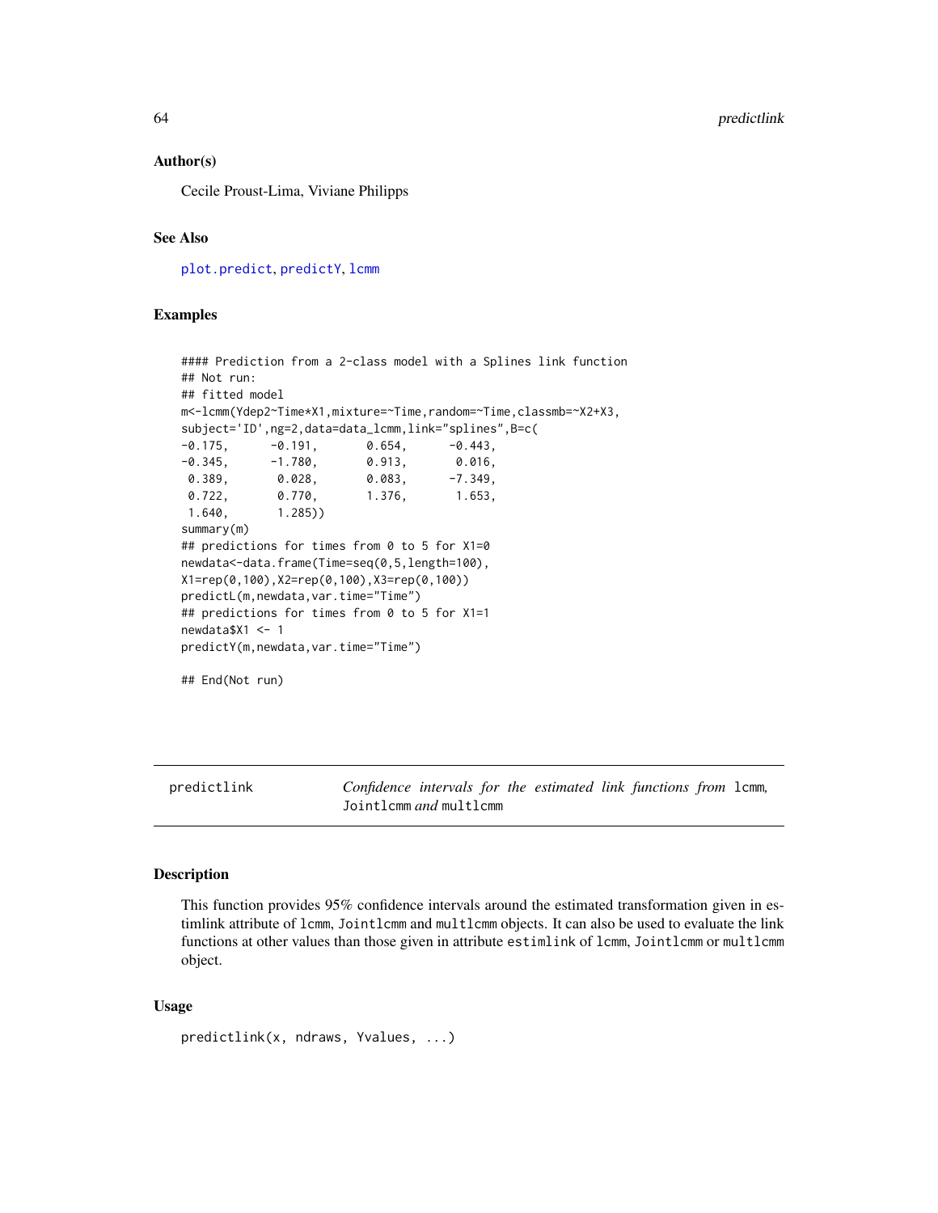## Author(s)

Cecile Proust-Lima, Viviane Philipps

## See Also

plot.predict, predictY, lcmm

## Examples

```
#### Prediction from a 2-class model with a Splines link function
## Not run:
## fitted model
m<-lcmm(Ydep2~Time*X1,mixture=~Time,random=~Time,classmb=~X2+X3,
subject='ID',ng=2,data=data_lcmm,link="splines",B=c(
-0.175,      -0.191,       0.654,      -0.443,
-0.345,      -1.780,       0.913,       0.016,
 0.389,       0.028,       0.083,      -7.349,
 0.722,       0.770,       1.376,       1.653,
 1.640,       1.285))
summary(m)
## predictions for times from 0 to 5 for X1=0
newdata<-data.frame(Time=seq(0,5,length=100),
X1=rep(0,100),X2=rep(0,100),X3=rep(0,100))
predictL(m,newdata,var.time="Time")
## predictions for times from 0 to 5 for X1=1
newdata$X1 <- 1
predictY(m,newdata,var.time="Time")

## End(Not run)
```

---

# predictlink — *Confidence intervals for the estimated link functions from* `lcmm`, `Jointlcmm` *and* `multlcmm`

## Description

This function provides 95% confidence intervals around the estimated transformation given in estimlink attribute of `lcmm`, `Jointlcmm` and `multlcmm` objects. It can also be used to evaluate the link functions at other values than those given in attribute `estimlink` of `lcmm`, `Jointlcmm` or `multlcmm` object.

## Usage

```
predictlink(x, ndraws, Yvalues, ...)
```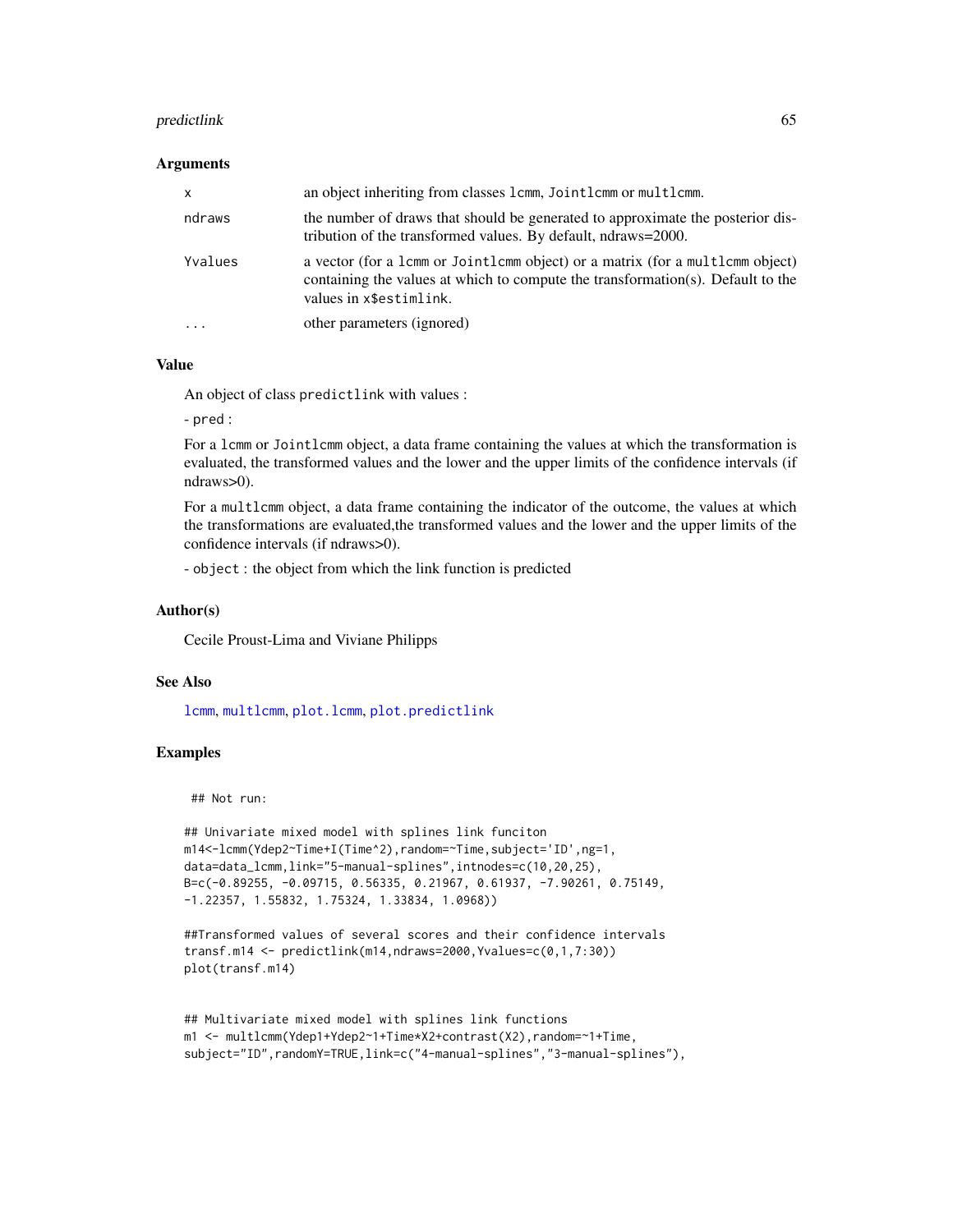### Arguments

| | |
|---|---|
| x | an object inheriting from classes `lcmm`, `Jointlcmm` or `multlcmm`. |
| ndraws | the number of draws that should be generated to approximate the posterior distribution of the transformed values. By default, ndraws=2000. |
| Yvalues | a vector (for a `lcmm` or `Jointlcmm` object) or a matrix (for a `multlcmm` object) containing the values at which to compute the transformation(s). Default to the values in `x$estimlink`. |
| ... | other parameters (ignored) |

### Value

An object of class `predictlink` with values :

- `pred` :

For a `lcmm` or `Jointlcmm` object, a data frame containing the values at which the transformation is evaluated, the transformed values and the lower and the upper limits of the confidence intervals (if ndraws>0).

For a `multlcmm` object, a data frame containing the indicator of the outcome, the values at which the transformations are evaluated,the transformed values and the lower and the upper limits of the confidence intervals (if ndraws>0).

- `object` : the object from which the link function is predicted

### Author(s)

Cecile Proust-Lima and Viviane Philipps

### See Also

`lcmm`, `multlcmm`, `plot.lcmm`, `plot.predictlink`

### Examples

```
 ## Not run:

## Univariate mixed model with splines link funciton
m14<-lcmm(Ydep2~Time+I(Time^2),random=~Time,subject='ID',ng=1,
data=data_lcmm,link="5-manual-splines",intnodes=c(10,20,25),
B=c(-0.89255, -0.09715, 0.56335, 0.21967, 0.61937, -7.90261, 0.75149,
-1.22357, 1.55832, 1.75324, 1.33834, 1.0968))

##Transformed values of several scores and their confidence intervals
transf.m14 <- predictlink(m14,ndraws=2000,Yvalues=c(0,1,7:30))
plot(transf.m14)


## Multivariate mixed model with splines link functions
m1 <- multlcmm(Ydep1+Ydep2~1+Time*X2+contrast(X2),random=~1+Time,
subject="ID",randomY=TRUE,link=c("4-manual-splines","3-manual-splines"),
```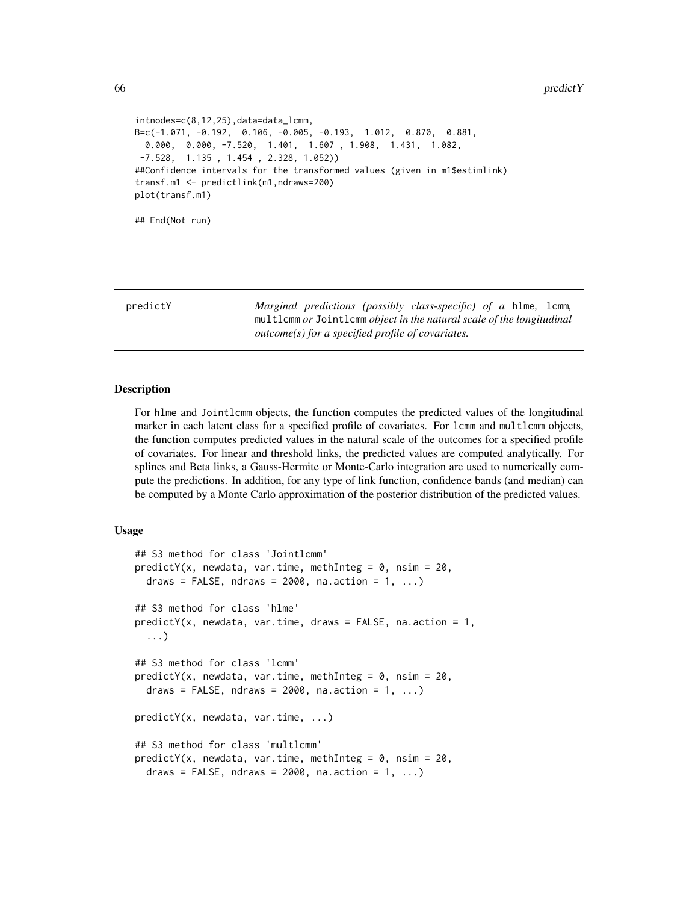```
intnodes=c(8,12,25),data=data_lcmm,
B=c(-1.071, -0.192,  0.106, -0.005, -0.193,  1.012,  0.870,  0.881,
  0.000,  0.000, -7.520,  1.401,  1.607 , 1.908,  1.431,  1.082,
 -7.528,  1.135 , 1.454 , 2.328, 1.052))
##Confidence intervals for the transformed values (given in m1$estimlink)
transf.m1 <- predictlink(m1,ndraws=200)
plot(transf.m1)

## End(Not run)
```

---

**predictY** — *Marginal predictions (possibly class-specific) of a* `hlme`*,* `lcmm`*,* `multlcmm` *or* `Jointlcmm` *object in the natural scale of the longitudinal outcome(s) for a specified profile of covariates.*

---

## Description

For `hlme` and `Jointlcmm` objects, the function computes the predicted values of the longitudinal marker in each latent class for a specified profile of covariates. For `lcmm` and `multlcmm` objects, the function computes predicted values in the natural scale of the outcomes for a specified profile of covariates. For linear and threshold links, the predicted values are computed analytically. For splines and Beta links, a Gauss-Hermite or Monte-Carlo integration are used to numerically compute the predictions. In addition, for any type of link function, confidence bands (and median) can be computed by a Monte Carlo approximation of the posterior distribution of the predicted values.

## Usage

```
## S3 method for class 'Jointlcmm'
predictY(x, newdata, var.time, methInteg = 0, nsim = 20,
  draws = FALSE, ndraws = 2000, na.action = 1, ...)

## S3 method for class 'hlme'
predictY(x, newdata, var.time, draws = FALSE, na.action = 1,
  ...)

## S3 method for class 'lcmm'
predictY(x, newdata, var.time, methInteg = 0, nsim = 20,
  draws = FALSE, ndraws = 2000, na.action = 1, ...)

predictY(x, newdata, var.time, ...)

## S3 method for class 'multlcmm'
predictY(x, newdata, var.time, methInteg = 0, nsim = 20,
  draws = FALSE, ndraws = 2000, na.action = 1, ...)
```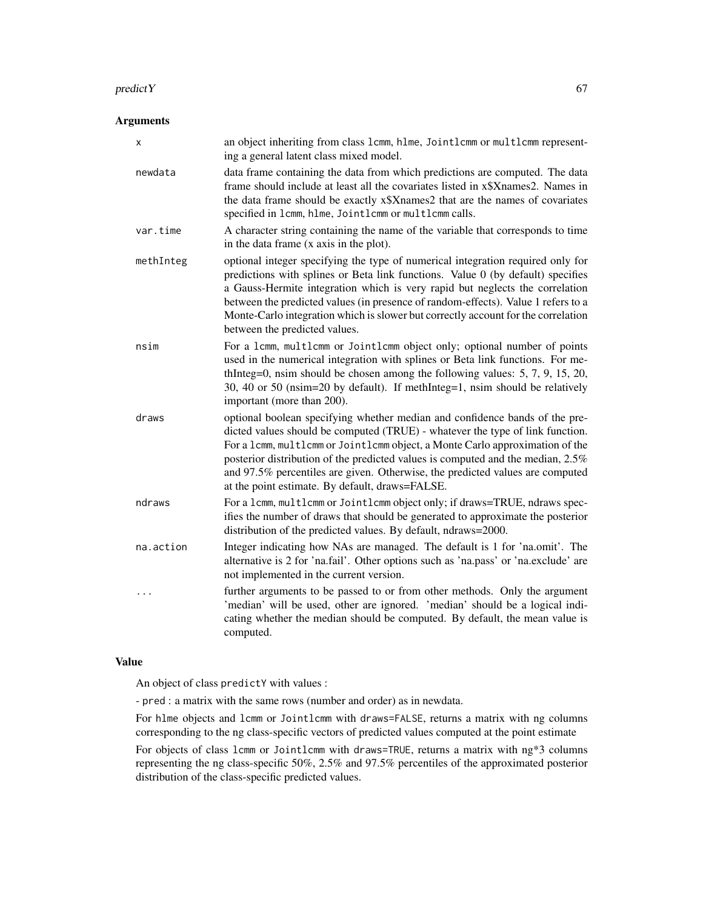## Arguments

| | |
|---|---|
| x | an object inheriting from class `lcmm`, `hlme`, `Jointlcmm` or `multlcmm` representing a general latent class mixed model. |
| newdata | data frame containing the data from which predictions are computed. The data frame should include at least all the covariates listed in x$Xnames2. Names in the data frame should be exactly x$Xnames2 that are the names of covariates specified in `lcmm`, `hlme`, `Jointlcmm` or `multlcmm` calls. |
| var.time | A character string containing the name of the variable that corresponds to time in the data frame (x axis in the plot). |
| methInteg | optional integer specifying the type of numerical integration required only for predictions with splines or Beta link functions. Value 0 (by default) specifies a Gauss-Hermite integration which is very rapid but neglects the correlation between the predicted values (in presence of random-effects). Value 1 refers to a Monte-Carlo integration which is slower but correctly account for the correlation between the predicted values. |
| nsim | For a `lcmm`, `multlcmm` or `Jointlcmm` object only; optional number of points used in the numerical integration with splines or Beta link functions. For methInteg=0, nsim should be chosen among the following values: 5, 7, 9, 15, 20, 30, 40 or 50 (nsim=20 by default). If methInteg=1, nsim should be relatively important (more than 200). |
| draws | optional boolean specifying whether median and confidence bands of the predicted values should be computed (TRUE) - whatever the type of link function. For a `lcmm`, `multlcmm` or `Jointlcmm` object, a Monte Carlo approximation of the posterior distribution of the predicted values is computed and the median, 2.5% and 97.5% percentiles are given. Otherwise, the predicted values are computed at the point estimate. By default, draws=FALSE. |
| ndraws | For a `lcmm`, `multlcmm` or `Jointlcmm` object only; if draws=TRUE, ndraws specifies the number of draws that should be generated to approximate the posterior distribution of the predicted values. By default, ndraws=2000. |
| na.action | Integer indicating how NAs are managed. The default is 1 for 'na.omit'. The alternative is 2 for 'na.fail'. Other options such as 'na.pass' or 'na.exclude' are not implemented in the current version. |
| ... | further arguments to be passed to or from other methods. Only the argument 'median' will be used, other are ignored. 'median' should be a logical indicating whether the median should be computed. By default, the mean value is computed. |

## Value

An object of class `predictY` with values :

- `pred` : a matrix with the same rows (number and order) as in newdata.

For `hlme` objects and `lcmm` or `Jointlcmm` with `draws=FALSE`, returns a matrix with ng columns corresponding to the ng class-specific vectors of predicted values computed at the point estimate

For objects of class `lcmm` or `Jointlcmm` with `draws=TRUE`, returns a matrix with ng*3 columns representing the ng class-specific 50%, 2.5% and 97.5% percentiles of the approximated posterior distribution of the class-specific predicted values.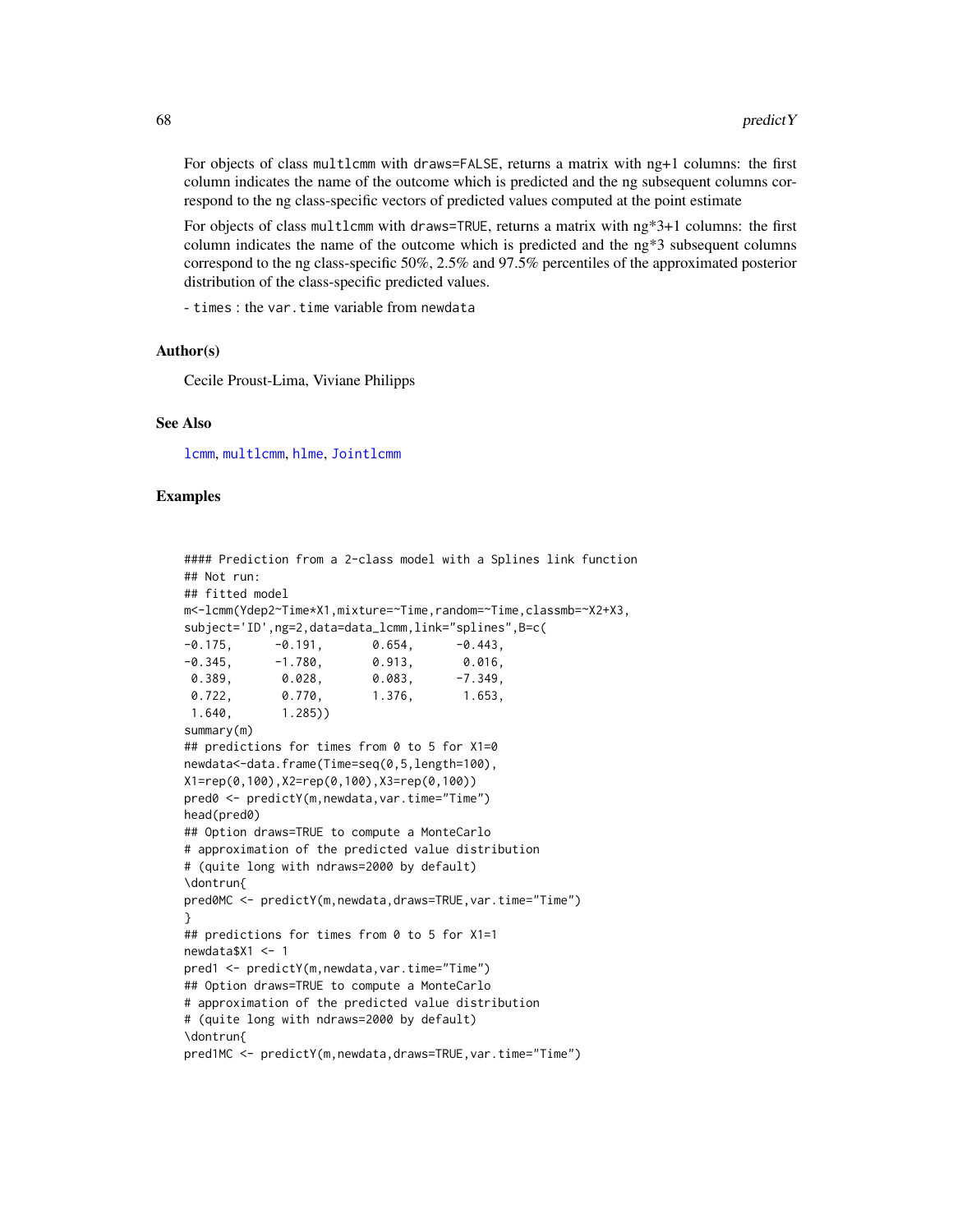For objects of class multlcmm with draws=FALSE, returns a matrix with ng+1 columns: the first column indicates the name of the outcome which is predicted and the ng subsequent columns correspond to the ng class-specific vectors of predicted values computed at the point estimate

For objects of class multlcmm with draws=TRUE, returns a matrix with ng*3+1 columns: the first column indicates the name of the outcome which is predicted and the ng*3 subsequent columns correspond to the ng class-specific 50%, 2.5% and 97.5% percentiles of the approximated posterior distribution of the class-specific predicted values.

- times : the var.time variable from newdata

### Author(s)

Cecile Proust-Lima, Viviane Philipps

### See Also

lcmm, multlcmm, hlme, Jointlcmm

### Examples

```
#### Prediction from a 2-class model with a Splines link function
## Not run:
## fitted model
m<-lcmm(Ydep2~Time*X1,mixture=~Time,random=~Time,classmb=~X2+X3,
subject='ID',ng=2,data=data_lcmm,link="splines",B=c(
-0.175,      -0.191,       0.654,      -0.443,
-0.345,      -1.780,       0.913,       0.016,
 0.389,       0.028,       0.083,      -7.349,
 0.722,       0.770,       1.376,       1.653,
 1.640,       1.285))
summary(m)
## predictions for times from 0 to 5 for X1=0
newdata<-data.frame(Time=seq(0,5,length=100),
X1=rep(0,100),X2=rep(0,100),X3=rep(0,100))
pred0 <- predictY(m,newdata,var.time="Time")
head(pred0)
## Option draws=TRUE to compute a MonteCarlo
# approximation of the predicted value distribution
# (quite long with ndraws=2000 by default)
\dontrun{
pred0MC <- predictY(m,newdata,draws=TRUE,var.time="Time")
}
## predictions for times from 0 to 5 for X1=1
newdata$X1 <- 1
pred1 <- predictY(m,newdata,var.time="Time")
## Option draws=TRUE to compute a MonteCarlo
# approximation of the predicted value distribution
# (quite long with ndraws=2000 by default)
\dontrun{
pred1MC <- predictY(m,newdata,draws=TRUE,var.time="Time")
```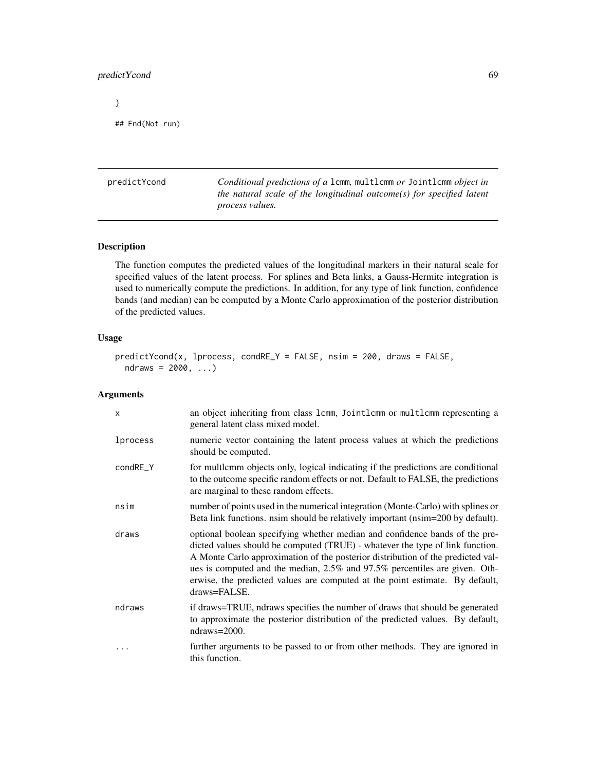```
}

## End(Not run)
```

---

predictYcond — *Conditional predictions of a* `lcmm`, `multlcmm` *or* `Jointlcmm` *object in the natural scale of the longitudinal outcome(s) for specified latent process values.*

---

## Description

The function computes the predicted values of the longitudinal markers in their natural scale for specified values of the latent process. For splines and Beta links, a Gauss-Hermite integration is used to numerically compute the predictions. In addition, for any type of link function, confidence bands (and median) can be computed by a Monte Carlo approximation of the posterior distribution of the predicted values.

## Usage

```
predictYcond(x, lprocess, condRE_Y = FALSE, nsim = 200, draws = FALSE,
  ndraws = 2000, ...)
```

## Arguments

| | |
|---|---|
| x | an object inheriting from class lcmm, Jointlcmm or multlcmm representing a general latent class mixed model. |
| lprocess | numeric vector containing the latent process values at which the predictions should be computed. |
| condRE_Y | for multlcmm objects only, logical indicating if the predictions are conditional to the outcome specific random effects or not. Default to FALSE, the predictions are marginal to these random effects. |
| nsim | number of points used in the numerical integration (Monte-Carlo) with splines or Beta link functions. nsim should be relatively important (nsim=200 by default). |
| draws | optional boolean specifying whether median and confidence bands of the predicted values should be computed (TRUE) - whatever the type of link function. A Monte Carlo approximation of the posterior distribution of the predicted values is computed and the median, 2.5% and 97.5% percentiles are given. Otherwise, the predicted values are computed at the point estimate. By default, draws=FALSE. |
| ndraws | if draws=TRUE, ndraws specifies the number of draws that should be generated to approximate the posterior distribution of the predicted values. By default, ndraws=2000. |
| ... | further arguments to be passed to or from other methods. They are ignored in this function. |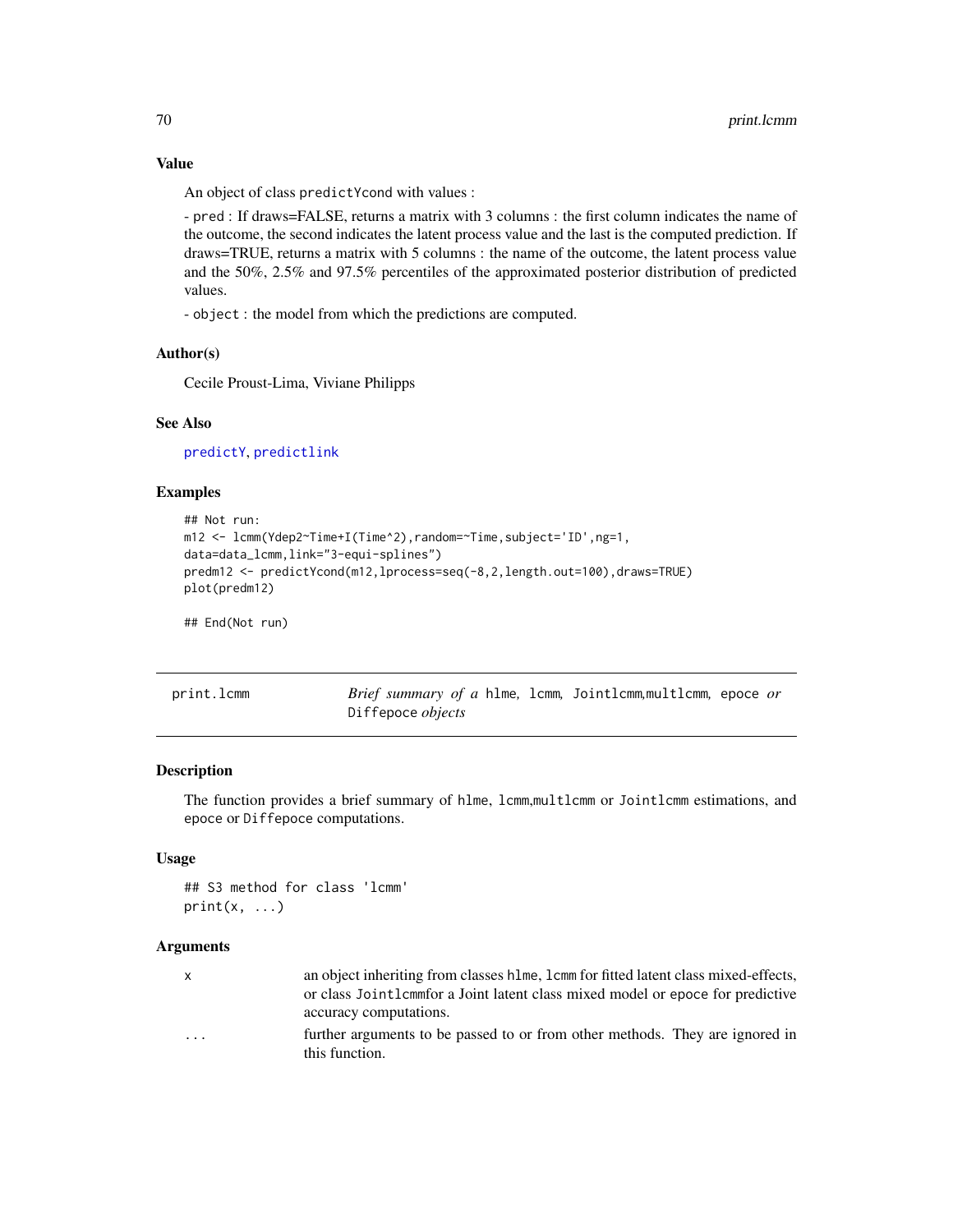## Value

An object of class predictYcond with values :

- pred : If draws=FALSE, returns a matrix with 3 columns : the first column indicates the name of the outcome, the second indicates the latent process value and the last is the computed prediction. If draws=TRUE, returns a matrix with 5 columns : the name of the outcome, the latent process value and the 50%, 2.5% and 97.5% percentiles of the approximated posterior distribution of predicted values.

- object : the model from which the predictions are computed.

## Author(s)

Cecile Proust-Lima, Viviane Philipps

## See Also

predictY, predictlink

## Examples

```
## Not run:
m12 <- lcmm(Ydep2~Time+I(Time^2),random=~Time,subject='ID',ng=1,
data=data_lcmm,link="3-equi-splines")
predm12 <- predictYcond(m12,lprocess=seq(-8,2,length.out=100),draws=TRUE)
plot(predm12)

## End(Not run)
```

---

# print.lcmm — *Brief summary of a* hlme*,* lcmm*,* Jointlcmm*,*multlcmm*,* epoce *or* Diffepoce *objects*

## Description

The function provides a brief summary of hlme, lcmm,multlcmm or Jointlcmm estimations, and epoce or Diffepoce computations.

## Usage

```
## S3 method for class 'lcmm'
print(x, ...)
```

## Arguments

| | |
|---|---|
| x | an object inheriting from classes hlme, lcmm for fitted latent class mixed-effects, or class Jointlcmmfor a Joint latent class mixed model or epoce for predictive accuracy computations. |
| ... | further arguments to be passed to or from other methods. They are ignored in this function. |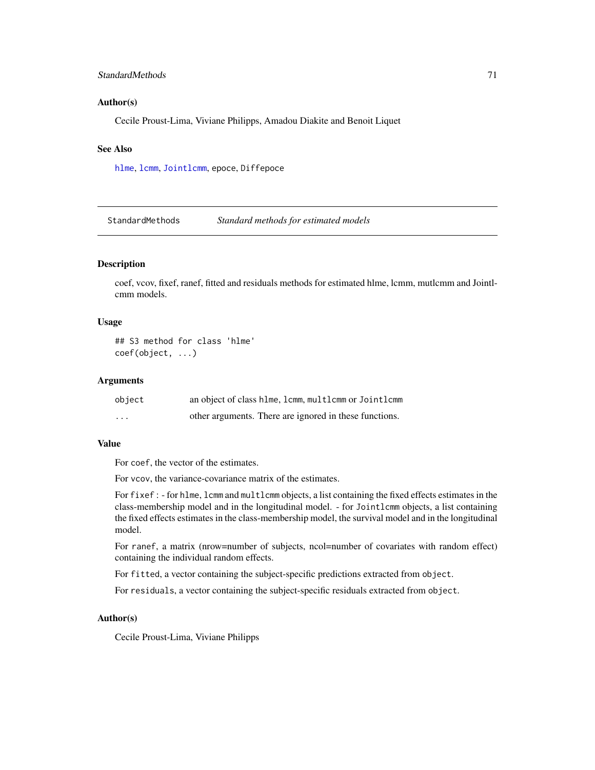## Author(s)

Cecile Proust-Lima, Viviane Philipps, Amadou Diakite and Benoit Liquet

## See Also

hlme, lcmm, Jointlcmm, epoce, Diffepoce

---

# StandardMethods *Standard methods for estimated models*

## Description

coef, vcov, fixef, ranef, fitted and residuals methods for estimated hlme, lcmm, mutlcmm and Jointlcmm models.

## Usage

```
## S3 method for class 'hlme'
coef(object, ...)
```

## Arguments

| | |
|---|---|
| `object` | an object of class `hlme`, `lcmm`, `multlcmm` or `Jointlcmm` |
| `...` | other arguments. There are ignored in these functions. |

## Value

For `coef`, the vector of the estimates.

For `vcov`, the variance-covariance matrix of the estimates.

For `fixef` : - for `hlme`, `lcmm` and `multlcmm` objects, a list containing the fixed effects estimates in the class-membership model and in the longitudinal model. - for `Jointlcmm` objects, a list containing the fixed effects estimates in the class-membership model, the survival model and in the longitudinal model.

For `ranef`, a matrix (nrow=number of subjects, ncol=number of covariates with random effect) containing the individual random effects.

For `fitted`, a vector containing the subject-specific predictions extracted from `object`.

For `residuals`, a vector containing the subject-specific residuals extracted from `object`.

## Author(s)

Cecile Proust-Lima, Viviane Philipps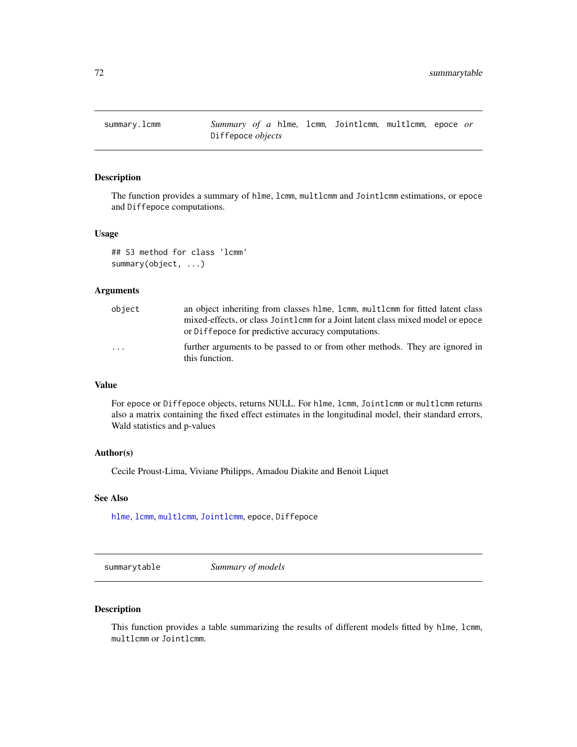## summary.lcmm — *Summary of a* hlme*,* lcmm*,* Jointlcmm*,* multlcmm*,* epoce *or* Diffepoce *objects*

### Description

The function provides a summary of hlme, lcmm, multlcmm and Jointlcmm estimations, or epoce and Diffepoce computations.

### Usage

```
## S3 method for class 'lcmm'
summary(object, ...)
```

### Arguments

| | |
|---|---|
| object | an object inheriting from classes hlme, lcmm, multlcmm for fitted latent class mixed-effects, or class Jointlcmm for a Joint latent class mixed model or epoce or Diffepoce for predictive accuracy computations. |
| ... | further arguments to be passed to or from other methods. They are ignored in this function. |

### Value

For epoce or Diffepoce objects, returns NULL. For hlme, lcmm, Jointlcmm or multlcmm returns also a matrix containing the fixed effect estimates in the longitudinal model, their standard errors, Wald statistics and p-values

### Author(s)

Cecile Proust-Lima, Viviane Philipps, Amadou Diakite and Benoit Liquet

### See Also

hlme, lcmm, multlcmm, Jointlcmm, epoce, Diffepoce

## summarytable — *Summary of models*

### Description

This function provides a table summarizing the results of different models fitted by hlme, lcmm, multlcmm or Jointlcmm.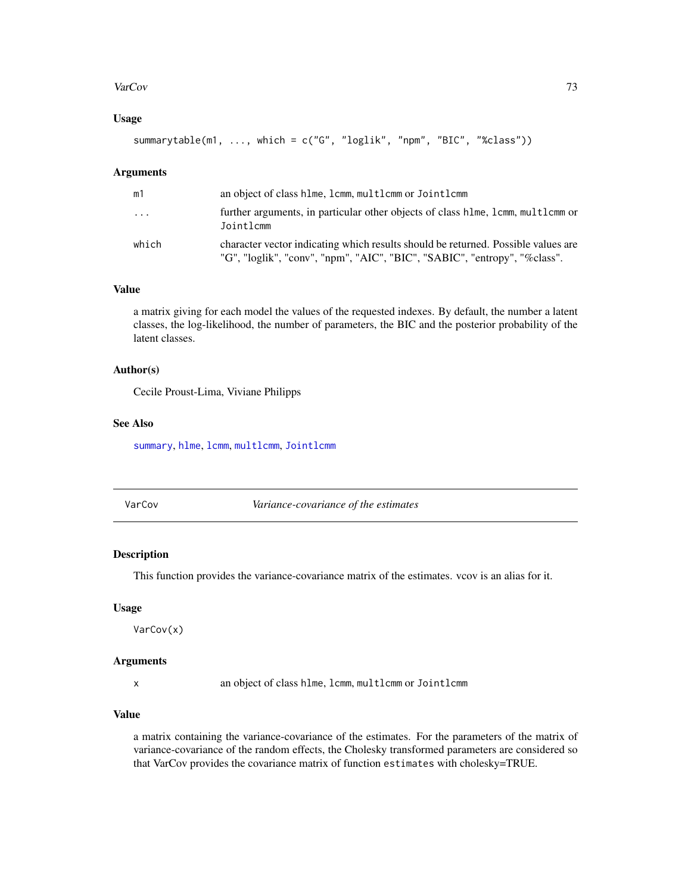## Usage

```
summarytable(m1, ..., which = c("G", "loglik", "npm", "BIC", "%class"))
```

## Arguments

| | |
|---|---|
| m1 | an object of class hlme, lcmm, multlcmm or Jointlcmm |
| ... | further arguments, in particular other objects of class hlme, lcmm, multlcmm or Jointlcmm |
| which | character vector indicating which results should be returned. Possible values are "G", "loglik", "conv", "npm", "AIC", "BIC", "SABIC", "entropy", "%class". |

## Value

a matrix giving for each model the values of the requested indexes. By default, the number a latent classes, the log-likelihood, the number of parameters, the BIC and the posterior probability of the latent classes.

## Author(s)

Cecile Proust-Lima, Viviane Philipps

## See Also

summary, hlme, lcmm, multlcmm, Jointlcmm

---

# VarCov — *Variance-covariance of the estimates*

## Description

This function provides the variance-covariance matrix of the estimates. vcov is an alias for it.

## Usage

```
VarCov(x)
```

## Arguments

| | |
|---|---|
| x | an object of class hlme, lcmm, multlcmm or Jointlcmm |

## Value

a matrix containing the variance-covariance of the estimates. For the parameters of the matrix of variance-covariance of the random effects, the Cholesky transformed parameters are considered so that VarCov provides the covariance matrix of function `estimates` with cholesky=TRUE.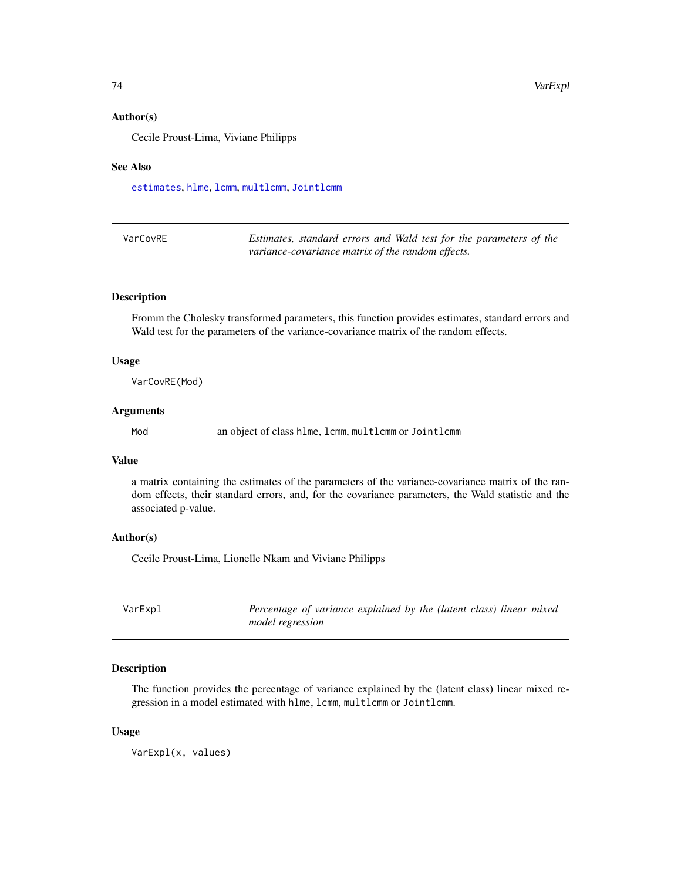### Author(s)

Cecile Proust-Lima, Viviane Philipps

### See Also

estimates, hlme, lcmm, multlcmm, Jointlcmm

---

## VarCovRE — *Estimates, standard errors and Wald test for the parameters of the variance-covariance matrix of the random effects.*

---

### Description

Fromm the Cholesky transformed parameters, this function provides estimates, standard errors and Wald test for the parameters of the variance-covariance matrix of the random effects.

### Usage

```
VarCovRE(Mod)
```

### Arguments

| | |
|---|---|
| `Mod` | an object of class `hlme`, `lcmm`, `multlcmm` or `Jointlcmm` |

### Value

a matrix containing the estimates of the parameters of the variance-covariance matrix of the random effects, their standard errors, and, for the covariance parameters, the Wald statistic and the associated p-value.

### Author(s)

Cecile Proust-Lima, Lionelle Nkam and Viviane Philipps

---

## VarExpl — *Percentage of variance explained by the (latent class) linear mixed model regression*

---

### Description

The function provides the percentage of variance explained by the (latent class) linear mixed regression in a model estimated with `hlme`, `lcmm`, `multlcmm` or `Jointlcmm`.

### Usage

```
VarExpl(x, values)
```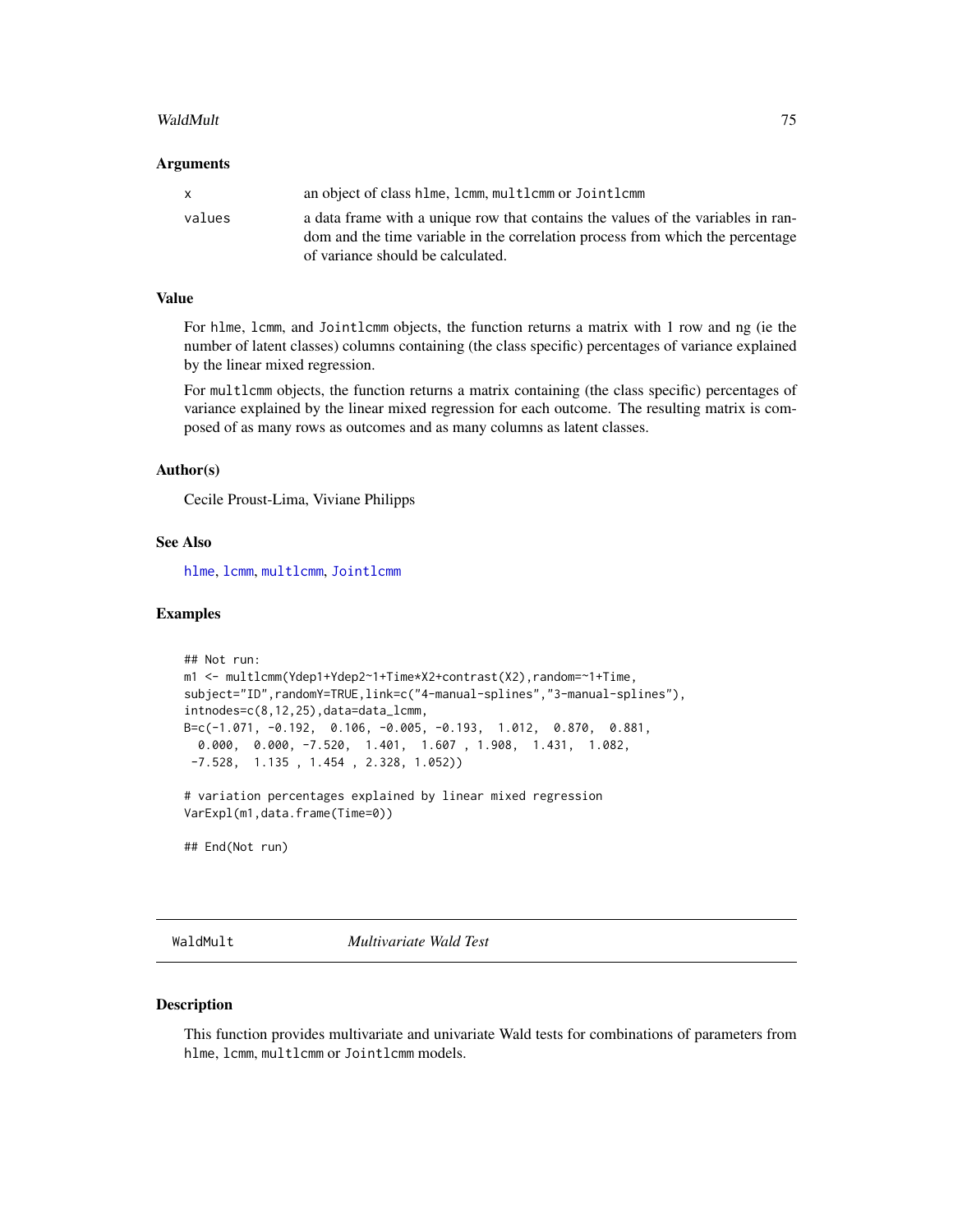## Arguments

| | |
|---|---|
| x | an object of class hlme, lcmm, multlcmm or Jointlcmm |
| values | a data frame with a unique row that contains the values of the variables in random and the time variable in the correlation process from which the percentage of variance should be calculated. |

## Value

For hlme, lcmm, and Jointlcmm objects, the function returns a matrix with 1 row and ng (ie the number of latent classes) columns containing (the class specific) percentages of variance explained by the linear mixed regression.

For multlcmm objects, the function returns a matrix containing (the class specific) percentages of variance explained by the linear mixed regression for each outcome. The resulting matrix is composed of as many rows as outcomes and as many columns as latent classes.

## Author(s)

Cecile Proust-Lima, Viviane Philipps

## See Also

hlme, lcmm, multlcmm, Jointlcmm

## Examples

```
## Not run:
m1 <- multlcmm(Ydep1+Ydep2~1+Time*X2+contrast(X2),random=~1+Time,
subject="ID",randomY=TRUE,link=c("4-manual-splines","3-manual-splines"),
intnodes=c(8,12,25),data=data_lcmm,
B=c(-1.071, -0.192,  0.106, -0.005, -0.193,  1.012,  0.870,  0.881,
  0.000,  0.000, -7.520,  1.401,  1.607 , 1.908,  1.431,  1.082,
 -7.528,  1.135 , 1.454 , 2.328, 1.052))

# variation percentages explained by linear mixed regression
VarExpl(m1,data.frame(Time=0))

## End(Not run)
```

---

# WaldMult — *Multivariate Wald Test*

## Description

This function provides multivariate and univariate Wald tests for combinations of parameters from hlme, lcmm, multlcmm or Jointlcmm models.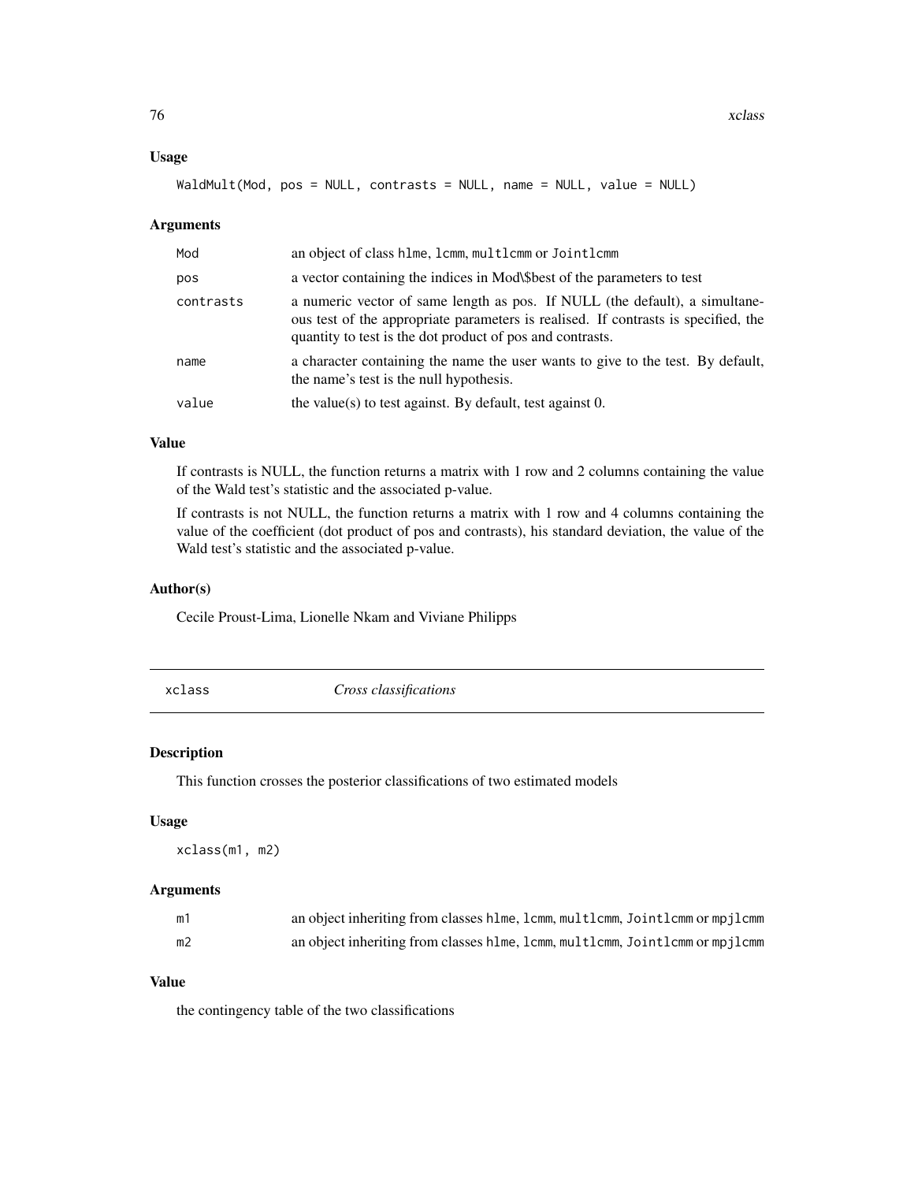### Usage

```
WaldMult(Mod, pos = NULL, contrasts = NULL, name = NULL, value = NULL)
```

### Arguments

| | |
|---|---|
| Mod | an object of class hlme, lcmm, multlcmm or Jointlcmm |
| pos | a vector containing the indices in Mod\$best of the parameters to test |
| contrasts | a numeric vector of same length as pos. If NULL (the default), a simultaneous test of the appropriate parameters is realised. If contrasts is specified, the quantity to test is the dot product of pos and contrasts. |
| name | a character containing the name the user wants to give to the test. By default, the name's test is the null hypothesis. |
| value | the value(s) to test against. By default, test against 0. |

### Value

If contrasts is NULL, the function returns a matrix with 1 row and 2 columns containing the value of the Wald test's statistic and the associated p-value.

If contrasts is not NULL, the function returns a matrix with 1 row and 4 columns containing the value of the coefficient (dot product of pos and contrasts), his standard deviation, the value of the Wald test's statistic and the associated p-value.

### Author(s)

Cecile Proust-Lima, Lionelle Nkam and Viviane Philipps

---

## xclass    *Cross classifications*

### Description

This function crosses the posterior classifications of two estimated models

### Usage

```
xclass(m1, m2)
```

### Arguments

| | |
|---|---|
| m1 | an object inheriting from classes hlme, lcmm, multlcmm, Jointlcmm or mpjlcmm |
| m2 | an object inheriting from classes hlme, lcmm, multlcmm, Jointlcmm or mpjlcmm |

### Value

the contingency table of the two classifications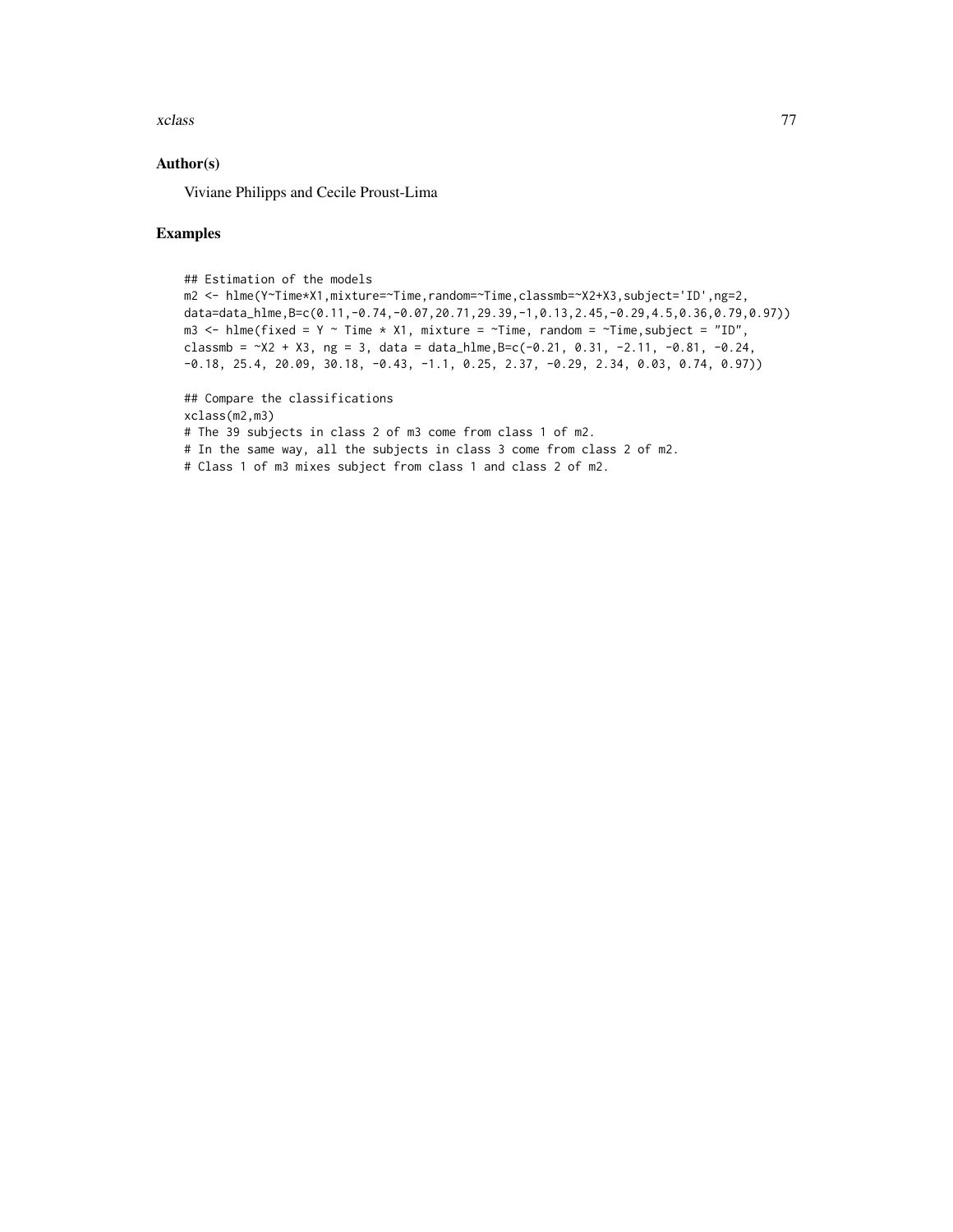## Author(s)

Viviane Philipps and Cecile Proust-Lima

## Examples

```
## Estimation of the models
m2 <- hlme(Y~Time*X1,mixture=~Time,random=~Time,classmb=~X2+X3,subject='ID',ng=2,
data=data_hlme,B=c(0.11,-0.74,-0.07,20.71,29.39,-1,0.13,2.45,-0.29,4.5,0.36,0.79,0.97))
m3 <- hlme(fixed = Y ~ Time * X1, mixture = ~Time, random = ~Time,subject = "ID",
classmb = ~X2 + X3, ng = 3, data = data_hlme,B=c(-0.21, 0.31, -2.11, -0.81, -0.24,
-0.18, 25.4, 20.09, 30.18, -0.43, -1.1, 0.25, 2.37, -0.29, 2.34, 0.03, 0.74, 0.97))

## Compare the classifications
xclass(m2,m3)
# The 39 subjects in class 2 of m3 come from class 1 of m2.
# In the same way, all the subjects in class 3 come from class 2 of m2.
# Class 1 of m3 mixes subject from class 1 and class 2 of m2.
```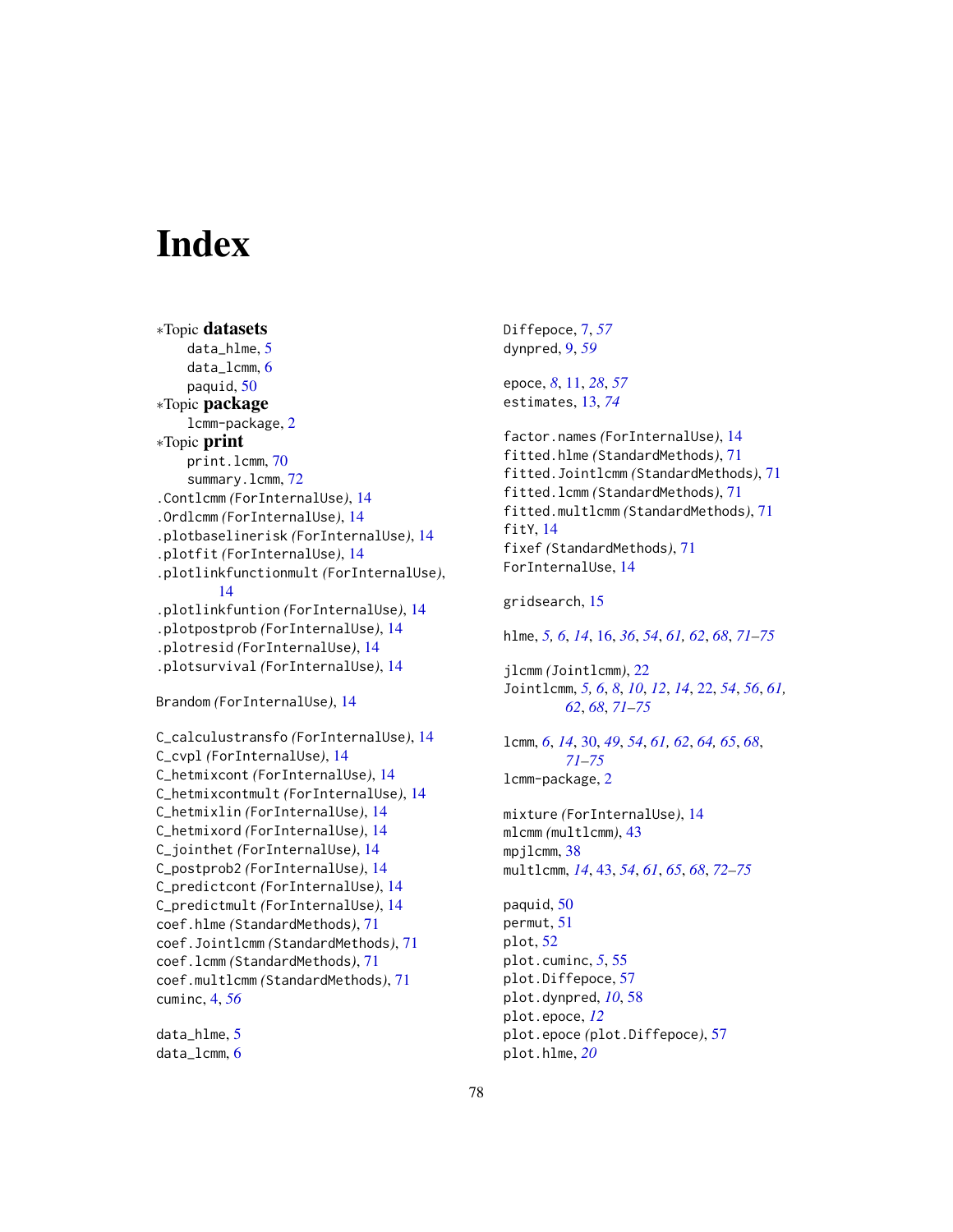# Index

∗Topic **datasets**
- data_hlme, 5
- data_lcmm, 6
- paquid, 50

∗Topic **package**
- lcmm-package, 2

∗Topic **print**
- print.lcmm, 70
- summary.lcmm, 72

.Contlcmm *(ForInternalUse)*, 14
.Ordlcmm *(ForInternalUse)*, 14
.plotbaselinerisk *(ForInternalUse)*, 14
.plotfit *(ForInternalUse)*, 14
.plotlinkfunctionmult *(ForInternalUse)*, 14
.plotlinkfuntion *(ForInternalUse)*, 14
.plotpostprob *(ForInternalUse)*, 14
.plotresid *(ForInternalUse)*, 14
.plotsurvival *(ForInternalUse)*, 14

Brandom *(ForInternalUse)*, 14

C_calculustransfo *(ForInternalUse)*, 14
C_cvpl *(ForInternalUse)*, 14
C_hetmixcont *(ForInternalUse)*, 14
C_hetmixcontmult *(ForInternalUse)*, 14
C_hetmixlin *(ForInternalUse)*, 14
C_hetmixord *(ForInternalUse)*, 14
C_jointhet *(ForInternalUse)*, 14
C_postprob2 *(ForInternalUse)*, 14
C_predictcont *(ForInternalUse)*, 14
C_predictmult *(ForInternalUse)*, 14
coef.hlme *(StandardMethods)*, 71
coef.Jointlcmm *(StandardMethods)*, 71
coef.lcmm *(StandardMethods)*, 71
coef.multlcmm *(StandardMethods)*, 71
cuminc, 4, *56*

data_hlme, 5
data_lcmm, 6

Diffepoce, 7, *57*
dynpred, 9, *59*

epoce, *8*, 11, *28*, *57*
estimates, 13, *74*

factor.names *(ForInternalUse)*, 14
fitted.hlme *(StandardMethods)*, 71
fitted.Jointlcmm *(StandardMethods)*, 71
fitted.lcmm *(StandardMethods)*, 71
fitted.multlcmm *(StandardMethods)*, 71
fitY, 14
fixef *(StandardMethods)*, 71
ForInternalUse, 14

gridsearch, 15

hlme, *5, 6*, *14*, 16, *36*, *54*, *61, 62*, *68*, *71–75*

jlcmm *(Jointlcmm)*, 22
Jointlcmm, *5, 6*, *8*, *10*, *12*, *14*, 22, *54*, *56*, *61, 62*, *68*, *71–75*

lcmm, *6*, *14*, 30, *49*, *54*, *61, 62*, *64, 65*, *68*, *71–75*
lcmm-package, 2

mixture *(ForInternalUse)*, 14
mlcmm *(multlcmm)*, 43
mpjlcmm, 38
multlcmm, *14*, 43, *54*, *61*, *65*, *68*, *72–75*

paquid, 50
permut, 51
plot, 52
plot.cuminc, *5*, 55
plot.Diffepoce, 57
plot.dynpred, *10*, 58
plot.epoce, *12*
plot.epoce *(plot.Diffepoce)*, 57
plot.hlme, *20*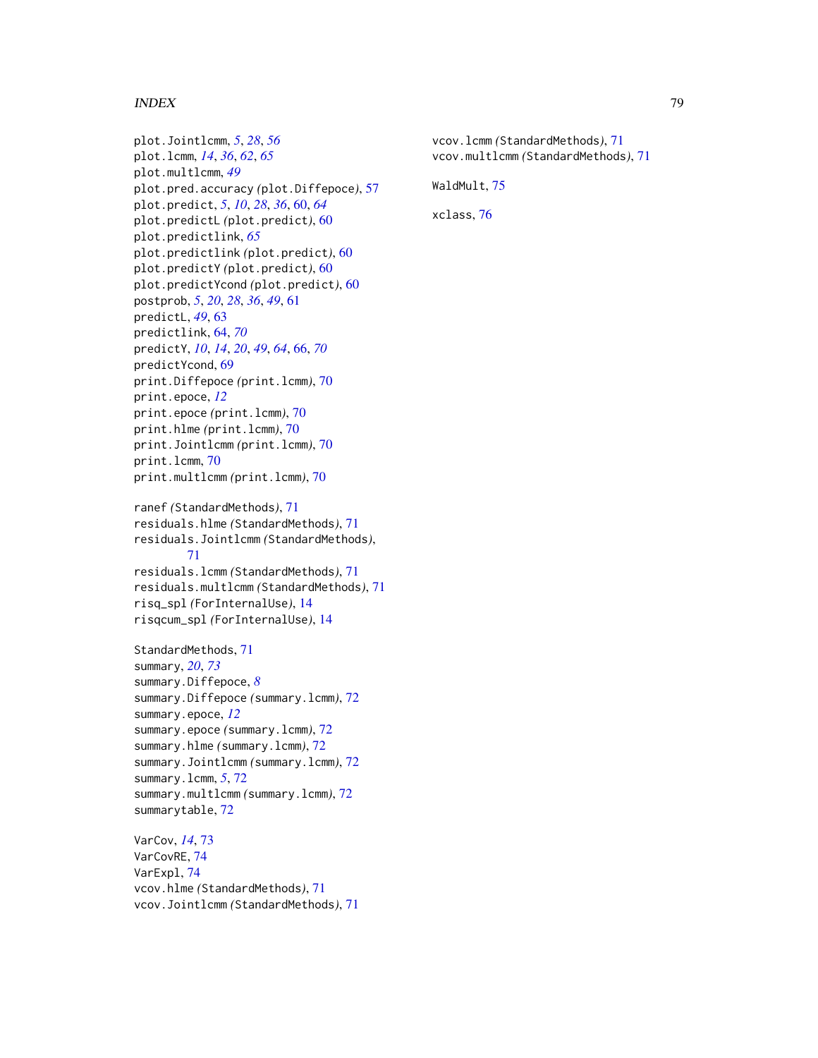plot.Jointlcmm, *5*, *28*, *56*
plot.lcmm, *14*, *36*, *62*, *65*
plot.multlcmm, *49*
plot.pred.accuracy *(*plot.Diffepoce*)*, 57
plot.predict, *5*, *10*, *28*, *36*, 60, *64*
plot.predictL *(*plot.predict*)*, 60
plot.predictlink, *65*
plot.predictlink *(*plot.predict*)*, 60
plot.predictY *(*plot.predict*)*, 60
plot.predictYcond *(*plot.predict*)*, 60
postprob, *5*, *20*, *28*, *36*, *49*, 61
predictL, *49*, 63
predictlink, 64, *70*
predictY, *10*, *14*, *20*, *49*, *64*, 66, *70*
predictYcond, 69
print.Diffepoce *(*print.lcmm*)*, 70
print.epoce, *12*
print.epoce *(*print.lcmm*)*, 70
print.hlme *(*print.lcmm*)*, 70
print.Jointlcmm *(*print.lcmm*)*, 70
print.lcmm, 70
print.multlcmm *(*print.lcmm*)*, 70

ranef *(*StandardMethods*)*, 71
residuals.hlme *(*StandardMethods*)*, 71
residuals.Jointlcmm *(*StandardMethods*)*, 71
residuals.lcmm *(*StandardMethods*)*, 71
residuals.multlcmm *(*StandardMethods*)*, 71
risq_spl *(*ForInternalUse*)*, 14
risqcum_spl *(*ForInternalUse*)*, 14

StandardMethods, 71
summary, *20*, *73*
summary.Diffepoce, *8*
summary.Diffepoce *(*summary.lcmm*)*, 72
summary.epoce, *12*
summary.epoce *(*summary.lcmm*)*, 72
summary.hlme *(*summary.lcmm*)*, 72
summary.Jointlcmm *(*summary.lcmm*)*, 72
summary.lcmm, *5*, 72
summary.multlcmm *(*summary.lcmm*)*, 72
summarytable, 72

VarCov, *14*, 73
VarCovRE, 74
VarExpl, 74
vcov.hlme *(*StandardMethods*)*, 71
vcov.Jointlcmm *(*StandardMethods*)*, 71
vcov.lcmm *(*StandardMethods*)*, 71
vcov.multlcmm *(*StandardMethods*)*, 71

WaldMult, 75

xclass, 76